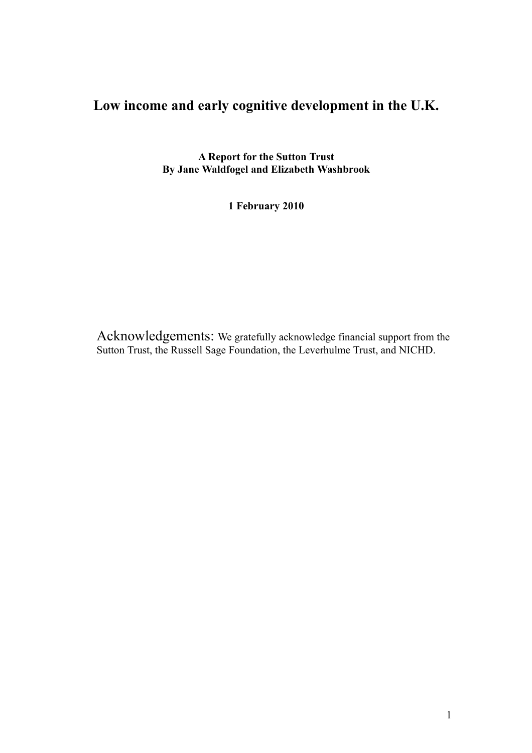# Low income and early cognitive development in the U.K.

**A Report for the Sutton Trust**
**By Jane Waldfogel and Elizabeth Washbrook**

**1 February 2010**

Acknowledgements: We gratefully acknowledge financial support from the Sutton Trust, the Russell Sage Foundation, the Leverhulme Trust, and NICHD.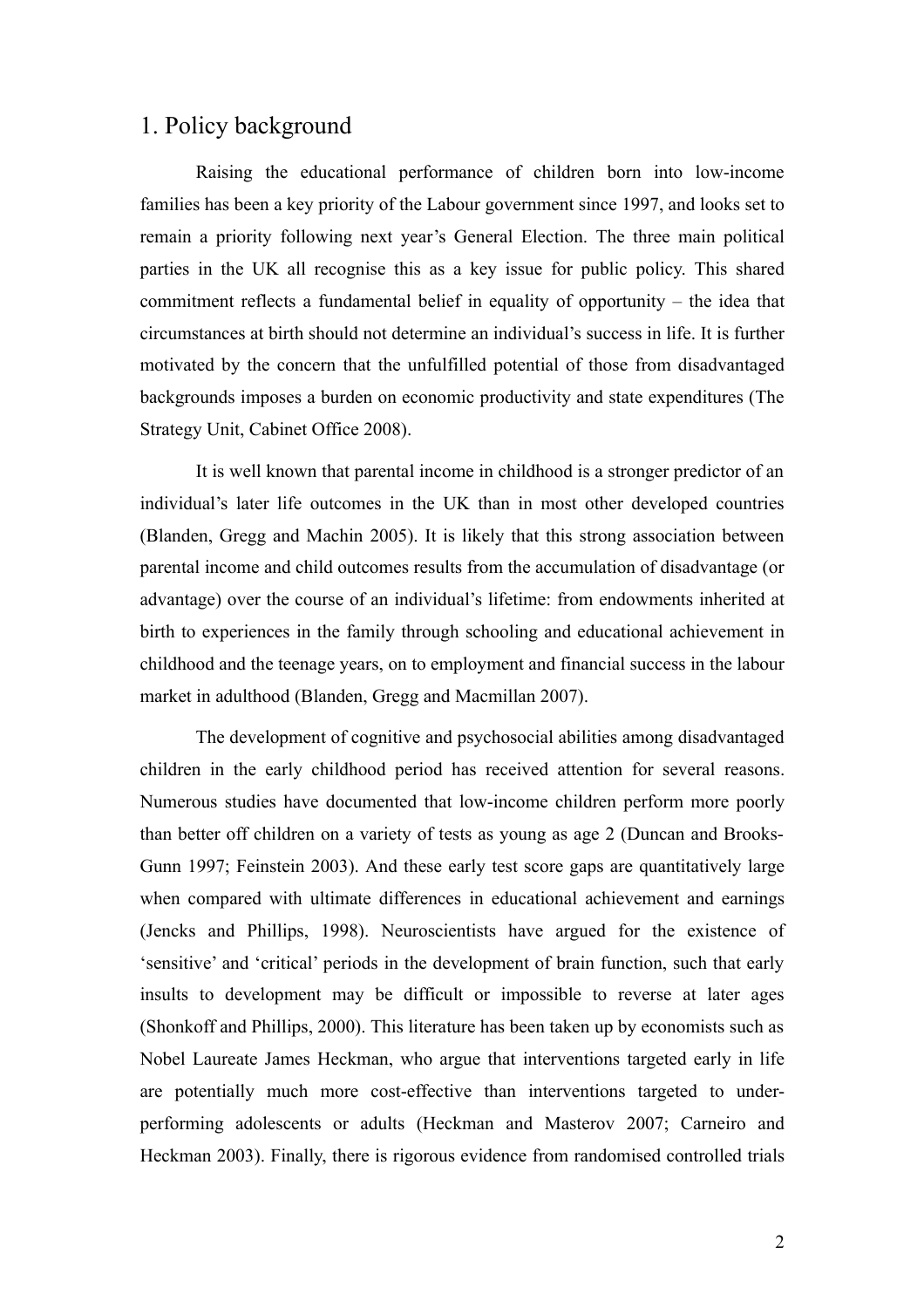## 1. Policy background

Raising the educational performance of children born into low-income families has been a key priority of the Labour government since 1997, and looks set to remain a priority following next year's General Election. The three main political parties in the UK all recognise this as a key issue for public policy. This shared commitment reflects a fundamental belief in equality of opportunity – the idea that circumstances at birth should not determine an individual's success in life. It is further motivated by the concern that the unfulfilled potential of those from disadvantaged backgrounds imposes a burden on economic productivity and state expenditures (The Strategy Unit, Cabinet Office 2008).

It is well known that parental income in childhood is a stronger predictor of an individual's later life outcomes in the UK than in most other developed countries (Blanden, Gregg and Machin 2005). It is likely that this strong association between parental income and child outcomes results from the accumulation of disadvantage (or advantage) over the course of an individual's lifetime: from endowments inherited at birth to experiences in the family through schooling and educational achievement in childhood and the teenage years, on to employment and financial success in the labour market in adulthood (Blanden, Gregg and Macmillan 2007).

The development of cognitive and psychosocial abilities among disadvantaged children in the early childhood period has received attention for several reasons. Numerous studies have documented that low-income children perform more poorly than better off children on a variety of tests as young as age 2 (Duncan and Brooks-Gunn 1997; Feinstein 2003). And these early test score gaps are quantitatively large when compared with ultimate differences in educational achievement and earnings (Jencks and Phillips, 1998). Neuroscientists have argued for the existence of 'sensitive' and 'critical' periods in the development of brain function, such that early insults to development may be difficult or impossible to reverse at later ages (Shonkoff and Phillips, 2000). This literature has been taken up by economists such as Nobel Laureate James Heckman, who argue that interventions targeted early in life are potentially much more cost-effective than interventions targeted to under-performing adolescents or adults (Heckman and Masterov 2007; Carneiro and Heckman 2003). Finally, there is rigorous evidence from randomised controlled trials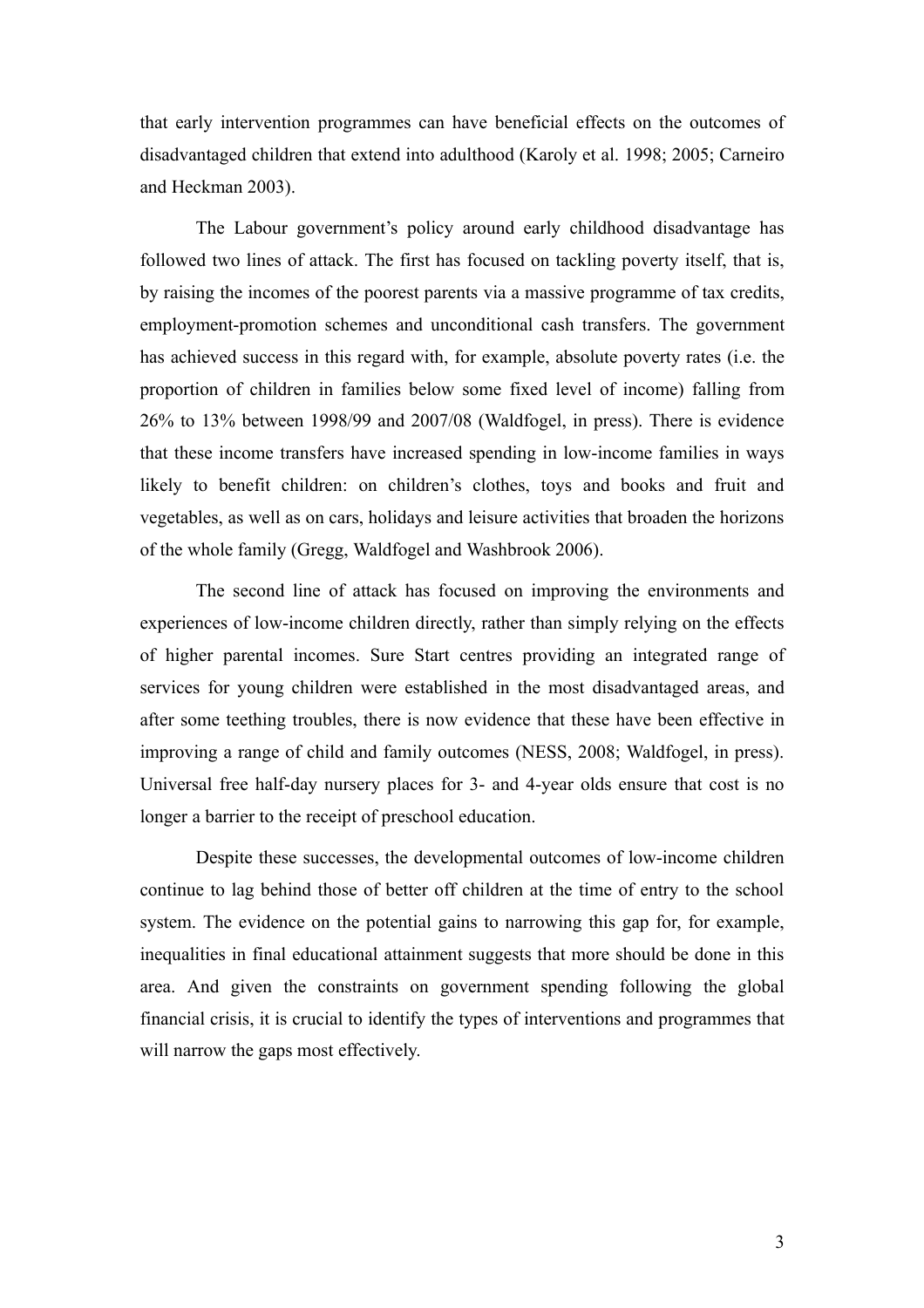that early intervention programmes can have beneficial effects on the outcomes of disadvantaged children that extend into adulthood (Karoly et al. 1998; 2005; Carneiro and Heckman 2003).

The Labour government's policy around early childhood disadvantage has followed two lines of attack. The first has focused on tackling poverty itself, that is, by raising the incomes of the poorest parents via a massive programme of tax credits, employment-promotion schemes and unconditional cash transfers. The government has achieved success in this regard with, for example, absolute poverty rates (i.e. the proportion of children in families below some fixed level of income) falling from 26% to 13% between 1998/99 and 2007/08 (Waldfogel, in press). There is evidence that these income transfers have increased spending in low-income families in ways likely to benefit children: on children's clothes, toys and books and fruit and vegetables, as well as on cars, holidays and leisure activities that broaden the horizons of the whole family (Gregg, Waldfogel and Washbrook 2006).

The second line of attack has focused on improving the environments and experiences of low-income children directly, rather than simply relying on the effects of higher parental incomes. Sure Start centres providing an integrated range of services for young children were established in the most disadvantaged areas, and after some teething troubles, there is now evidence that these have been effective in improving a range of child and family outcomes (NESS, 2008; Waldfogel, in press). Universal free half-day nursery places for 3- and 4-year olds ensure that cost is no longer a barrier to the receipt of preschool education.

Despite these successes, the developmental outcomes of low-income children continue to lag behind those of better off children at the time of entry to the school system. The evidence on the potential gains to narrowing this gap for, for example, inequalities in final educational attainment suggests that more should be done in this area. And given the constraints on government spending following the global financial crisis, it is crucial to identify the types of interventions and programmes that will narrow the gaps most effectively.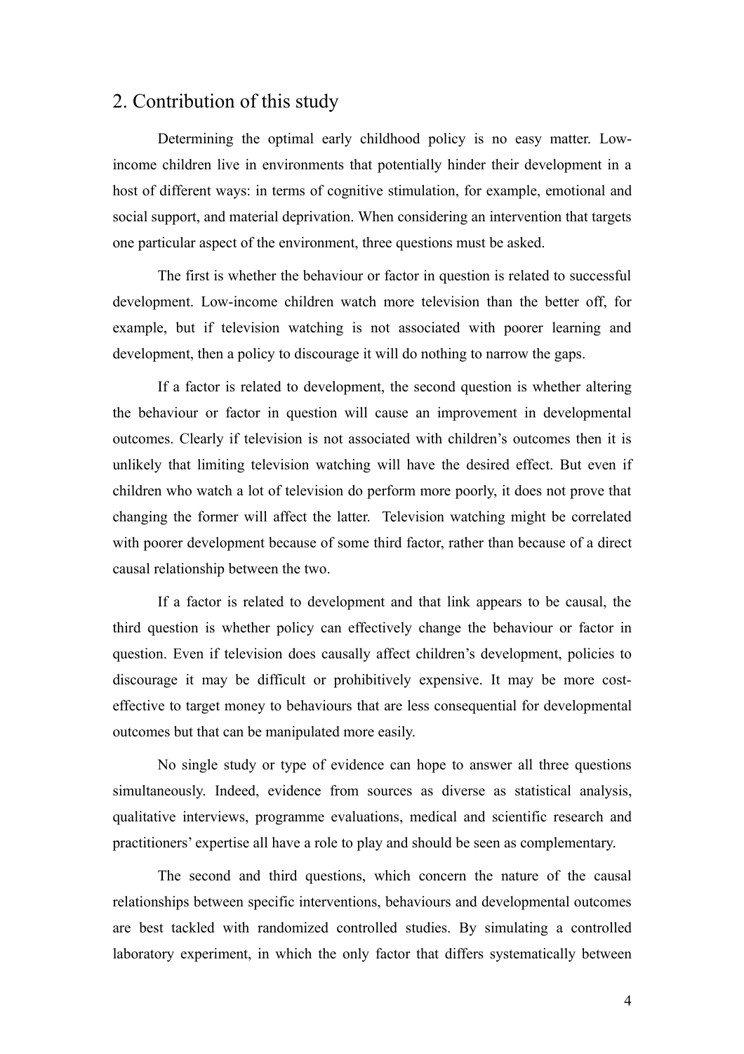## 2. Contribution of this study

Determining the optimal early childhood policy is no easy matter. Low-income children live in environments that potentially hinder their development in a host of different ways: in terms of cognitive stimulation, for example, emotional and social support, and material deprivation. When considering an intervention that targets one particular aspect of the environment, three questions must be asked.

The first is whether the behaviour or factor in question is related to successful development. Low-income children watch more television than the better off, for example, but if television watching is not associated with poorer learning and development, then a policy to discourage it will do nothing to narrow the gaps.

If a factor is related to development, the second question is whether altering the behaviour or factor in question will cause an improvement in developmental outcomes. Clearly if television is not associated with children's outcomes then it is unlikely that limiting television watching will have the desired effect. But even if children who watch a lot of television do perform more poorly, it does not prove that changing the former will affect the latter. Television watching might be correlated with poorer development because of some third factor, rather than because of a direct causal relationship between the two.

If a factor is related to development and that link appears to be causal, the third question is whether policy can effectively change the behaviour or factor in question. Even if television does causally affect children's development, policies to discourage it may be difficult or prohibitively expensive. It may be more cost-effective to target money to behaviours that are less consequential for developmental outcomes but that can be manipulated more easily.

No single study or type of evidence can hope to answer all three questions simultaneously. Indeed, evidence from sources as diverse as statistical analysis, qualitative interviews, programme evaluations, medical and scientific research and practitioners' expertise all have a role to play and should be seen as complementary.

The second and third questions, which concern the nature of the causal relationships between specific interventions, behaviours and developmental outcomes are best tackled with randomized controlled studies. By simulating a controlled laboratory experiment, in which the only factor that differs systematically between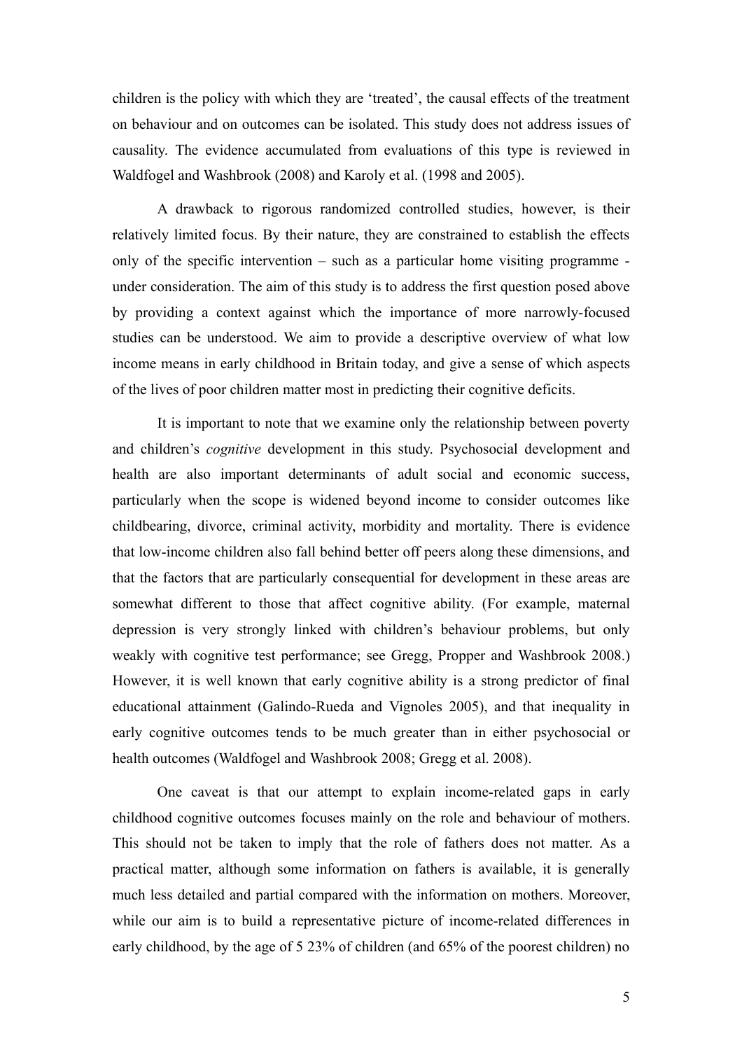children is the policy with which they are 'treated', the causal effects of the treatment on behaviour and on outcomes can be isolated. This study does not address issues of causality. The evidence accumulated from evaluations of this type is reviewed in Waldfogel and Washbrook (2008) and Karoly et al. (1998 and 2005).

A drawback to rigorous randomized controlled studies, however, is their relatively limited focus. By their nature, they are constrained to establish the effects only of the specific intervention – such as a particular home visiting programme - under consideration. The aim of this study is to address the first question posed above by providing a context against which the importance of more narrowly-focused studies can be understood. We aim to provide a descriptive overview of what low income means in early childhood in Britain today, and give a sense of which aspects of the lives of poor children matter most in predicting their cognitive deficits.

It is important to note that we examine only the relationship between poverty and children's *cognitive* development in this study. Psychosocial development and health are also important determinants of adult social and economic success, particularly when the scope is widened beyond income to consider outcomes like childbearing, divorce, criminal activity, morbidity and mortality. There is evidence that low-income children also fall behind better off peers along these dimensions, and that the factors that are particularly consequential for development in these areas are somewhat different to those that affect cognitive ability. (For example, maternal depression is very strongly linked with children's behaviour problems, but only weakly with cognitive test performance; see Gregg, Propper and Washbrook 2008.) However, it is well known that early cognitive ability is a strong predictor of final educational attainment (Galindo-Rueda and Vignoles 2005), and that inequality in early cognitive outcomes tends to be much greater than in either psychosocial or health outcomes (Waldfogel and Washbrook 2008; Gregg et al. 2008).

One caveat is that our attempt to explain income-related gaps in early childhood cognitive outcomes focuses mainly on the role and behaviour of mothers. This should not be taken to imply that the role of fathers does not matter. As a practical matter, although some information on fathers is available, it is generally much less detailed and partial compared with the information on mothers. Moreover, while our aim is to build a representative picture of income-related differences in early childhood, by the age of 5 23% of children (and 65% of the poorest children) no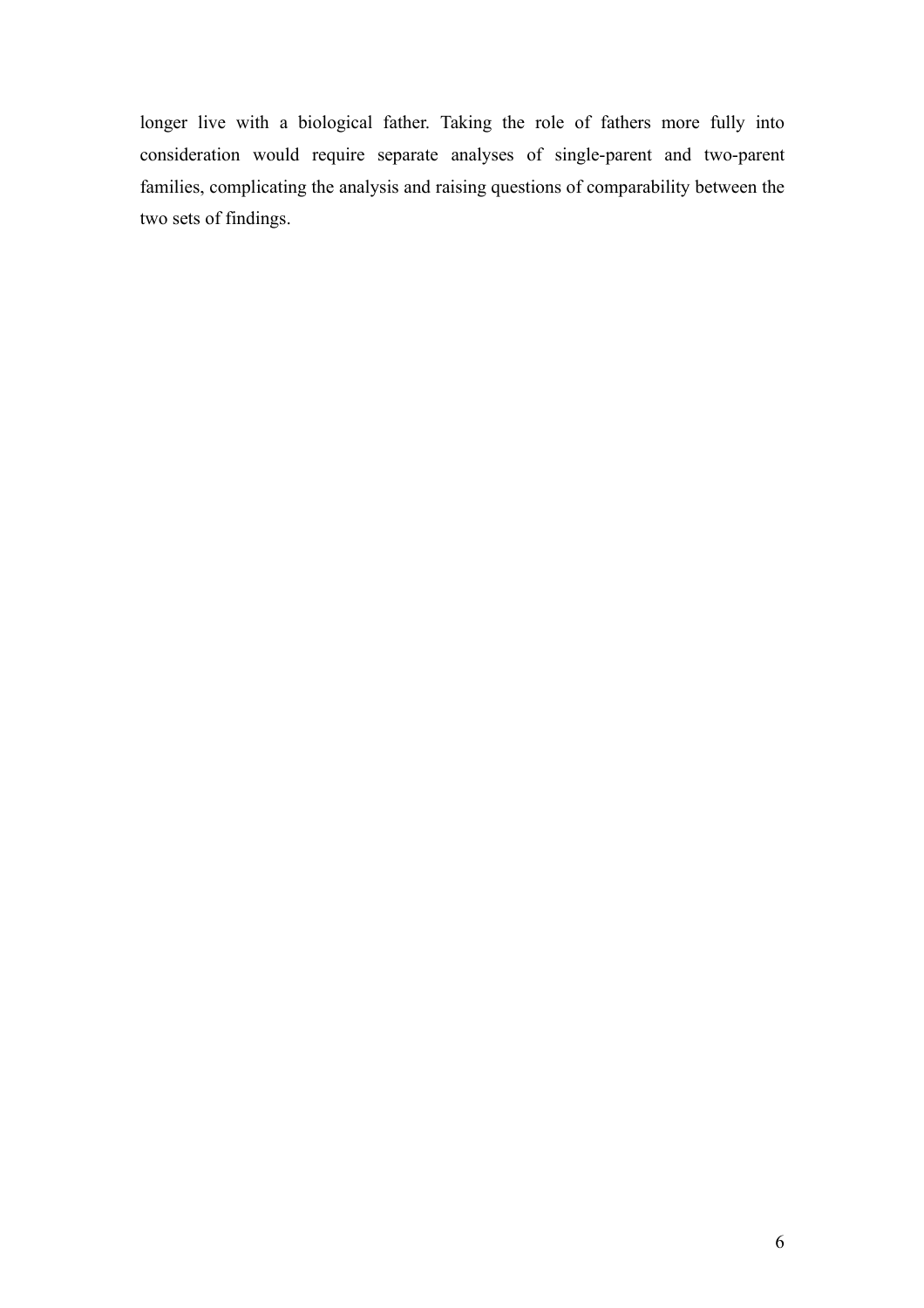longer live with a biological father. Taking the role of fathers more fully into consideration would require separate analyses of single-parent and two-parent families, complicating the analysis and raising questions of comparability between the two sets of findings.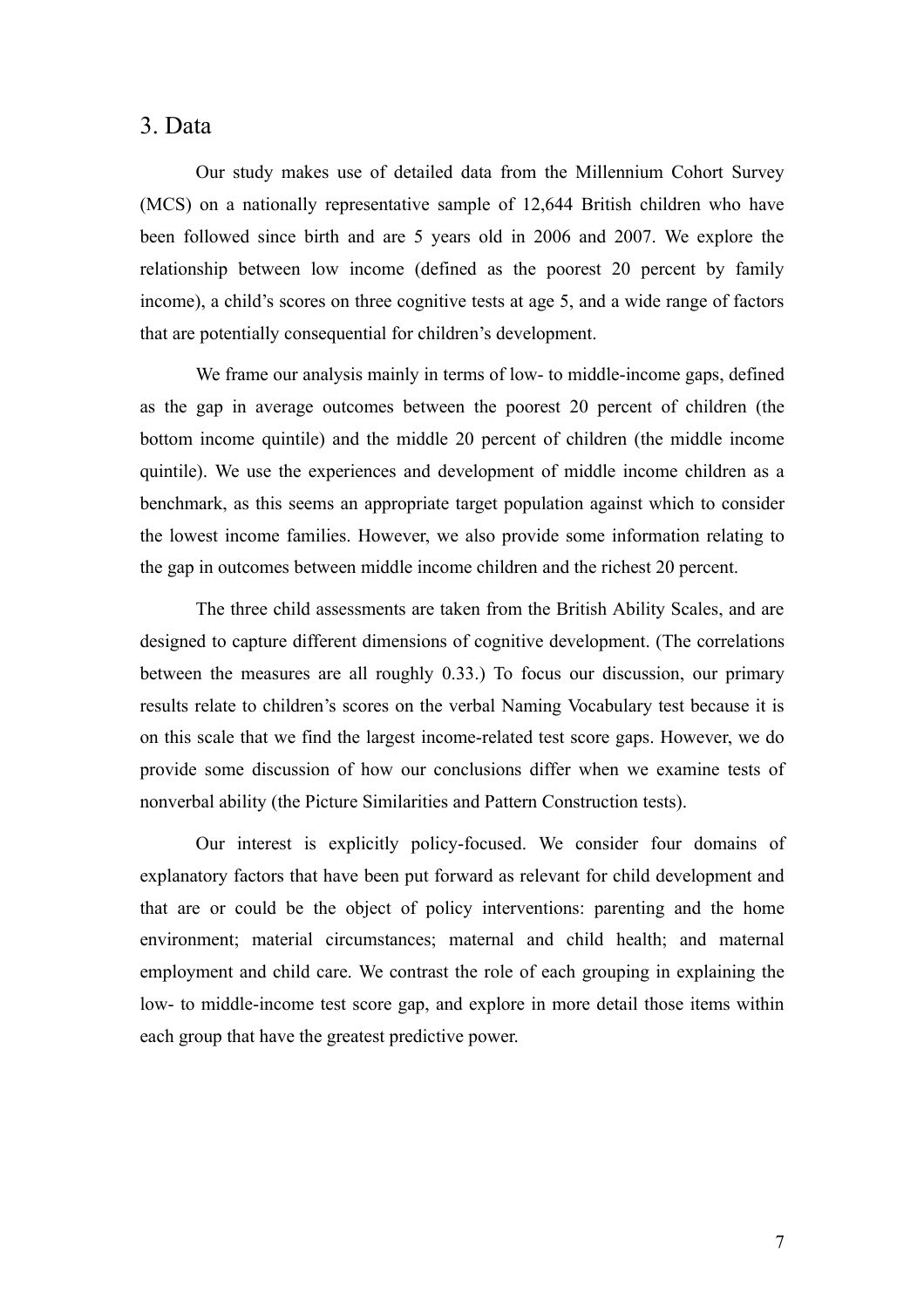## 3. Data

Our study makes use of detailed data from the Millennium Cohort Survey (MCS) on a nationally representative sample of 12,644 British children who have been followed since birth and are 5 years old in 2006 and 2007. We explore the relationship between low income (defined as the poorest 20 percent by family income), a child's scores on three cognitive tests at age 5, and a wide range of factors that are potentially consequential for children's development.

We frame our analysis mainly in terms of low- to middle-income gaps, defined as the gap in average outcomes between the poorest 20 percent of children (the bottom income quintile) and the middle 20 percent of children (the middle income quintile). We use the experiences and development of middle income children as a benchmark, as this seems an appropriate target population against which to consider the lowest income families. However, we also provide some information relating to the gap in outcomes between middle income children and the richest 20 percent.

The three child assessments are taken from the British Ability Scales, and are designed to capture different dimensions of cognitive development. (The correlations between the measures are all roughly 0.33.) To focus our discussion, our primary results relate to children's scores on the verbal Naming Vocabulary test because it is on this scale that we find the largest income-related test score gaps. However, we do provide some discussion of how our conclusions differ when we examine tests of nonverbal ability (the Picture Similarities and Pattern Construction tests).

Our interest is explicitly policy-focused. We consider four domains of explanatory factors that have been put forward as relevant for child development and that are or could be the object of policy interventions: parenting and the home environment; material circumstances; maternal and child health; and maternal employment and child care. We contrast the role of each grouping in explaining the low- to middle-income test score gap, and explore in more detail those items within each group that have the greatest predictive power.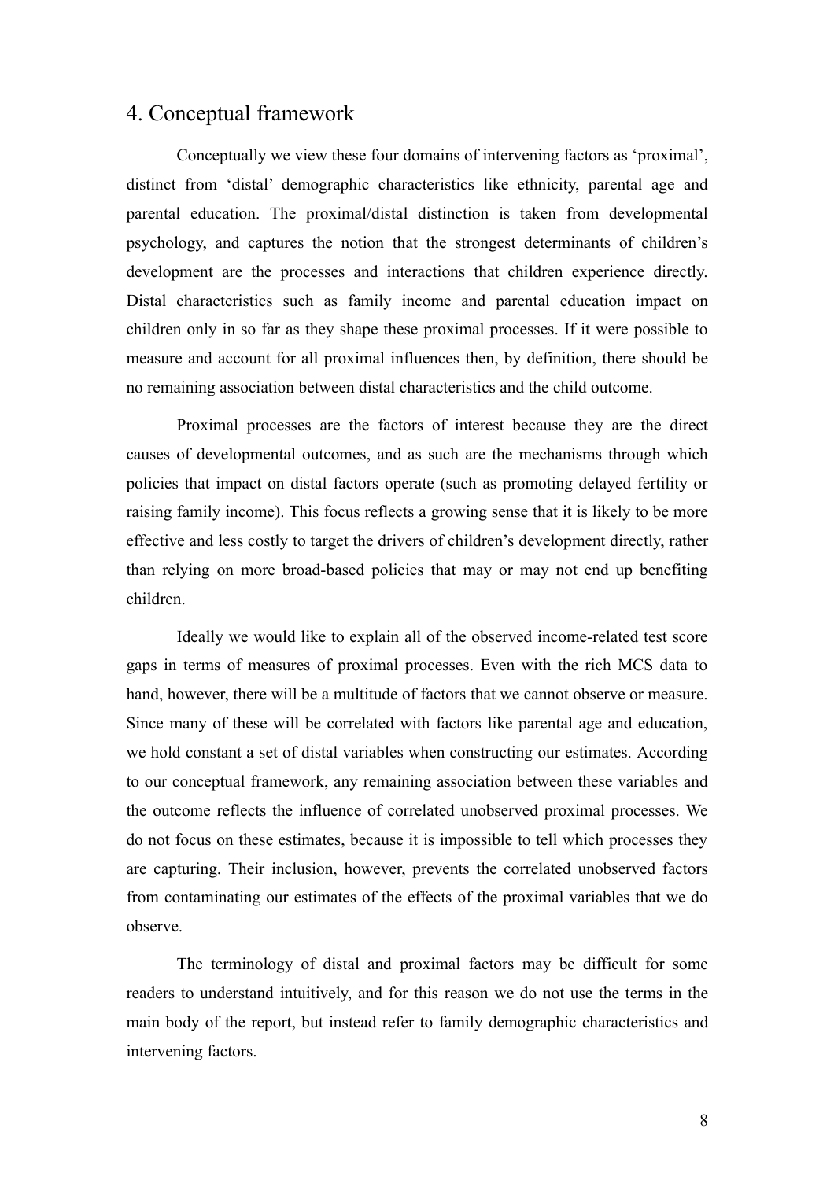## 4. Conceptual framework

Conceptually we view these four domains of intervening factors as 'proximal', distinct from 'distal' demographic characteristics like ethnicity, parental age and parental education. The proximal/distal distinction is taken from developmental psychology, and captures the notion that the strongest determinants of children's development are the processes and interactions that children experience directly. Distal characteristics such as family income and parental education impact on children only in so far as they shape these proximal processes. If it were possible to measure and account for all proximal influences then, by definition, there should be no remaining association between distal characteristics and the child outcome.

Proximal processes are the factors of interest because they are the direct causes of developmental outcomes, and as such are the mechanisms through which policies that impact on distal factors operate (such as promoting delayed fertility or raising family income). This focus reflects a growing sense that it is likely to be more effective and less costly to target the drivers of children's development directly, rather than relying on more broad-based policies that may or may not end up benefiting children.

Ideally we would like to explain all of the observed income-related test score gaps in terms of measures of proximal processes. Even with the rich MCS data to hand, however, there will be a multitude of factors that we cannot observe or measure. Since many of these will be correlated with factors like parental age and education, we hold constant a set of distal variables when constructing our estimates. According to our conceptual framework, any remaining association between these variables and the outcome reflects the influence of correlated unobserved proximal processes. We do not focus on these estimates, because it is impossible to tell which processes they are capturing. Their inclusion, however, prevents the correlated unobserved factors from contaminating our estimates of the effects of the proximal variables that we do observe.

The terminology of distal and proximal factors may be difficult for some readers to understand intuitively, and for this reason we do not use the terms in the main body of the report, but instead refer to family demographic characteristics and intervening factors.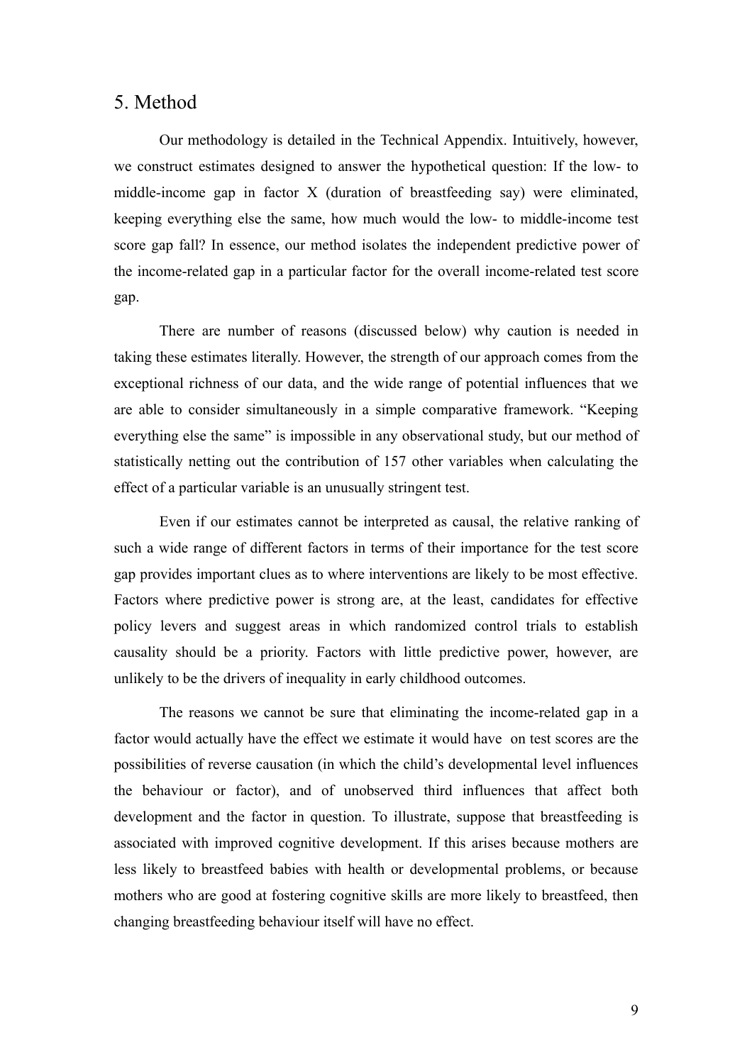## 5. Method

Our methodology is detailed in the Technical Appendix. Intuitively, however, we construct estimates designed to answer the hypothetical question: If the low- to middle-income gap in factor X (duration of breastfeeding say) were eliminated, keeping everything else the same, how much would the low- to middle-income test score gap fall? In essence, our method isolates the independent predictive power of the income-related gap in a particular factor for the overall income-related test score gap.

There are number of reasons (discussed below) why caution is needed in taking these estimates literally. However, the strength of our approach comes from the exceptional richness of our data, and the wide range of potential influences that we are able to consider simultaneously in a simple comparative framework. "Keeping everything else the same" is impossible in any observational study, but our method of statistically netting out the contribution of 157 other variables when calculating the effect of a particular variable is an unusually stringent test.

Even if our estimates cannot be interpreted as causal, the relative ranking of such a wide range of different factors in terms of their importance for the test score gap provides important clues as to where interventions are likely to be most effective. Factors where predictive power is strong are, at the least, candidates for effective policy levers and suggest areas in which randomized control trials to establish causality should be a priority. Factors with little predictive power, however, are unlikely to be the drivers of inequality in early childhood outcomes.

The reasons we cannot be sure that eliminating the income-related gap in a factor would actually have the effect we estimate it would have on test scores are the possibilities of reverse causation (in which the child's developmental level influences the behaviour or factor), and of unobserved third influences that affect both development and the factor in question. To illustrate, suppose that breastfeeding is associated with improved cognitive development. If this arises because mothers are less likely to breastfeed babies with health or developmental problems, or because mothers who are good at fostering cognitive skills are more likely to breastfeed, then changing breastfeeding behaviour itself will have no effect.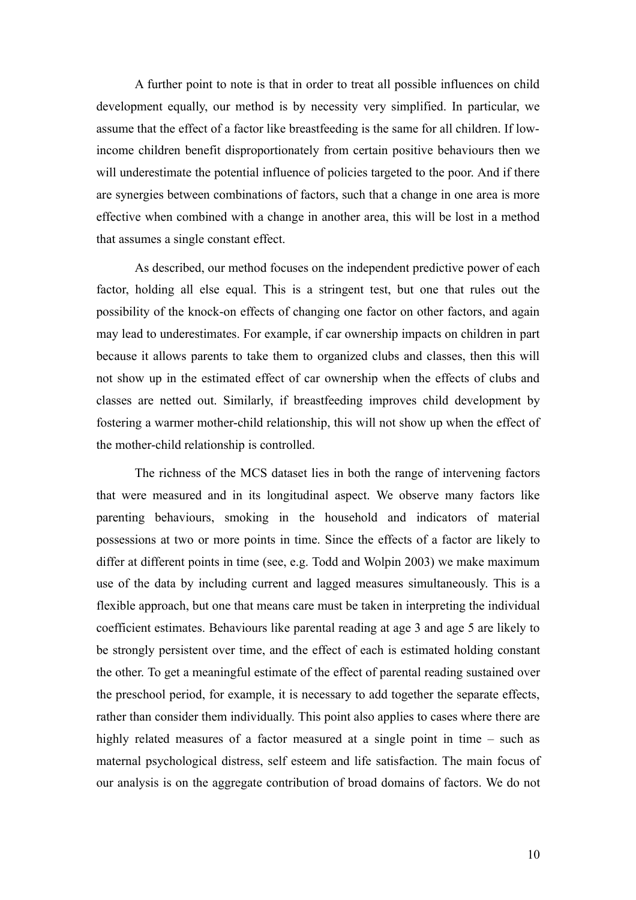A further point to note is that in order to treat all possible influences on child development equally, our method is by necessity very simplified. In particular, we assume that the effect of a factor like breastfeeding is the same for all children. If low-income children benefit disproportionately from certain positive behaviours then we will underestimate the potential influence of policies targeted to the poor. And if there are synergies between combinations of factors, such that a change in one area is more effective when combined with a change in another area, this will be lost in a method that assumes a single constant effect.

As described, our method focuses on the independent predictive power of each factor, holding all else equal. This is a stringent test, but one that rules out the possibility of the knock-on effects of changing one factor on other factors, and again may lead to underestimates. For example, if car ownership impacts on children in part because it allows parents to take them to organized clubs and classes, then this will not show up in the estimated effect of car ownership when the effects of clubs and classes are netted out. Similarly, if breastfeeding improves child development by fostering a warmer mother-child relationship, this will not show up when the effect of the mother-child relationship is controlled.

The richness of the MCS dataset lies in both the range of intervening factors that were measured and in its longitudinal aspect. We observe many factors like parenting behaviours, smoking in the household and indicators of material possessions at two or more points in time. Since the effects of a factor are likely to differ at different points in time (see, e.g. Todd and Wolpin 2003) we make maximum use of the data by including current and lagged measures simultaneously. This is a flexible approach, but one that means care must be taken in interpreting the individual coefficient estimates. Behaviours like parental reading at age 3 and age 5 are likely to be strongly persistent over time, and the effect of each is estimated holding constant the other. To get a meaningful estimate of the effect of parental reading sustained over the preschool period, for example, it is necessary to add together the separate effects, rather than consider them individually. This point also applies to cases where there are highly related measures of a factor measured at a single point in time – such as maternal psychological distress, self esteem and life satisfaction. The main focus of our analysis is on the aggregate contribution of broad domains of factors. We do not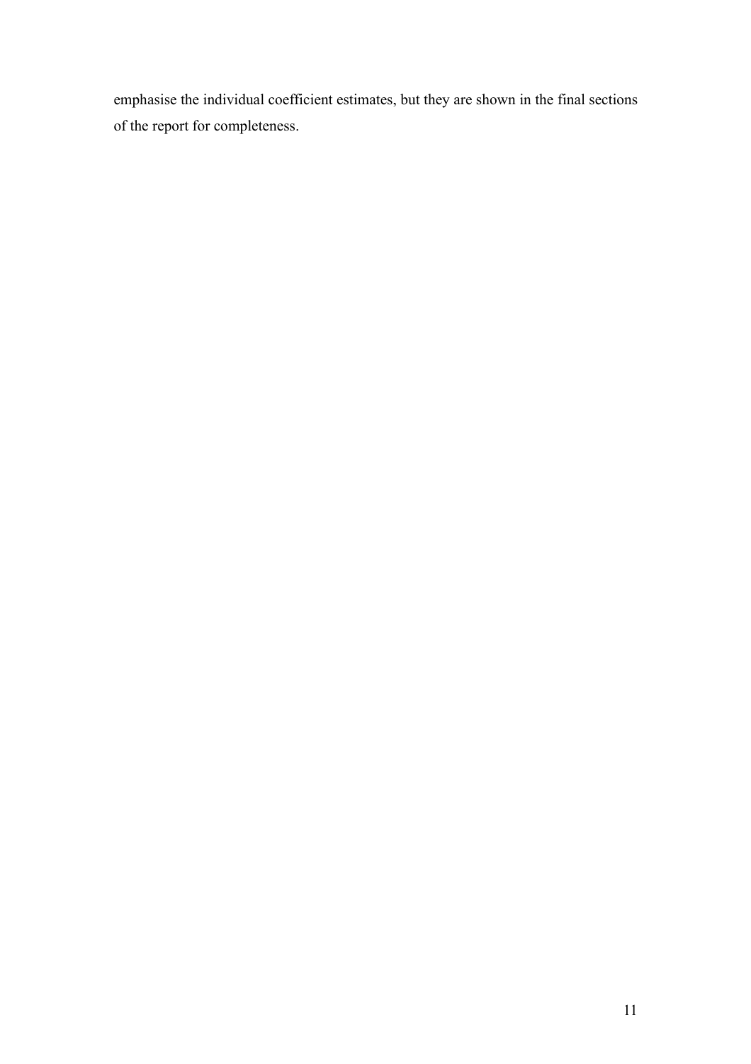emphasise the individual coefficient estimates, but they are shown in the final sections of the report for completeness.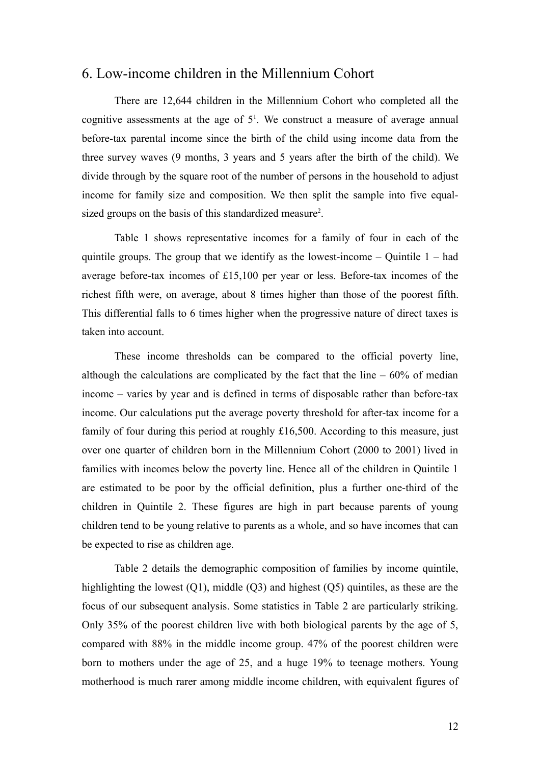## 6. Low-income children in the Millennium Cohort

There are 12,644 children in the Millennium Cohort who completed all the cognitive assessments at the age of 5[1]. We construct a measure of average annual before-tax parental income since the birth of the child using income data from the three survey waves (9 months, 3 years and 5 years after the birth of the child). We divide through by the square root of the number of persons in the household to adjust income for family size and composition. We then split the sample into five equal-sized groups on the basis of this standardized measure[2].

Table 1 shows representative incomes for a family of four in each of the quintile groups. The group that we identify as the lowest-income – Quintile 1 – had average before-tax incomes of £15,100 per year or less. Before-tax incomes of the richest fifth were, on average, about 8 times higher than those of the poorest fifth. This differential falls to 6 times higher when the progressive nature of direct taxes is taken into account.

These income thresholds can be compared to the official poverty line, although the calculations are complicated by the fact that the line – 60% of median income – varies by year and is defined in terms of disposable rather than before-tax income. Our calculations put the average poverty threshold for after-tax income for a family of four during this period at roughly £16,500. According to this measure, just over one quarter of children born in the Millennium Cohort (2000 to 2001) lived in families with incomes below the poverty line. Hence all of the children in Quintile 1 are estimated to be poor by the official definition, plus a further one-third of the children in Quintile 2. These figures are high in part because parents of young children tend to be young relative to parents as a whole, and so have incomes that can be expected to rise as children age.

Table 2 details the demographic composition of families by income quintile, highlighting the lowest (Q1), middle (Q3) and highest (Q5) quintiles, as these are the focus of our subsequent analysis. Some statistics in Table 2 are particularly striking. Only 35% of the poorest children live with both biological parents by the age of 5, compared with 88% in the middle income group. 47% of the poorest children were born to mothers under the age of 25, and a huge 19% to teenage mothers. Young motherhood is much rarer among middle income children, with equivalent figures of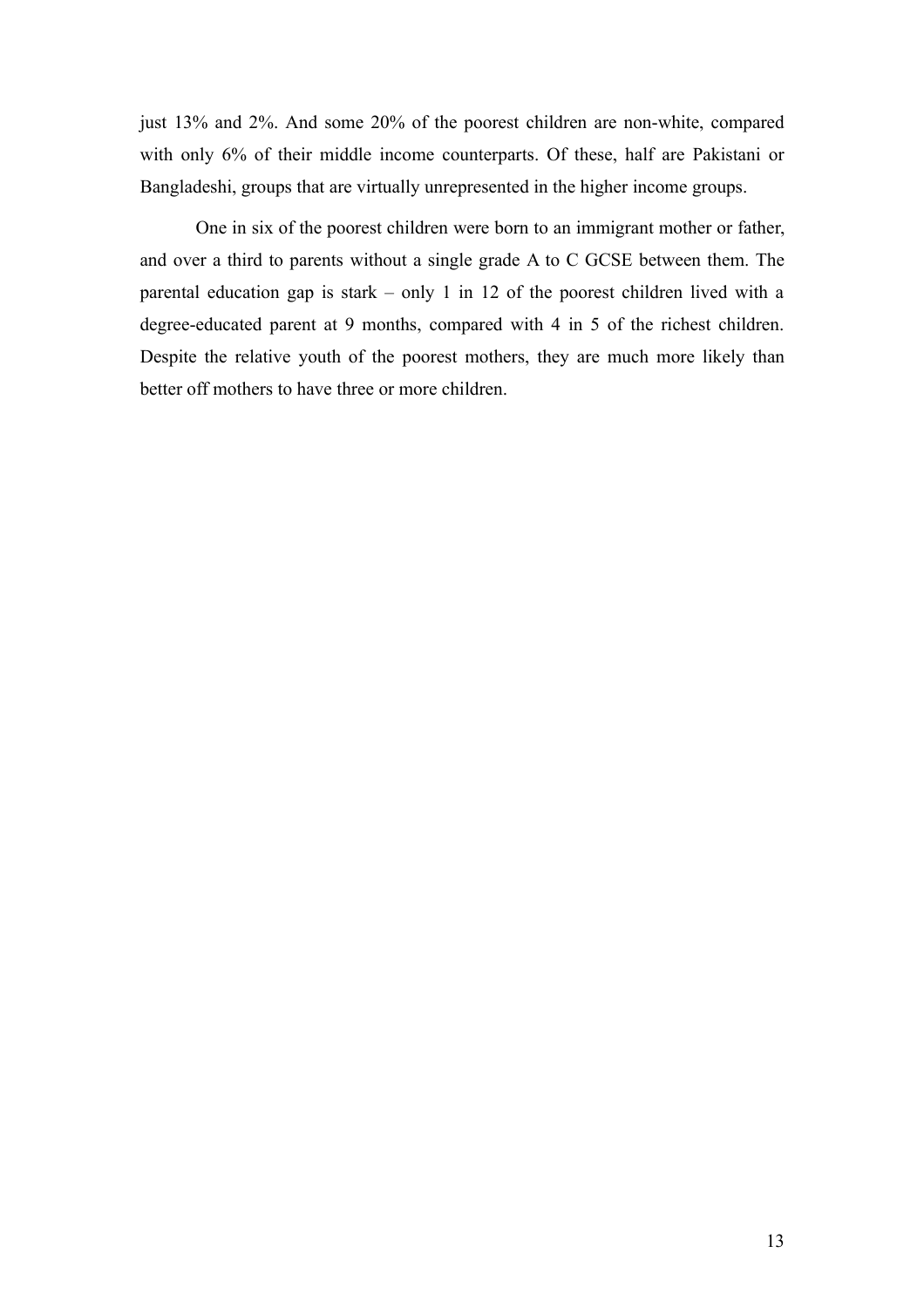just 13% and 2%. And some 20% of the poorest children are non-white, compared with only 6% of their middle income counterparts. Of these, half are Pakistani or Bangladeshi, groups that are virtually unrepresented in the higher income groups.

One in six of the poorest children were born to an immigrant mother or father, and over a third to parents without a single grade A to C GCSE between them. The parental education gap is stark – only 1 in 12 of the poorest children lived with a degree-educated parent at 9 months, compared with 4 in 5 of the richest children. Despite the relative youth of the poorest mothers, they are much more likely than better off mothers to have three or more children.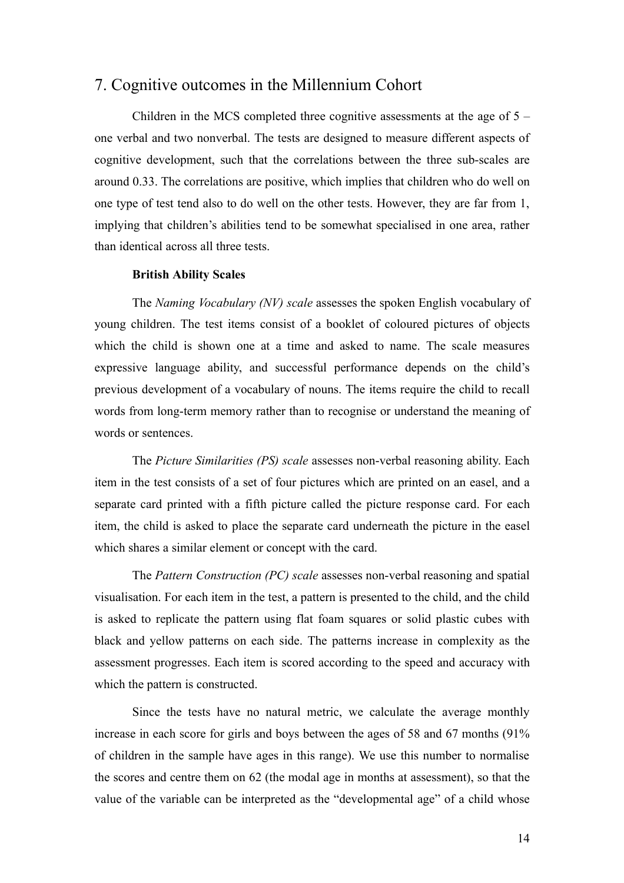## 7. Cognitive outcomes in the Millennium Cohort

Children in the MCS completed three cognitive assessments at the age of 5 – one verbal and two nonverbal. The tests are designed to measure different aspects of cognitive development, such that the correlations between the three sub-scales are around 0.33. The correlations are positive, which implies that children who do well on one type of test tend also to do well on the other tests. However, they are far from 1, implying that children's abilities tend to be somewhat specialised in one area, rather than identical across all three tests.

### British Ability Scales

The *Naming Vocabulary (NV) scale* assesses the spoken English vocabulary of young children. The test items consist of a booklet of coloured pictures of objects which the child is shown one at a time and asked to name. The scale measures expressive language ability, and successful performance depends on the child's previous development of a vocabulary of nouns. The items require the child to recall words from long-term memory rather than to recognise or understand the meaning of words or sentences.

The *Picture Similarities (PS) scale* assesses non-verbal reasoning ability. Each item in the test consists of a set of four pictures which are printed on an easel, and a separate card printed with a fifth picture called the picture response card. For each item, the child is asked to place the separate card underneath the picture in the easel which shares a similar element or concept with the card.

The *Pattern Construction (PC) scale* assesses non-verbal reasoning and spatial visualisation. For each item in the test, a pattern is presented to the child, and the child is asked to replicate the pattern using flat foam squares or solid plastic cubes with black and yellow patterns on each side. The patterns increase in complexity as the assessment progresses. Each item is scored according to the speed and accuracy with which the pattern is constructed.

Since the tests have no natural metric, we calculate the average monthly increase in each score for girls and boys between the ages of 58 and 67 months (91% of children in the sample have ages in this range). We use this number to normalise the scores and centre them on 62 (the modal age in months at assessment), so that the value of the variable can be interpreted as the "developmental age" of a child whose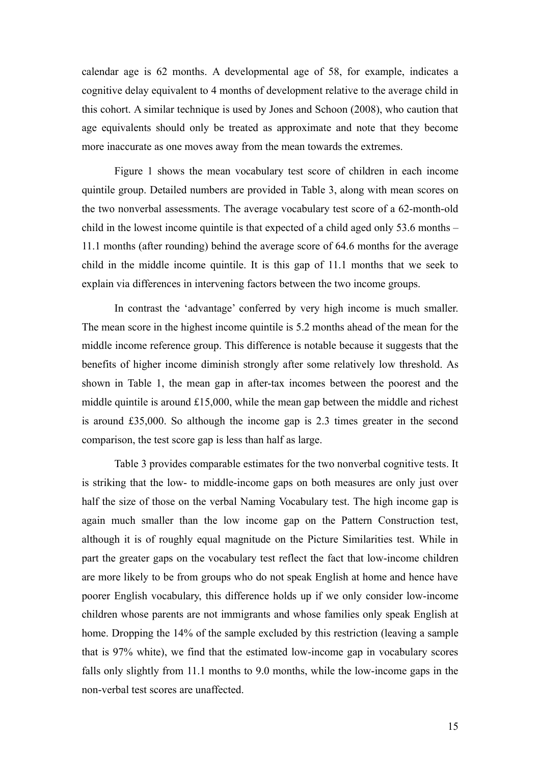calendar age is 62 months. A developmental age of 58, for example, indicates a cognitive delay equivalent to 4 months of development relative to the average child in this cohort. A similar technique is used by Jones and Schoon (2008), who caution that age equivalents should only be treated as approximate and note that they become more inaccurate as one moves away from the mean towards the extremes.

Figure 1 shows the mean vocabulary test score of children in each income quintile group. Detailed numbers are provided in Table 3, along with mean scores on the two nonverbal assessments. The average vocabulary test score of a 62-month-old child in the lowest income quintile is that expected of a child aged only 53.6 months – 11.1 months (after rounding) behind the average score of 64.6 months for the average child in the middle income quintile. It is this gap of 11.1 months that we seek to explain via differences in intervening factors between the two income groups.

In contrast the 'advantage' conferred by very high income is much smaller. The mean score in the highest income quintile is 5.2 months ahead of the mean for the middle income reference group. This difference is notable because it suggests that the benefits of higher income diminish strongly after some relatively low threshold. As shown in Table 1, the mean gap in after-tax incomes between the poorest and the middle quintile is around £15,000, while the mean gap between the middle and richest is around £35,000. So although the income gap is 2.3 times greater in the second comparison, the test score gap is less than half as large.

Table 3 provides comparable estimates for the two nonverbal cognitive tests. It is striking that the low- to middle-income gaps on both measures are only just over half the size of those on the verbal Naming Vocabulary test. The high income gap is again much smaller than the low income gap on the Pattern Construction test, although it is of roughly equal magnitude on the Picture Similarities test. While in part the greater gaps on the vocabulary test reflect the fact that low-income children are more likely to be from groups who do not speak English at home and hence have poorer English vocabulary, this difference holds up if we only consider low-income children whose parents are not immigrants and whose families only speak English at home. Dropping the 14% of the sample excluded by this restriction (leaving a sample that is 97% white), we find that the estimated low-income gap in vocabulary scores falls only slightly from 11.1 months to 9.0 months, while the low-income gaps in the non-verbal test scores are unaffected.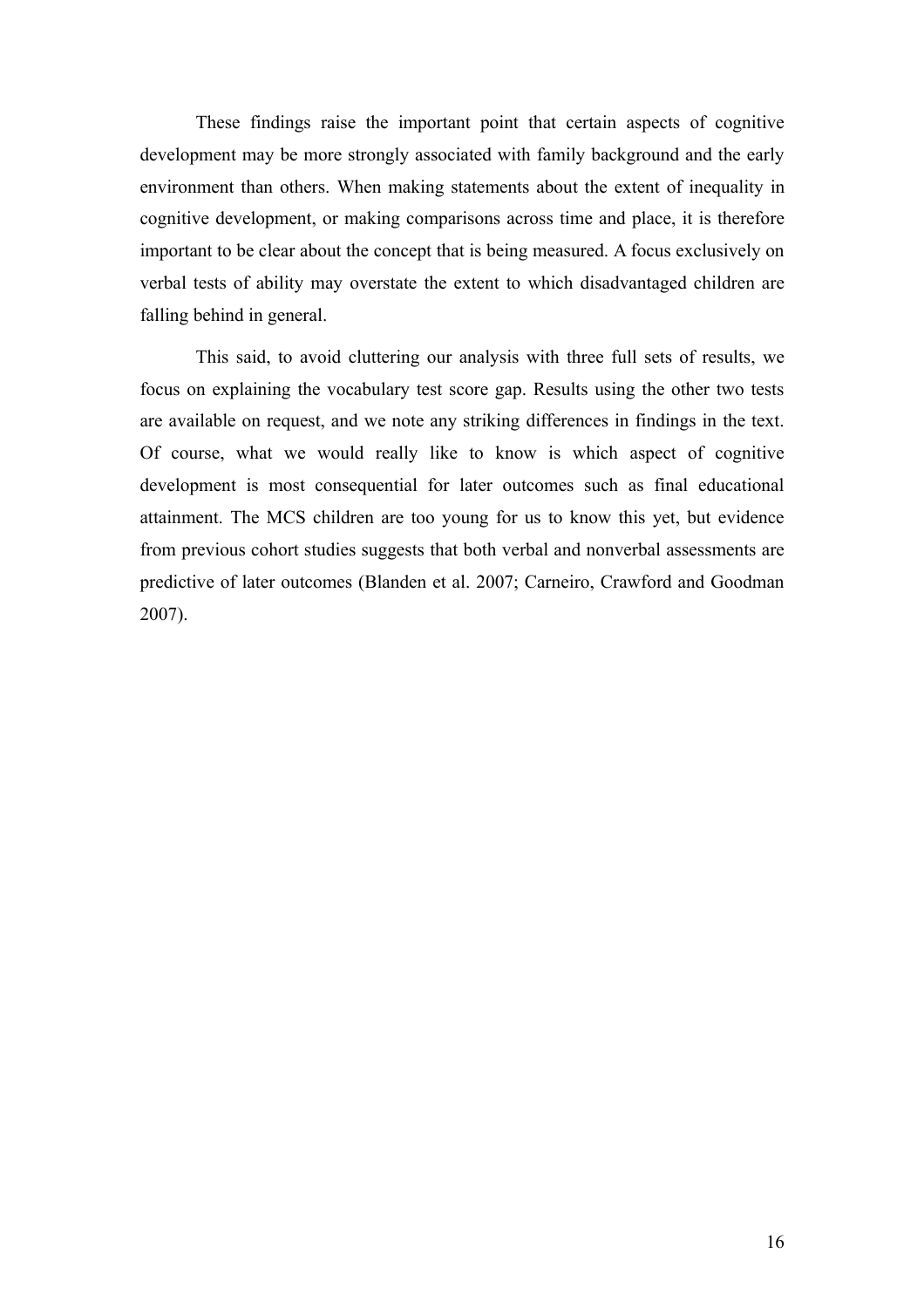These findings raise the important point that certain aspects of cognitive development may be more strongly associated with family background and the early environment than others. When making statements about the extent of inequality in cognitive development, or making comparisons across time and place, it is therefore important to be clear about the concept that is being measured. A focus exclusively on verbal tests of ability may overstate the extent to which disadvantaged children are falling behind in general.

This said, to avoid cluttering our analysis with three full sets of results, we focus on explaining the vocabulary test score gap. Results using the other two tests are available on request, and we note any striking differences in findings in the text. Of course, what we would really like to know is which aspect of cognitive development is most consequential for later outcomes such as final educational attainment. The MCS children are too young for us to know this yet, but evidence from previous cohort studies suggests that both verbal and nonverbal assessments are predictive of later outcomes (Blanden et al. 2007; Carneiro, Crawford and Goodman 2007).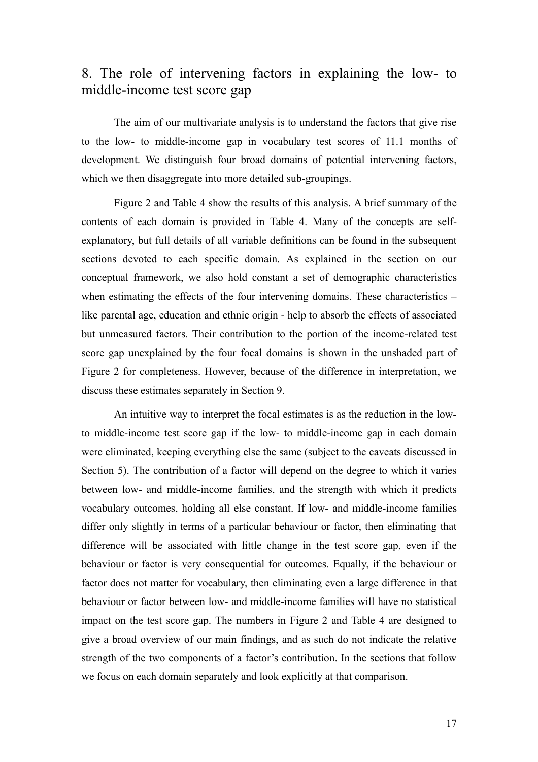## 8. The role of intervening factors in explaining the low- to middle-income test score gap

The aim of our multivariate analysis is to understand the factors that give rise to the low- to middle-income gap in vocabulary test scores of 11.1 months of development. We distinguish four broad domains of potential intervening factors, which we then disaggregate into more detailed sub-groupings.

Figure 2 and Table 4 show the results of this analysis. A brief summary of the contents of each domain is provided in Table 4. Many of the concepts are self-explanatory, but full details of all variable definitions can be found in the subsequent sections devoted to each specific domain. As explained in the section on our conceptual framework, we also hold constant a set of demographic characteristics when estimating the effects of the four intervening domains. These characteristics – like parental age, education and ethnic origin - help to absorb the effects of associated but unmeasured factors. Their contribution to the portion of the income-related test score gap unexplained by the four focal domains is shown in the unshaded part of Figure 2 for completeness. However, because of the difference in interpretation, we discuss these estimates separately in Section 9.

An intuitive way to interpret the focal estimates is as the reduction in the low- to middle-income test score gap if the low- to middle-income gap in each domain were eliminated, keeping everything else the same (subject to the caveats discussed in Section 5). The contribution of a factor will depend on the degree to which it varies between low- and middle-income families, and the strength with which it predicts vocabulary outcomes, holding all else constant. If low- and middle-income families differ only slightly in terms of a particular behaviour or factor, then eliminating that difference will be associated with little change in the test score gap, even if the behaviour or factor is very consequential for outcomes. Equally, if the behaviour or factor does not matter for vocabulary, then eliminating even a large difference in that behaviour or factor between low- and middle-income families will have no statistical impact on the test score gap. The numbers in Figure 2 and Table 4 are designed to give a broad overview of our main findings, and as such do not indicate the relative strength of the two components of a factor's contribution. In the sections that follow we focus on each domain separately and look explicitly at that comparison.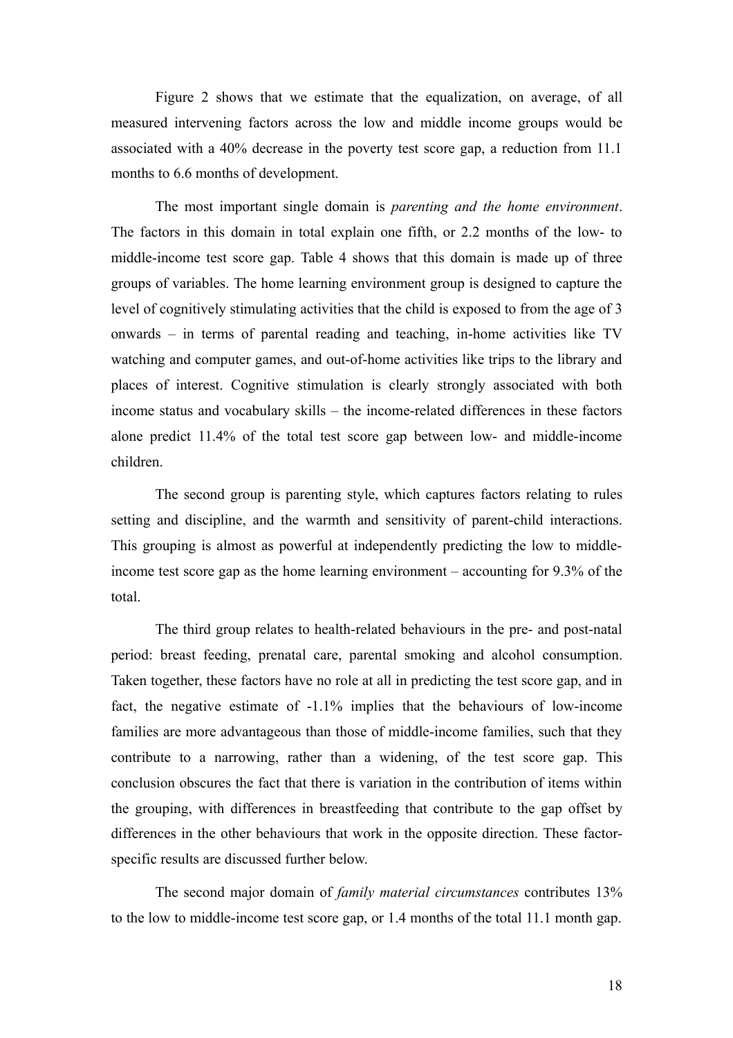Figure 2 shows that we estimate that the equalization, on average, of all measured intervening factors across the low and middle income groups would be associated with a 40% decrease in the poverty test score gap, a reduction from 11.1 months to 6.6 months of development.

The most important single domain is *parenting and the home environment*. The factors in this domain in total explain one fifth, or 2.2 months of the low- to middle-income test score gap. Table 4 shows that this domain is made up of three groups of variables. The home learning environment group is designed to capture the level of cognitively stimulating activities that the child is exposed to from the age of 3 onwards – in terms of parental reading and teaching, in-home activities like TV watching and computer games, and out-of-home activities like trips to the library and places of interest. Cognitive stimulation is clearly strongly associated with both income status and vocabulary skills – the income-related differences in these factors alone predict 11.4% of the total test score gap between low- and middle-income children.

The second group is parenting style, which captures factors relating to rules setting and discipline, and the warmth and sensitivity of parent-child interactions. This grouping is almost as powerful at independently predicting the low to middle-income test score gap as the home learning environment – accounting for 9.3% of the total.

The third group relates to health-related behaviours in the pre- and post-natal period: breast feeding, prenatal care, parental smoking and alcohol consumption. Taken together, these factors have no role at all in predicting the test score gap, and in fact, the negative estimate of -1.1% implies that the behaviours of low-income families are more advantageous than those of middle-income families, such that they contribute to a narrowing, rather than a widening, of the test score gap. This conclusion obscures the fact that there is variation in the contribution of items within the grouping, with differences in breastfeeding that contribute to the gap offset by differences in the other behaviours that work in the opposite direction. These factor-specific results are discussed further below.

The second major domain of *family material circumstances* contributes 13% to the low to middle-income test score gap, or 1.4 months of the total 11.1 month gap.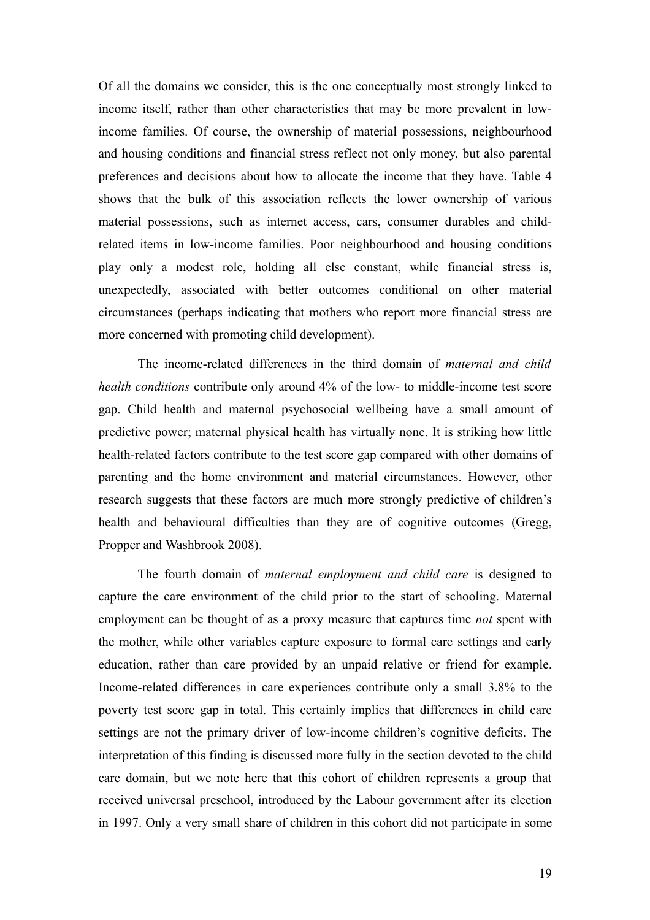Of all the domains we consider, this is the one conceptually most strongly linked to income itself, rather than other characteristics that may be more prevalent in low-income families. Of course, the ownership of material possessions, neighbourhood and housing conditions and financial stress reflect not only money, but also parental preferences and decisions about how to allocate the income that they have. Table 4 shows that the bulk of this association reflects the lower ownership of various material possessions, such as internet access, cars, consumer durables and child-related items in low-income families. Poor neighbourhood and housing conditions play only a modest role, holding all else constant, while financial stress is, unexpectedly, associated with better outcomes conditional on other material circumstances (perhaps indicating that mothers who report more financial stress are more concerned with promoting child development).

The income-related differences in the third domain of *maternal and child health conditions* contribute only around 4% of the low- to middle-income test score gap. Child health and maternal psychosocial wellbeing have a small amount of predictive power; maternal physical health has virtually none. It is striking how little health-related factors contribute to the test score gap compared with other domains of parenting and the home environment and material circumstances. However, other research suggests that these factors are much more strongly predictive of children's health and behavioural difficulties than they are of cognitive outcomes (Gregg, Propper and Washbrook 2008).

The fourth domain of *maternal employment and child care* is designed to capture the care environment of the child prior to the start of schooling. Maternal employment can be thought of as a proxy measure that captures time *not* spent with the mother, while other variables capture exposure to formal care settings and early education, rather than care provided by an unpaid relative or friend for example. Income-related differences in care experiences contribute only a small 3.8% to the poverty test score gap in total. This certainly implies that differences in child care settings are not the primary driver of low-income children's cognitive deficits. The interpretation of this finding is discussed more fully in the section devoted to the child care domain, but we note here that this cohort of children represents a group that received universal preschool, introduced by the Labour government after its election in 1997. Only a very small share of children in this cohort did not participate in some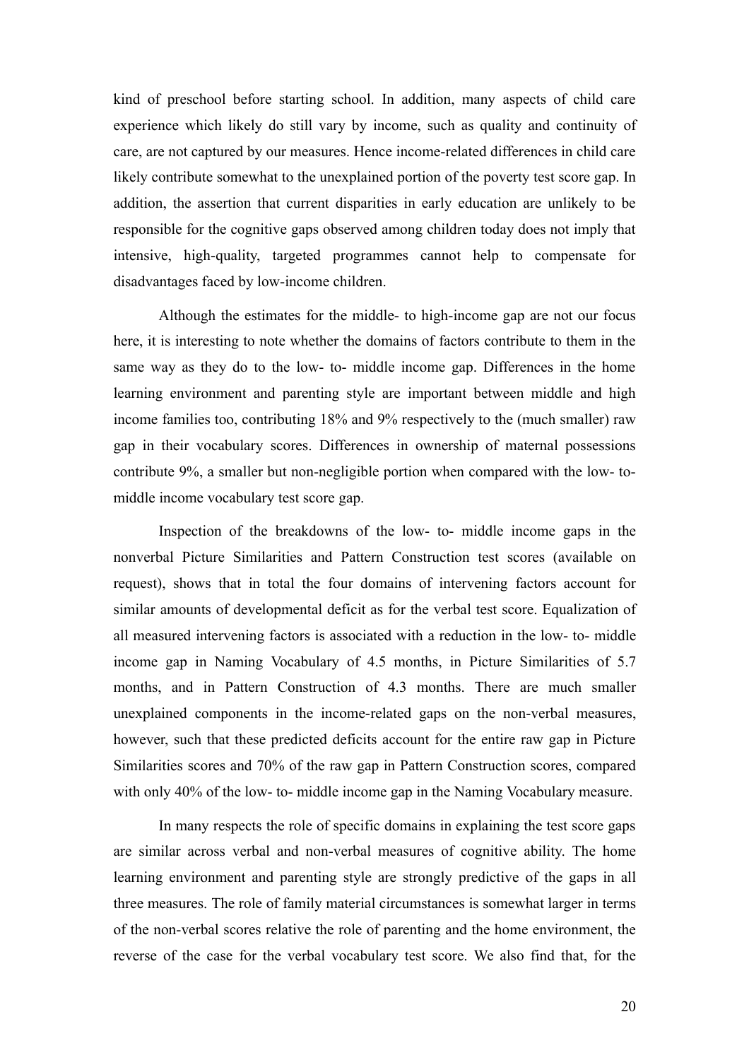kind of preschool before starting school. In addition, many aspects of child care experience which likely do still vary by income, such as quality and continuity of care, are not captured by our measures. Hence income-related differences in child care likely contribute somewhat to the unexplained portion of the poverty test score gap. In addition, the assertion that current disparities in early education are unlikely to be responsible for the cognitive gaps observed among children today does not imply that intensive, high-quality, targeted programmes cannot help to compensate for disadvantages faced by low-income children.

Although the estimates for the middle- to high-income gap are not our focus here, it is interesting to note whether the domains of factors contribute to them in the same way as they do to the low- to- middle income gap. Differences in the home learning environment and parenting style are important between middle and high income families too, contributing 18% and 9% respectively to the (much smaller) raw gap in their vocabulary scores. Differences in ownership of maternal possessions contribute 9%, a smaller but non-negligible portion when compared with the low- to- middle income vocabulary test score gap.

Inspection of the breakdowns of the low- to- middle income gaps in the nonverbal Picture Similarities and Pattern Construction test scores (available on request), shows that in total the four domains of intervening factors account for similar amounts of developmental deficit as for the verbal test score. Equalization of all measured intervening factors is associated with a reduction in the low- to- middle income gap in Naming Vocabulary of 4.5 months, in Picture Similarities of 5.7 months, and in Pattern Construction of 4.3 months. There are much smaller unexplained components in the income-related gaps on the non-verbal measures, however, such that these predicted deficits account for the entire raw gap in Picture Similarities scores and 70% of the raw gap in Pattern Construction scores, compared with only 40% of the low- to- middle income gap in the Naming Vocabulary measure.

In many respects the role of specific domains in explaining the test score gaps are similar across verbal and non-verbal measures of cognitive ability. The home learning environment and parenting style are strongly predictive of the gaps in all three measures. The role of family material circumstances is somewhat larger in terms of the non-verbal scores relative the role of parenting and the home environment, the reverse of the case for the verbal vocabulary test score. We also find that, for the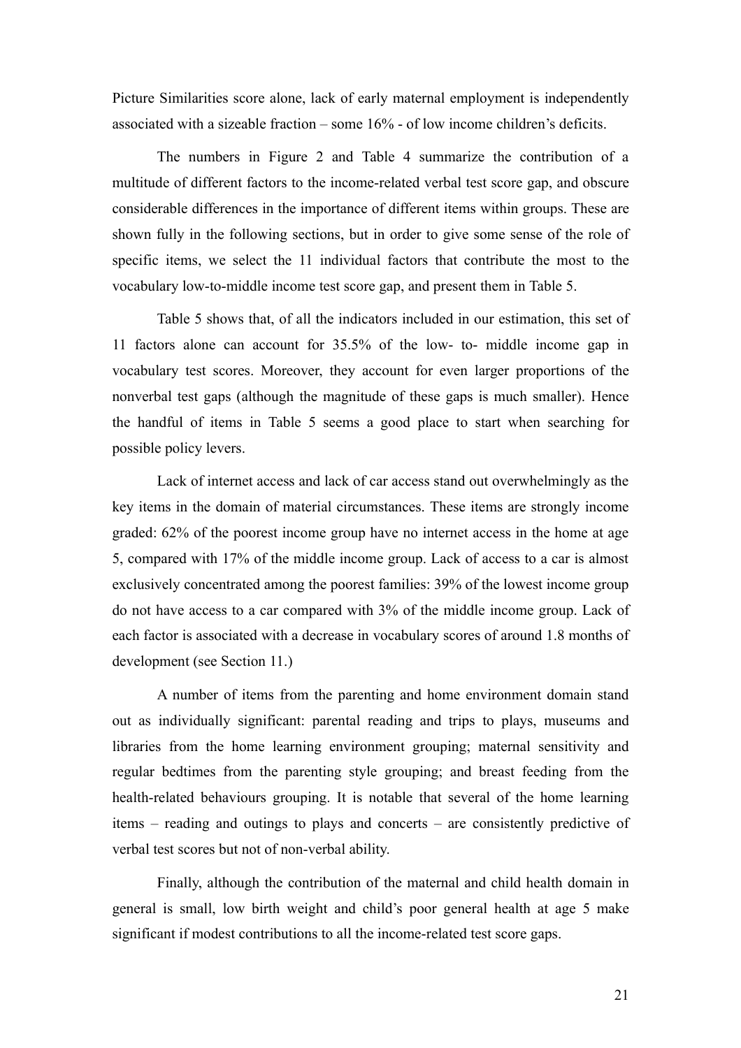Picture Similarities score alone, lack of early maternal employment is independently associated with a sizeable fraction – some 16% - of low income children's deficits.

The numbers in Figure 2 and Table 4 summarize the contribution of a multitude of different factors to the income-related verbal test score gap, and obscure considerable differences in the importance of different items within groups. These are shown fully in the following sections, but in order to give some sense of the role of specific items, we select the 11 individual factors that contribute the most to the vocabulary low-to-middle income test score gap, and present them in Table 5.

Table 5 shows that, of all the indicators included in our estimation, this set of 11 factors alone can account for 35.5% of the low- to- middle income gap in vocabulary test scores. Moreover, they account for even larger proportions of the nonverbal test gaps (although the magnitude of these gaps is much smaller). Hence the handful of items in Table 5 seems a good place to start when searching for possible policy levers.

Lack of internet access and lack of car access stand out overwhelmingly as the key items in the domain of material circumstances. These items are strongly income graded: 62% of the poorest income group have no internet access in the home at age 5, compared with 17% of the middle income group. Lack of access to a car is almost exclusively concentrated among the poorest families: 39% of the lowest income group do not have access to a car compared with 3% of the middle income group. Lack of each factor is associated with a decrease in vocabulary scores of around 1.8 months of development (see Section 11.)

A number of items from the parenting and home environment domain stand out as individually significant: parental reading and trips to plays, museums and libraries from the home learning environment grouping; maternal sensitivity and regular bedtimes from the parenting style grouping; and breast feeding from the health-related behaviours grouping. It is notable that several of the home learning items – reading and outings to plays and concerts – are consistently predictive of verbal test scores but not of non-verbal ability.

Finally, although the contribution of the maternal and child health domain in general is small, low birth weight and child's poor general health at age 5 make significant if modest contributions to all the income-related test score gaps.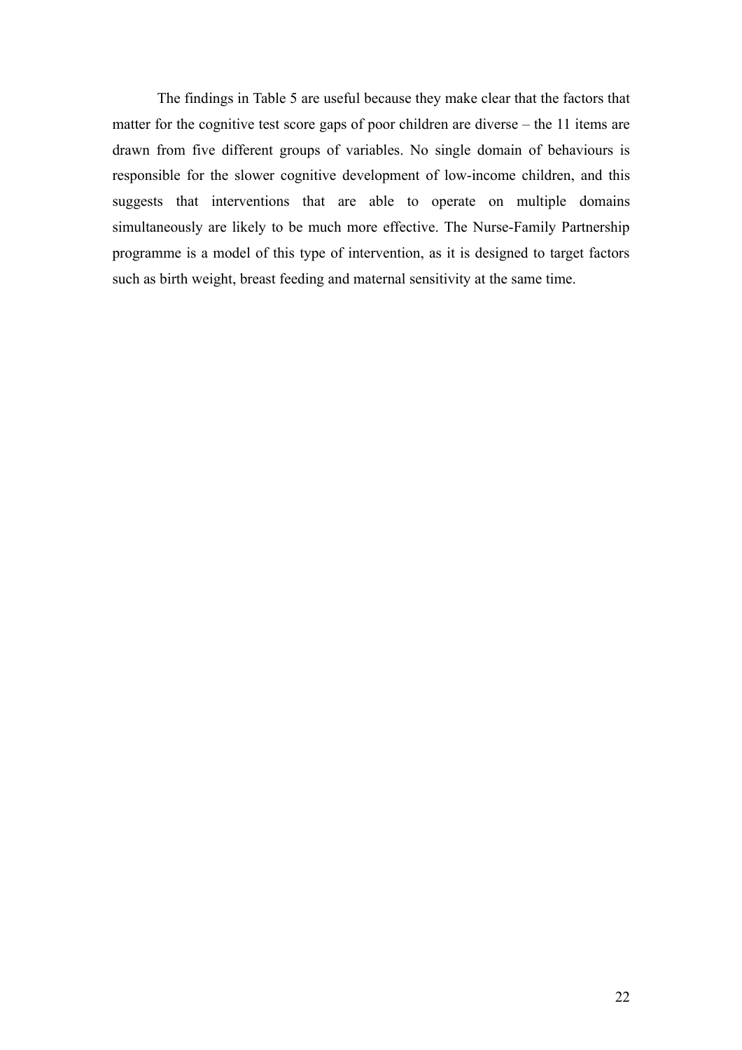The findings in Table 5 are useful because they make clear that the factors that matter for the cognitive test score gaps of poor children are diverse – the 11 items are drawn from five different groups of variables. No single domain of behaviours is responsible for the slower cognitive development of low-income children, and this suggests that interventions that are able to operate on multiple domains simultaneously are likely to be much more effective. The Nurse-Family Partnership programme is a model of this type of intervention, as it is designed to target factors such as birth weight, breast feeding and maternal sensitivity at the same time.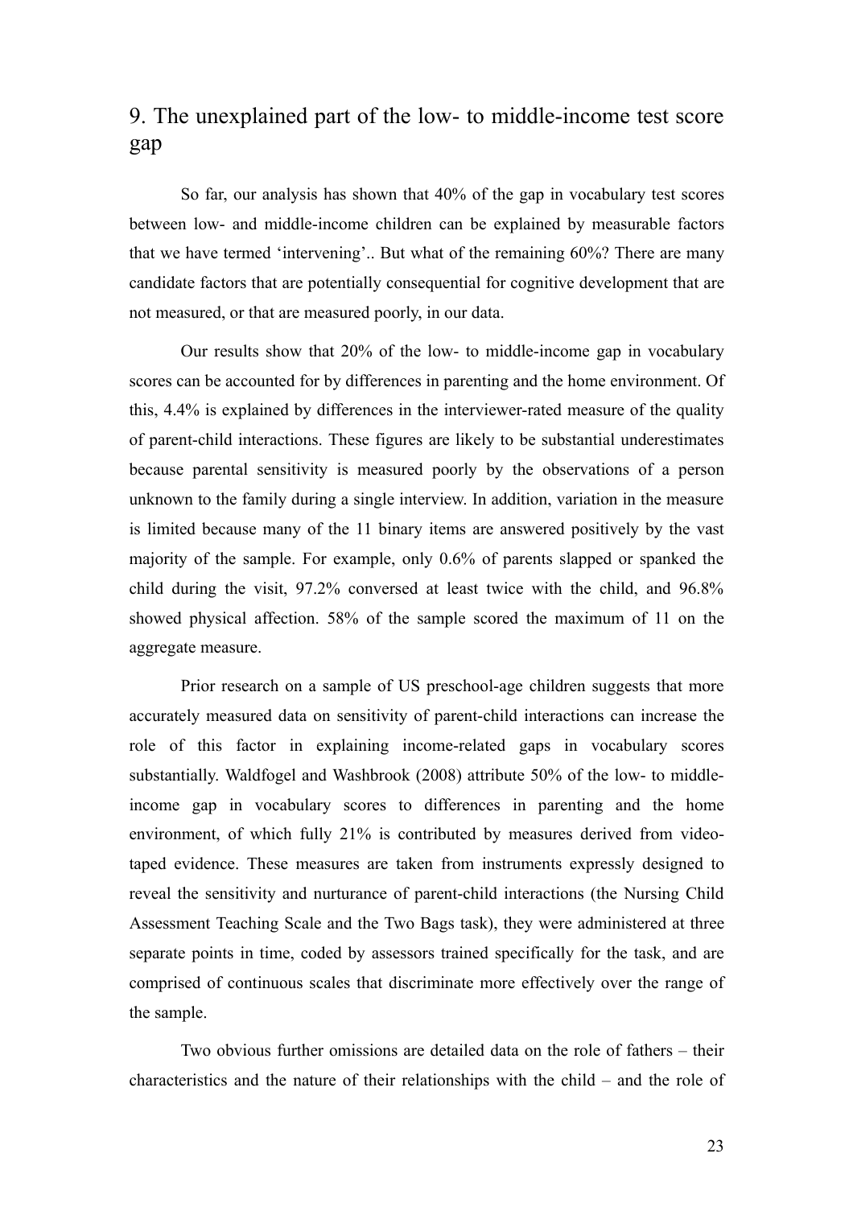## 9. The unexplained part of the low- to middle-income test score gap

So far, our analysis has shown that 40% of the gap in vocabulary test scores between low- and middle-income children can be explained by measurable factors that we have termed 'intervening'.. But what of the remaining 60%? There are many candidate factors that are potentially consequential for cognitive development that are not measured, or that are measured poorly, in our data.

Our results show that 20% of the low- to middle-income gap in vocabulary scores can be accounted for by differences in parenting and the home environment. Of this, 4.4% is explained by differences in the interviewer-rated measure of the quality of parent-child interactions. These figures are likely to be substantial underestimates because parental sensitivity is measured poorly by the observations of a person unknown to the family during a single interview. In addition, variation in the measure is limited because many of the 11 binary items are answered positively by the vast majority of the sample. For example, only 0.6% of parents slapped or spanked the child during the visit, 97.2% conversed at least twice with the child, and 96.8% showed physical affection. 58% of the sample scored the maximum of 11 on the aggregate measure.

Prior research on a sample of US preschool-age children suggests that more accurately measured data on sensitivity of parent-child interactions can increase the role of this factor in explaining income-related gaps in vocabulary scores substantially. Waldfogel and Washbrook (2008) attribute 50% of the low- to middle-income gap in vocabulary scores to differences in parenting and the home environment, of which fully 21% is contributed by measures derived from video-taped evidence. These measures are taken from instruments expressly designed to reveal the sensitivity and nurturance of parent-child interactions (the Nursing Child Assessment Teaching Scale and the Two Bags task), they were administered at three separate points in time, coded by assessors trained specifically for the task, and are comprised of continuous scales that discriminate more effectively over the range of the sample.

Two obvious further omissions are detailed data on the role of fathers – their characteristics and the nature of their relationships with the child – and the role of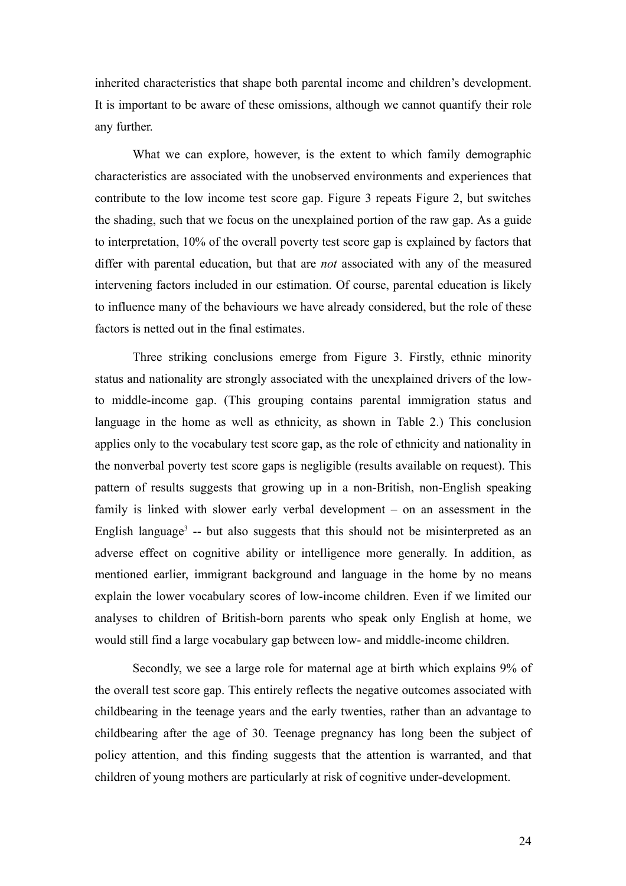inherited characteristics that shape both parental income and children's development. It is important to be aware of these omissions, although we cannot quantify their role any further.

What we can explore, however, is the extent to which family demographic characteristics are associated with the unobserved environments and experiences that contribute to the low income test score gap. Figure 3 repeats Figure 2, but switches the shading, such that we focus on the unexplained portion of the raw gap. As a guide to interpretation, 10% of the overall poverty test score gap is explained by factors that differ with parental education, but that are *not* associated with any of the measured intervening factors included in our estimation. Of course, parental education is likely to influence many of the behaviours we have already considered, but the role of these factors is netted out in the final estimates.

Three striking conclusions emerge from Figure 3. Firstly, ethnic minority status and nationality are strongly associated with the unexplained drivers of the low- to middle-income gap. (This grouping contains parental immigration status and language in the home as well as ethnicity, as shown in Table 2.) This conclusion applies only to the vocabulary test score gap, as the role of ethnicity and nationality in the nonverbal poverty test score gaps is negligible (results available on request). This pattern of results suggests that growing up in a non-British, non-English speaking family is linked with slower early verbal development – on an assessment in the English language[3] -- but also suggests that this should not be misinterpreted as an adverse effect on cognitive ability or intelligence more generally. In addition, as mentioned earlier, immigrant background and language in the home by no means explain the lower vocabulary scores of low-income children. Even if we limited our analyses to children of British-born parents who speak only English at home, we would still find a large vocabulary gap between low- and middle-income children.

Secondly, we see a large role for maternal age at birth which explains 9% of the overall test score gap. This entirely reflects the negative outcomes associated with childbearing in the teenage years and the early twenties, rather than an advantage to childbearing after the age of 30. Teenage pregnancy has long been the subject of policy attention, and this finding suggests that the attention is warranted, and that children of young mothers are particularly at risk of cognitive under-development.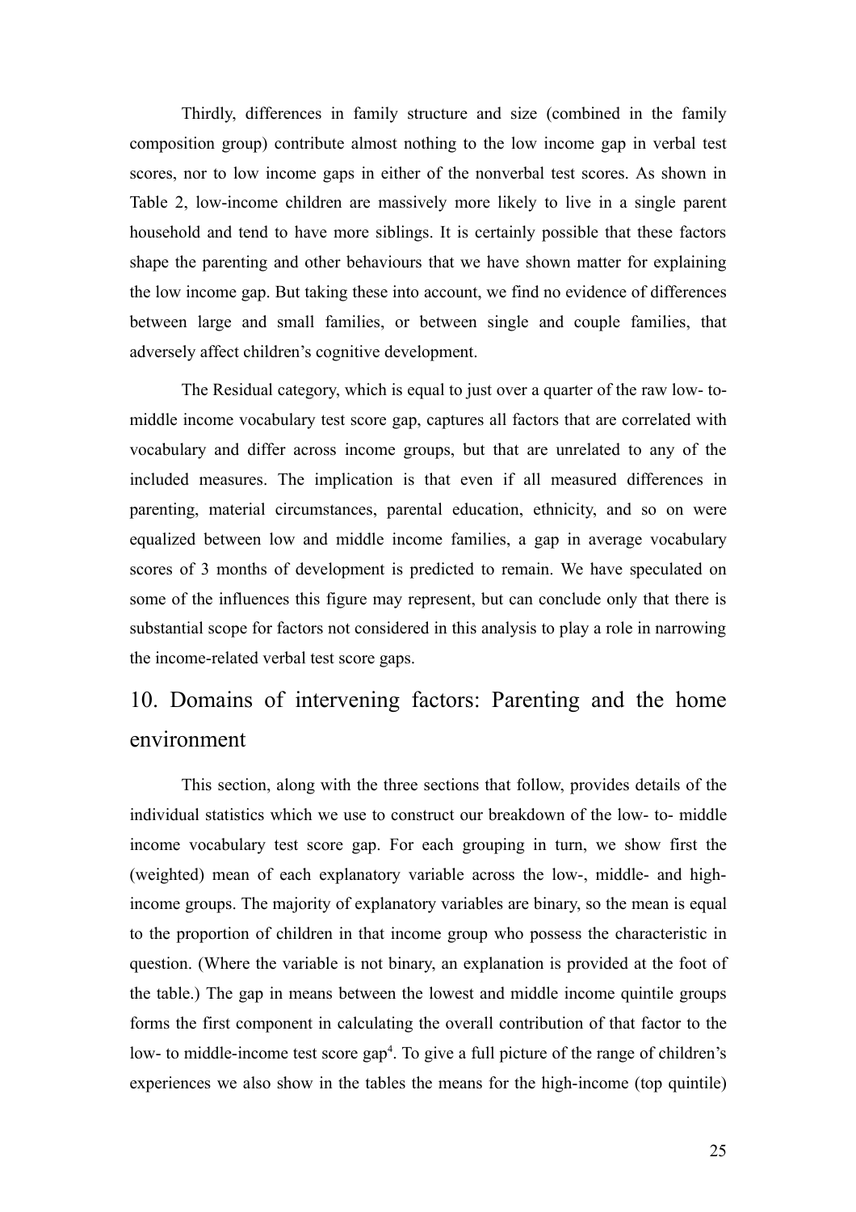Thirdly, differences in family structure and size (combined in the family composition group) contribute almost nothing to the low income gap in verbal test scores, nor to low income gaps in either of the nonverbal test scores. As shown in Table 2, low-income children are massively more likely to live in a single parent household and tend to have more siblings. It is certainly possible that these factors shape the parenting and other behaviours that we have shown matter for explaining the low income gap. But taking these into account, we find no evidence of differences between large and small families, or between single and couple families, that adversely affect children's cognitive development.

The Residual category, which is equal to just over a quarter of the raw low- to-middle income vocabulary test score gap, captures all factors that are correlated with vocabulary and differ across income groups, but that are unrelated to any of the included measures. The implication is that even if all measured differences in parenting, material circumstances, parental education, ethnicity, and so on were equalized between low and middle income families, a gap in average vocabulary scores of 3 months of development is predicted to remain. We have speculated on some of the influences this figure may represent, but can conclude only that there is substantial scope for factors not considered in this analysis to play a role in narrowing the income-related verbal test score gaps.

## 10. Domains of intervening factors: Parenting and the home environment

This section, along with the three sections that follow, provides details of the individual statistics which we use to construct our breakdown of the low- to- middle income vocabulary test score gap. For each grouping in turn, we show first the (weighted) mean of each explanatory variable across the low-, middle- and high-income groups. The majority of explanatory variables are binary, so the mean is equal to the proportion of children in that income group who possess the characteristic in question. (Where the variable is not binary, an explanation is provided at the foot of the table.) The gap in means between the lowest and middle income quintile groups forms the first component in calculating the overall contribution of that factor to the low- to middle-income test score gap[4]. To give a full picture of the range of children's experiences we also show in the tables the means for the high-income (top quintile)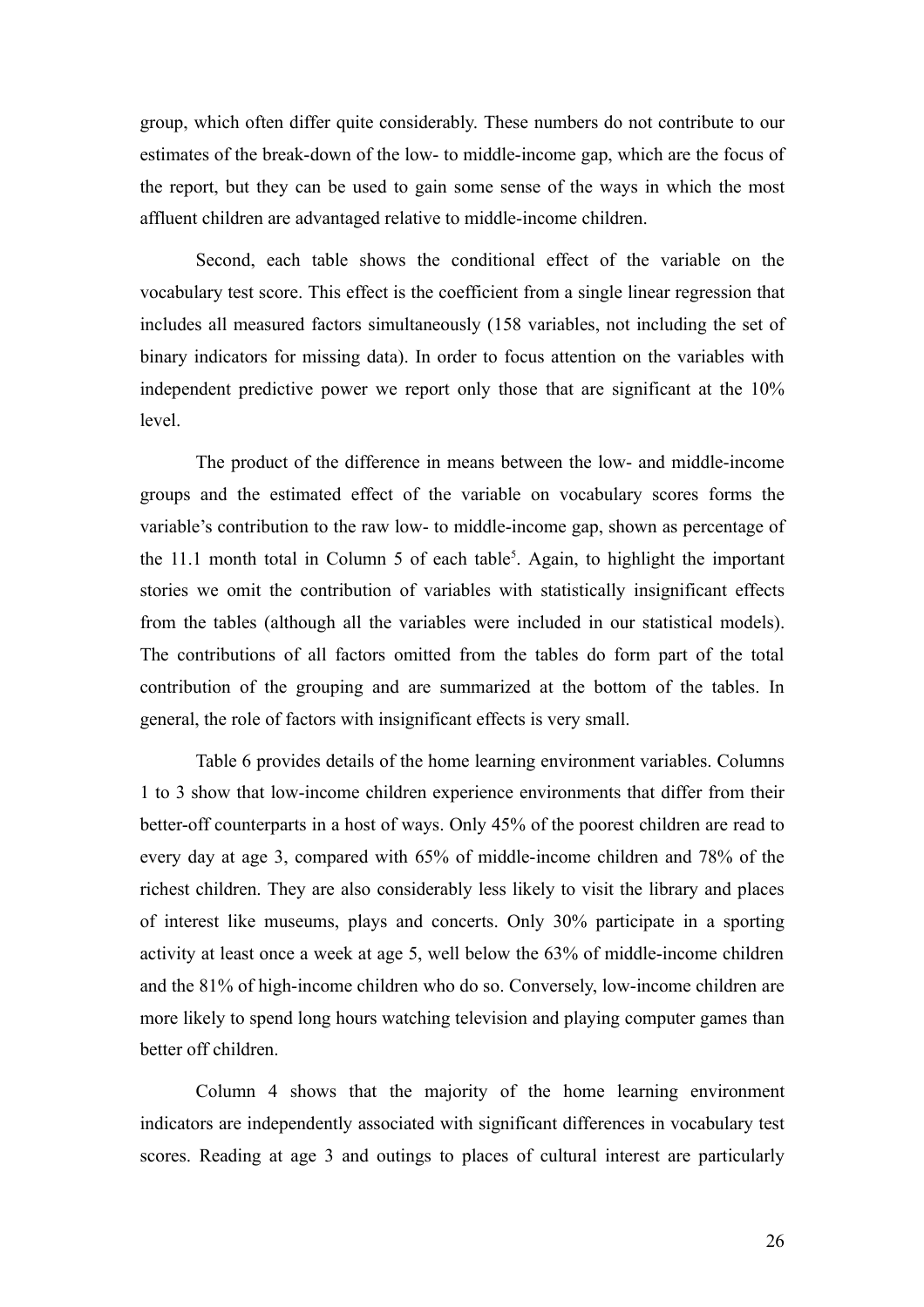group, which often differ quite considerably. These numbers do not contribute to our estimates of the break-down of the low- to middle-income gap, which are the focus of the report, but they can be used to gain some sense of the ways in which the most affluent children are advantaged relative to middle-income children.

Second, each table shows the conditional effect of the variable on the vocabulary test score. This effect is the coefficient from a single linear regression that includes all measured factors simultaneously (158 variables, not including the set of binary indicators for missing data). In order to focus attention on the variables with independent predictive power we report only those that are significant at the 10% level.

The product of the difference in means between the low- and middle-income groups and the estimated effect of the variable on vocabulary scores forms the variable's contribution to the raw low- to middle-income gap, shown as percentage of the 11.1 month total in Column 5 of each table[5]. Again, to highlight the important stories we omit the contribution of variables with statistically insignificant effects from the tables (although all the variables were included in our statistical models). The contributions of all factors omitted from the tables do form part of the total contribution of the grouping and are summarized at the bottom of the tables. In general, the role of factors with insignificant effects is very small.

Table 6 provides details of the home learning environment variables. Columns 1 to 3 show that low-income children experience environments that differ from their better-off counterparts in a host of ways. Only 45% of the poorest children are read to every day at age 3, compared with 65% of middle-income children and 78% of the richest children. They are also considerably less likely to visit the library and places of interest like museums, plays and concerts. Only 30% participate in a sporting activity at least once a week at age 5, well below the 63% of middle-income children and the 81% of high-income children who do so. Conversely, low-income children are more likely to spend long hours watching television and playing computer games than better off children.

Column 4 shows that the majority of the home learning environment indicators are independently associated with significant differences in vocabulary test scores. Reading at age 3 and outings to places of cultural interest are particularly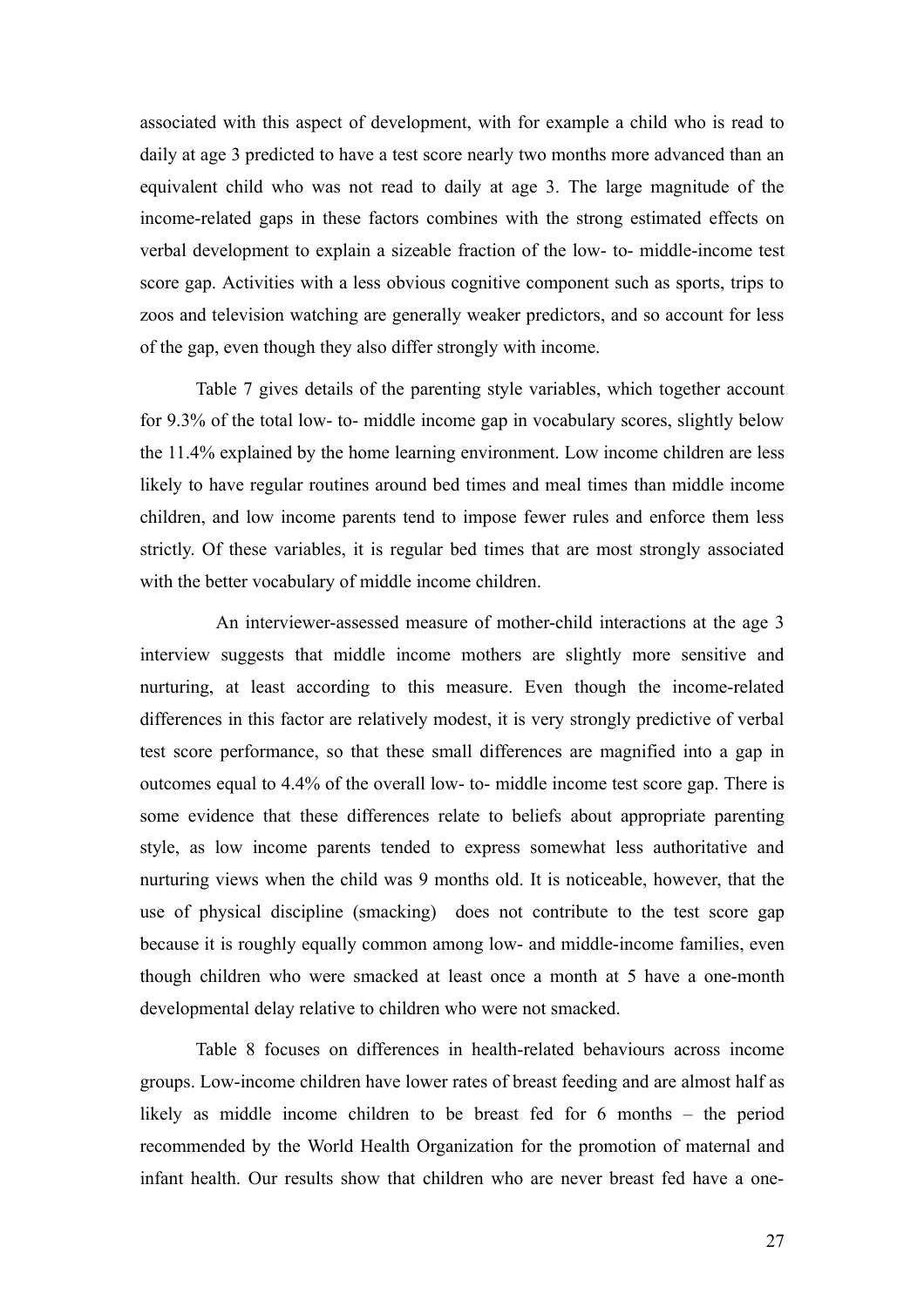associated with this aspect of development, with for example a child who is read to daily at age 3 predicted to have a test score nearly two months more advanced than an equivalent child who was not read to daily at age 3. The large magnitude of the income-related gaps in these factors combines with the strong estimated effects on verbal development to explain a sizeable fraction of the low- to- middle-income test score gap. Activities with a less obvious cognitive component such as sports, trips to zoos and television watching are generally weaker predictors, and so account for less of the gap, even though they also differ strongly with income.

Table 7 gives details of the parenting style variables, which together account for 9.3% of the total low- to- middle income gap in vocabulary scores, slightly below the 11.4% explained by the home learning environment. Low income children are less likely to have regular routines around bed times and meal times than middle income children, and low income parents tend to impose fewer rules and enforce them less strictly. Of these variables, it is regular bed times that are most strongly associated with the better vocabulary of middle income children.

An interviewer-assessed measure of mother-child interactions at the age 3 interview suggests that middle income mothers are slightly more sensitive and nurturing, at least according to this measure. Even though the income-related differences in this factor are relatively modest, it is very strongly predictive of verbal test score performance, so that these small differences are magnified into a gap in outcomes equal to 4.4% of the overall low- to- middle income test score gap. There is some evidence that these differences relate to beliefs about appropriate parenting style, as low income parents tended to express somewhat less authoritative and nurturing views when the child was 9 months old. It is noticeable, however, that the use of physical discipline (smacking) does not contribute to the test score gap because it is roughly equally common among low- and middle-income families, even though children who were smacked at least once a month at 5 have a one-month developmental delay relative to children who were not smacked.

Table 8 focuses on differences in health-related behaviours across income groups. Low-income children have lower rates of breast feeding and are almost half as likely as middle income children to be breast fed for 6 months – the period recommended by the World Health Organization for the promotion of maternal and infant health. Our results show that children who are never breast fed have a one-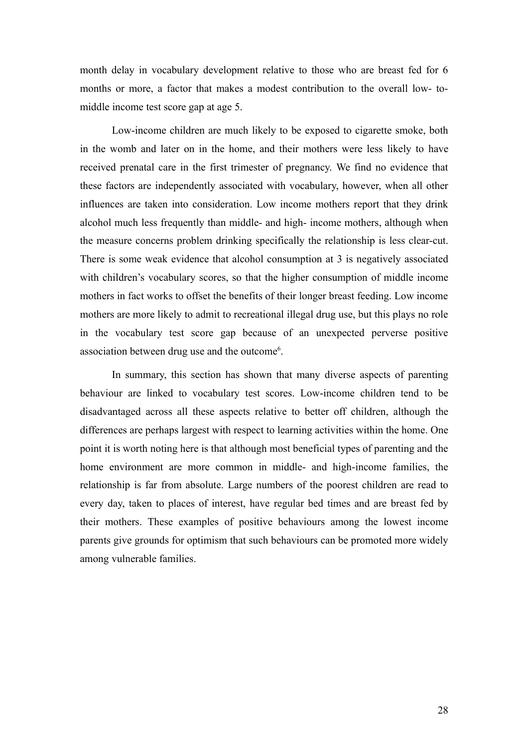month delay in vocabulary development relative to those who are breast fed for 6 months or more, a factor that makes a modest contribution to the overall low- to-middle income test score gap at age 5.

Low-income children are much likely to be exposed to cigarette smoke, both in the womb and later on in the home, and their mothers were less likely to have received prenatal care in the first trimester of pregnancy. We find no evidence that these factors are independently associated with vocabulary, however, when all other influences are taken into consideration. Low income mothers report that they drink alcohol much less frequently than middle- and high- income mothers, although when the measure concerns problem drinking specifically the relationship is less clear-cut. There is some weak evidence that alcohol consumption at 3 is negatively associated with children's vocabulary scores, so that the higher consumption of middle income mothers in fact works to offset the benefits of their longer breast feeding. Low income mothers are more likely to admit to recreational illegal drug use, but this plays no role in the vocabulary test score gap because of an unexpected perverse positive association between drug use and the outcome[6].

In summary, this section has shown that many diverse aspects of parenting behaviour are linked to vocabulary test scores. Low-income children tend to be disadvantaged across all these aspects relative to better off children, although the differences are perhaps largest with respect to learning activities within the home. One point it is worth noting here is that although most beneficial types of parenting and the home environment are more common in middle- and high-income families, the relationship is far from absolute. Large numbers of the poorest children are read to every day, taken to places of interest, have regular bed times and are breast fed by their mothers. These examples of positive behaviours among the lowest income parents give grounds for optimism that such behaviours can be promoted more widely among vulnerable families.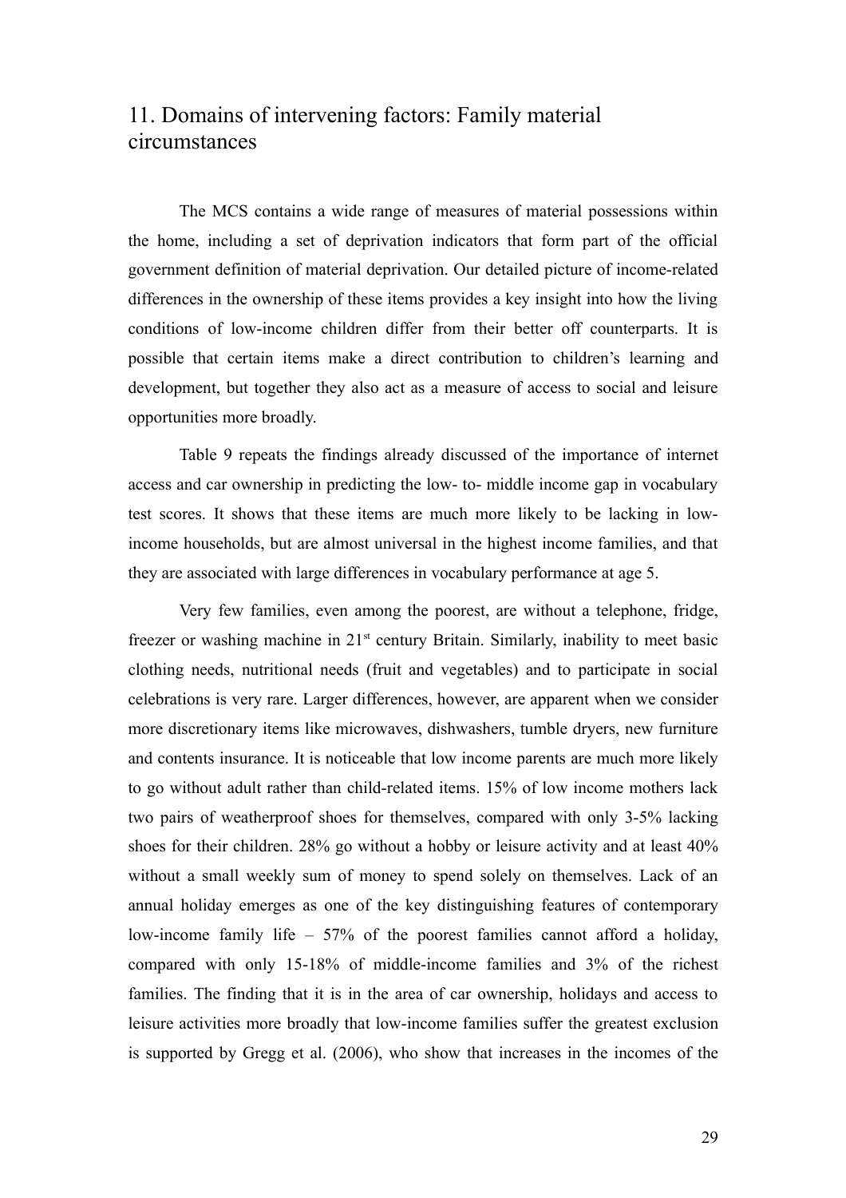## 11. Domains of intervening factors: Family material circumstances

The MCS contains a wide range of measures of material possessions within the home, including a set of deprivation indicators that form part of the official government definition of material deprivation. Our detailed picture of income-related differences in the ownership of these items provides a key insight into how the living conditions of low-income children differ from their better off counterparts. It is possible that certain items make a direct contribution to children's learning and development, but together they also act as a measure of access to social and leisure opportunities more broadly.

Table 9 repeats the findings already discussed of the importance of internet access and car ownership in predicting the low- to- middle income gap in vocabulary test scores. It shows that these items are much more likely to be lacking in low-income households, but are almost universal in the highest income families, and that they are associated with large differences in vocabulary performance at age 5.

Very few families, even among the poorest, are without a telephone, fridge, freezer or washing machine in 21st century Britain. Similarly, inability to meet basic clothing needs, nutritional needs (fruit and vegetables) and to participate in social celebrations is very rare. Larger differences, however, are apparent when we consider more discretionary items like microwaves, dishwashers, tumble dryers, new furniture and contents insurance. It is noticeable that low income parents are much more likely to go without adult rather than child-related items. 15% of low income mothers lack two pairs of weatherproof shoes for themselves, compared with only 3-5% lacking shoes for their children. 28% go without a hobby or leisure activity and at least 40% without a small weekly sum of money to spend solely on themselves. Lack of an annual holiday emerges as one of the key distinguishing features of contemporary low-income family life – 57% of the poorest families cannot afford a holiday, compared with only 15-18% of middle-income families and 3% of the richest families. The finding that it is in the area of car ownership, holidays and access to leisure activities more broadly that low-income families suffer the greatest exclusion is supported by Gregg et al. (2006), who show that increases in the incomes of the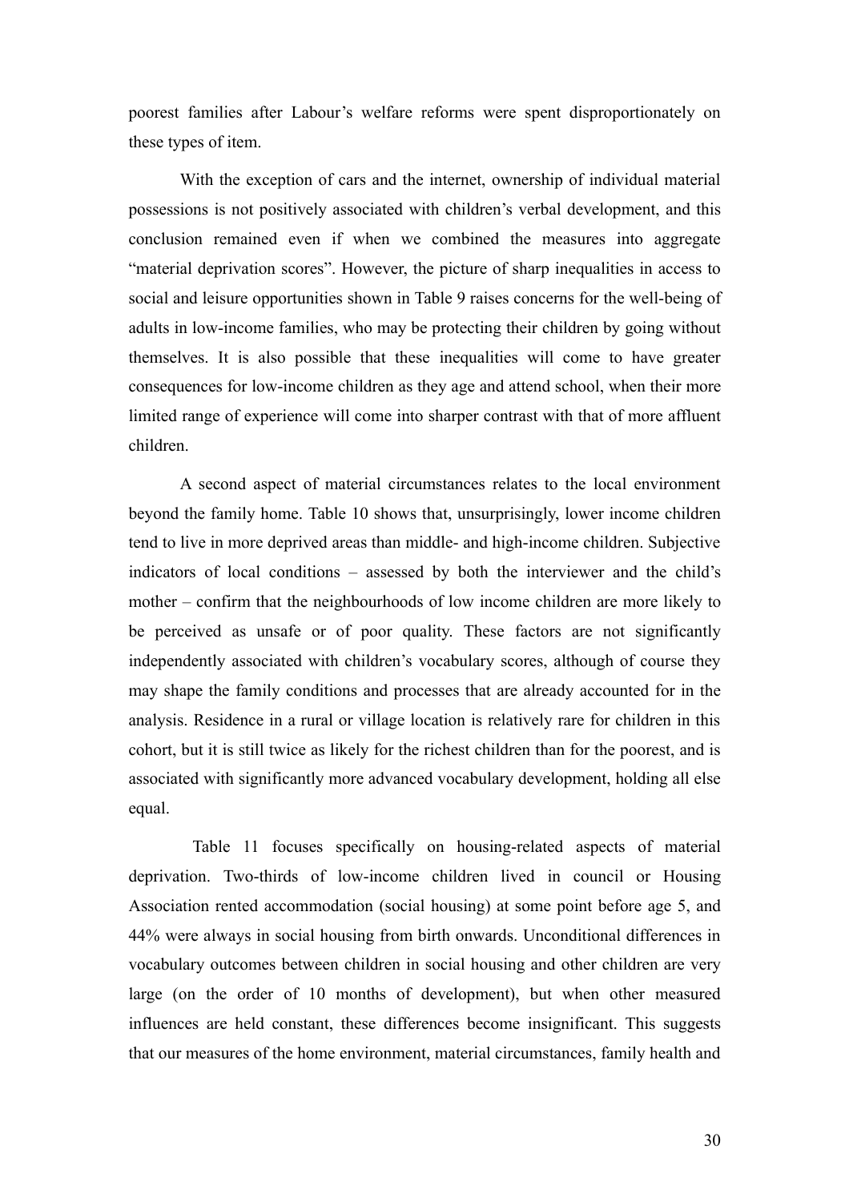poorest families after Labour's welfare reforms were spent disproportionately on these types of item.

With the exception of cars and the internet, ownership of individual material possessions is not positively associated with children's verbal development, and this conclusion remained even if when we combined the measures into aggregate "material deprivation scores". However, the picture of sharp inequalities in access to social and leisure opportunities shown in Table 9 raises concerns for the well-being of adults in low-income families, who may be protecting their children by going without themselves. It is also possible that these inequalities will come to have greater consequences for low-income children as they age and attend school, when their more limited range of experience will come into sharper contrast with that of more affluent children.

A second aspect of material circumstances relates to the local environment beyond the family home. Table 10 shows that, unsurprisingly, lower income children tend to live in more deprived areas than middle- and high-income children. Subjective indicators of local conditions – assessed by both the interviewer and the child's mother – confirm that the neighbourhoods of low income children are more likely to be perceived as unsafe or of poor quality. These factors are not significantly independently associated with children's vocabulary scores, although of course they may shape the family conditions and processes that are already accounted for in the analysis. Residence in a rural or village location is relatively rare for children in this cohort, but it is still twice as likely for the richest children than for the poorest, and is associated with significantly more advanced vocabulary development, holding all else equal.

Table 11 focuses specifically on housing-related aspects of material deprivation. Two-thirds of low-income children lived in council or Housing Association rented accommodation (social housing) at some point before age 5, and 44% were always in social housing from birth onwards. Unconditional differences in vocabulary outcomes between children in social housing and other children are very large (on the order of 10 months of development), but when other measured influences are held constant, these differences become insignificant. This suggests that our measures of the home environment, material circumstances, family health and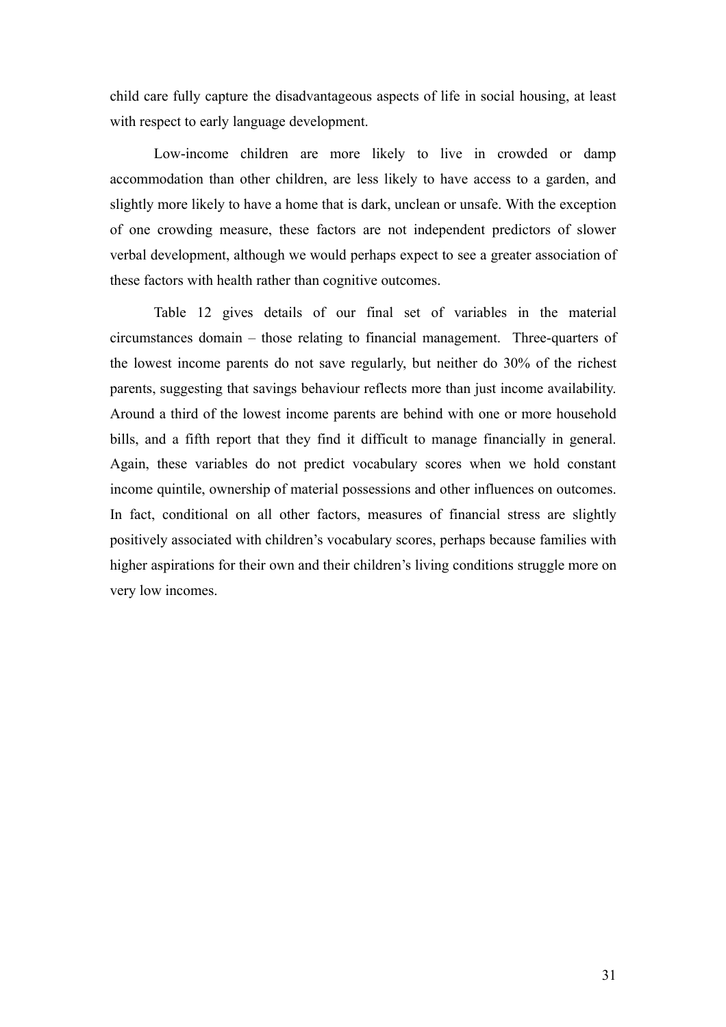child care fully capture the disadvantageous aspects of life in social housing, at least with respect to early language development.

Low-income children are more likely to live in crowded or damp accommodation than other children, are less likely to have access to a garden, and slightly more likely to have a home that is dark, unclean or unsafe. With the exception of one crowding measure, these factors are not independent predictors of slower verbal development, although we would perhaps expect to see a greater association of these factors with health rather than cognitive outcomes.

Table 12 gives details of our final set of variables in the material circumstances domain – those relating to financial management. Three-quarters of the lowest income parents do not save regularly, but neither do 30% of the richest parents, suggesting that savings behaviour reflects more than just income availability. Around a third of the lowest income parents are behind with one or more household bills, and a fifth report that they find it difficult to manage financially in general. Again, these variables do not predict vocabulary scores when we hold constant income quintile, ownership of material possessions and other influences on outcomes. In fact, conditional on all other factors, measures of financial stress are slightly positively associated with children's vocabulary scores, perhaps because families with higher aspirations for their own and their children's living conditions struggle more on very low incomes.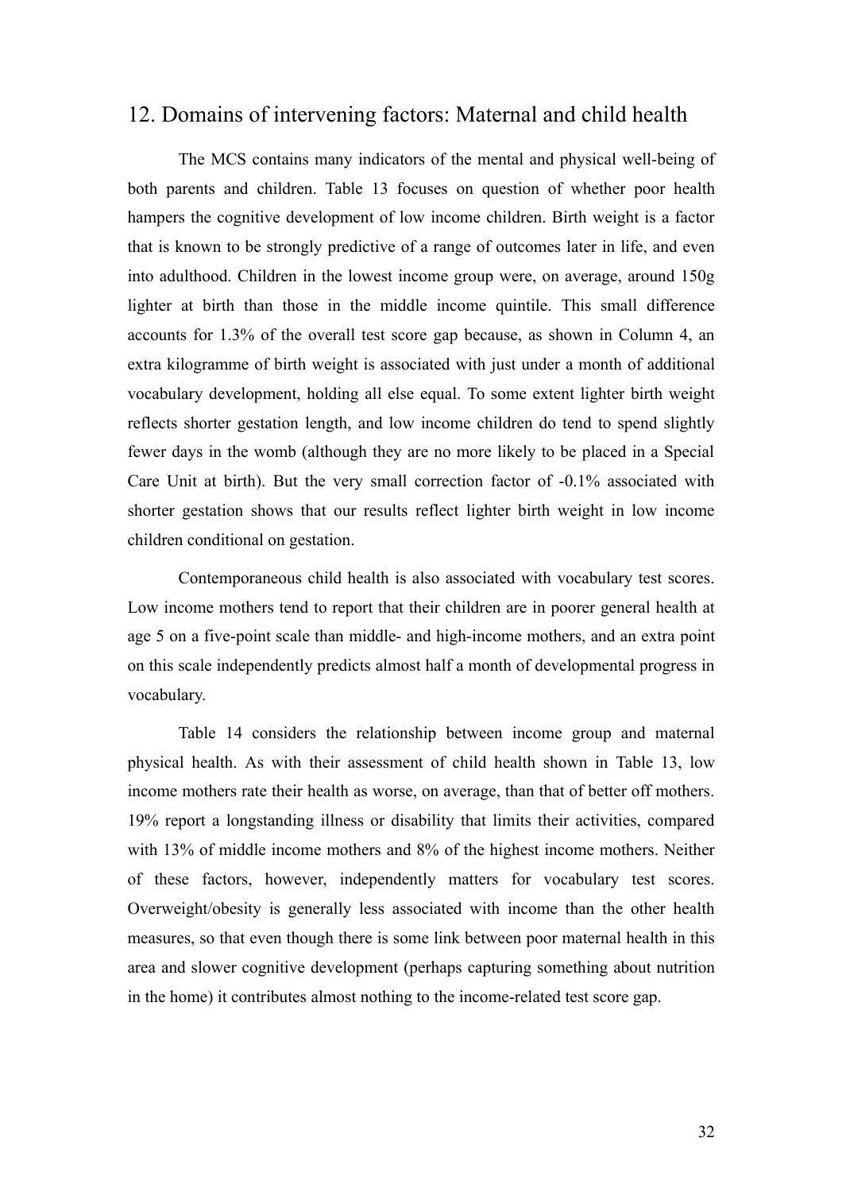## 12. Domains of intervening factors: Maternal and child health

The MCS contains many indicators of the mental and physical well-being of both parents and children. Table 13 focuses on question of whether poor health hampers the cognitive development of low income children. Birth weight is a factor that is known to be strongly predictive of a range of outcomes later in life, and even into adulthood. Children in the lowest income group were, on average, around 150g lighter at birth than those in the middle income quintile. This small difference accounts for 1.3% of the overall test score gap because, as shown in Column 4, an extra kilogramme of birth weight is associated with just under a month of additional vocabulary development, holding all else equal. To some extent lighter birth weight reflects shorter gestation length, and low income children do tend to spend slightly fewer days in the womb (although they are no more likely to be placed in a Special Care Unit at birth). But the very small correction factor of -0.1% associated with shorter gestation shows that our results reflect lighter birth weight in low income children conditional on gestation.

Contemporaneous child health is also associated with vocabulary test scores. Low income mothers tend to report that their children are in poorer general health at age 5 on a five-point scale than middle- and high-income mothers, and an extra point on this scale independently predicts almost half a month of developmental progress in vocabulary.

Table 14 considers the relationship between income group and maternal physical health. As with their assessment of child health shown in Table 13, low income mothers rate their health as worse, on average, than that of better off mothers. 19% report a longstanding illness or disability that limits their activities, compared with 13% of middle income mothers and 8% of the highest income mothers. Neither of these factors, however, independently matters for vocabulary test scores. Overweight/obesity is generally less associated with income than the other health measures, so that even though there is some link between poor maternal health in this area and slower cognitive development (perhaps capturing something about nutrition in the home) it contributes almost nothing to the income-related test score gap.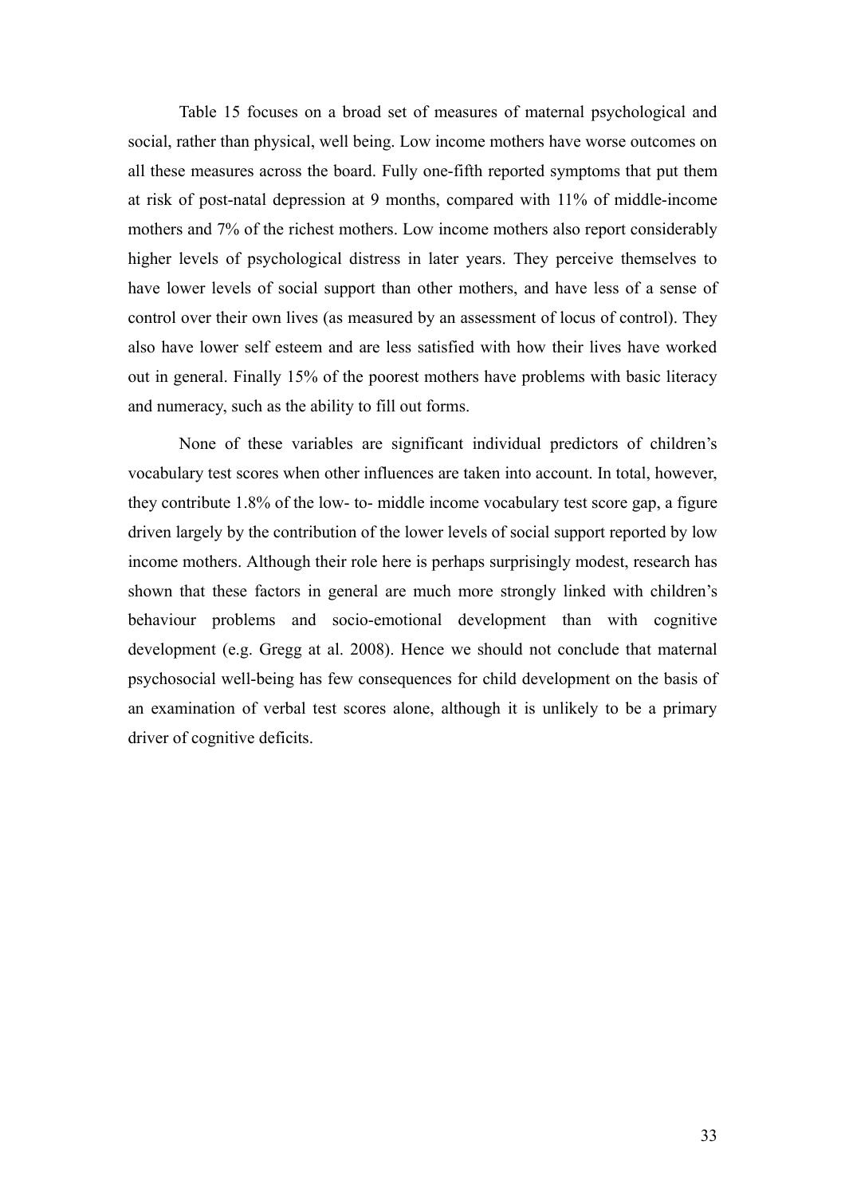Table 15 focuses on a broad set of measures of maternal psychological and social, rather than physical, well being. Low income mothers have worse outcomes on all these measures across the board. Fully one-fifth reported symptoms that put them at risk of post-natal depression at 9 months, compared with 11% of middle-income mothers and 7% of the richest mothers. Low income mothers also report considerably higher levels of psychological distress in later years. They perceive themselves to have lower levels of social support than other mothers, and have less of a sense of control over their own lives (as measured by an assessment of locus of control). They also have lower self esteem and are less satisfied with how their lives have worked out in general. Finally 15% of the poorest mothers have problems with basic literacy and numeracy, such as the ability to fill out forms.

None of these variables are significant individual predictors of children's vocabulary test scores when other influences are taken into account. In total, however, they contribute 1.8% of the low- to- middle income vocabulary test score gap, a figure driven largely by the contribution of the lower levels of social support reported by low income mothers. Although their role here is perhaps surprisingly modest, research has shown that these factors in general are much more strongly linked with children's behaviour problems and socio-emotional development than with cognitive development (e.g. Gregg at al. 2008). Hence we should not conclude that maternal psychosocial well-being has few consequences for child development on the basis of an examination of verbal test scores alone, although it is unlikely to be a primary driver of cognitive deficits.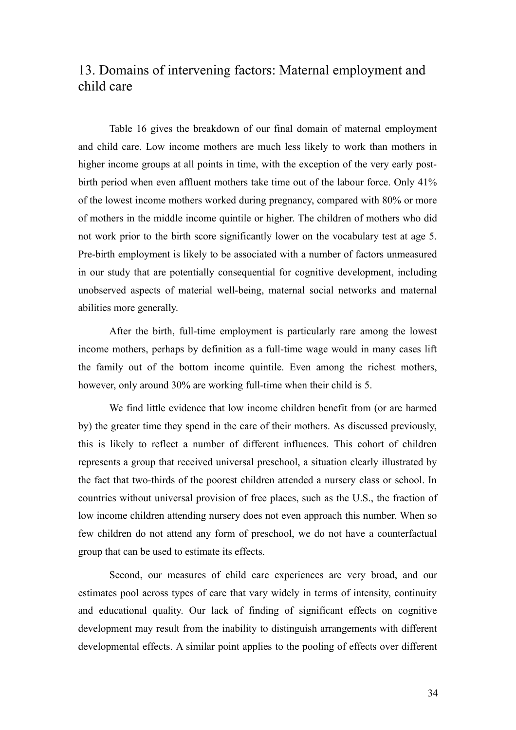## 13. Domains of intervening factors: Maternal employment and child care

Table 16 gives the breakdown of our final domain of maternal employment and child care. Low income mothers are much less likely to work than mothers in higher income groups at all points in time, with the exception of the very early post-birth period when even affluent mothers take time out of the labour force. Only 41% of the lowest income mothers worked during pregnancy, compared with 80% or more of mothers in the middle income quintile or higher. The children of mothers who did not work prior to the birth score significantly lower on the vocabulary test at age 5. Pre-birth employment is likely to be associated with a number of factors unmeasured in our study that are potentially consequential for cognitive development, including unobserved aspects of material well-being, maternal social networks and maternal abilities more generally.

After the birth, full-time employment is particularly rare among the lowest income mothers, perhaps by definition as a full-time wage would in many cases lift the family out of the bottom income quintile. Even among the richest mothers, however, only around 30% are working full-time when their child is 5.

We find little evidence that low income children benefit from (or are harmed by) the greater time they spend in the care of their mothers. As discussed previously, this is likely to reflect a number of different influences. This cohort of children represents a group that received universal preschool, a situation clearly illustrated by the fact that two-thirds of the poorest children attended a nursery class or school. In countries without universal provision of free places, such as the U.S., the fraction of low income children attending nursery does not even approach this number. When so few children do not attend any form of preschool, we do not have a counterfactual group that can be used to estimate its effects.

Second, our measures of child care experiences are very broad, and our estimates pool across types of care that vary widely in terms of intensity, continuity and educational quality. Our lack of finding of significant effects on cognitive development may result from the inability to distinguish arrangements with different developmental effects. A similar point applies to the pooling of effects over different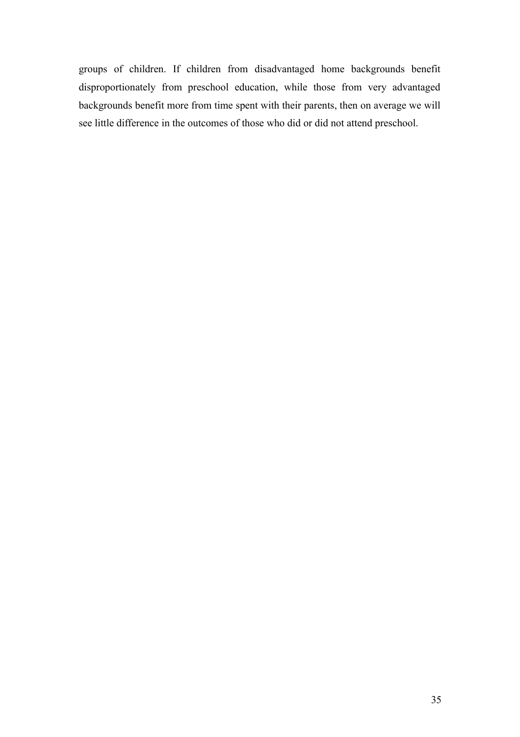groups of children. If children from disadvantaged home backgrounds benefit disproportionately from preschool education, while those from very advantaged backgrounds benefit more from time spent with their parents, then on average we will see little difference in the outcomes of those who did or did not attend preschool.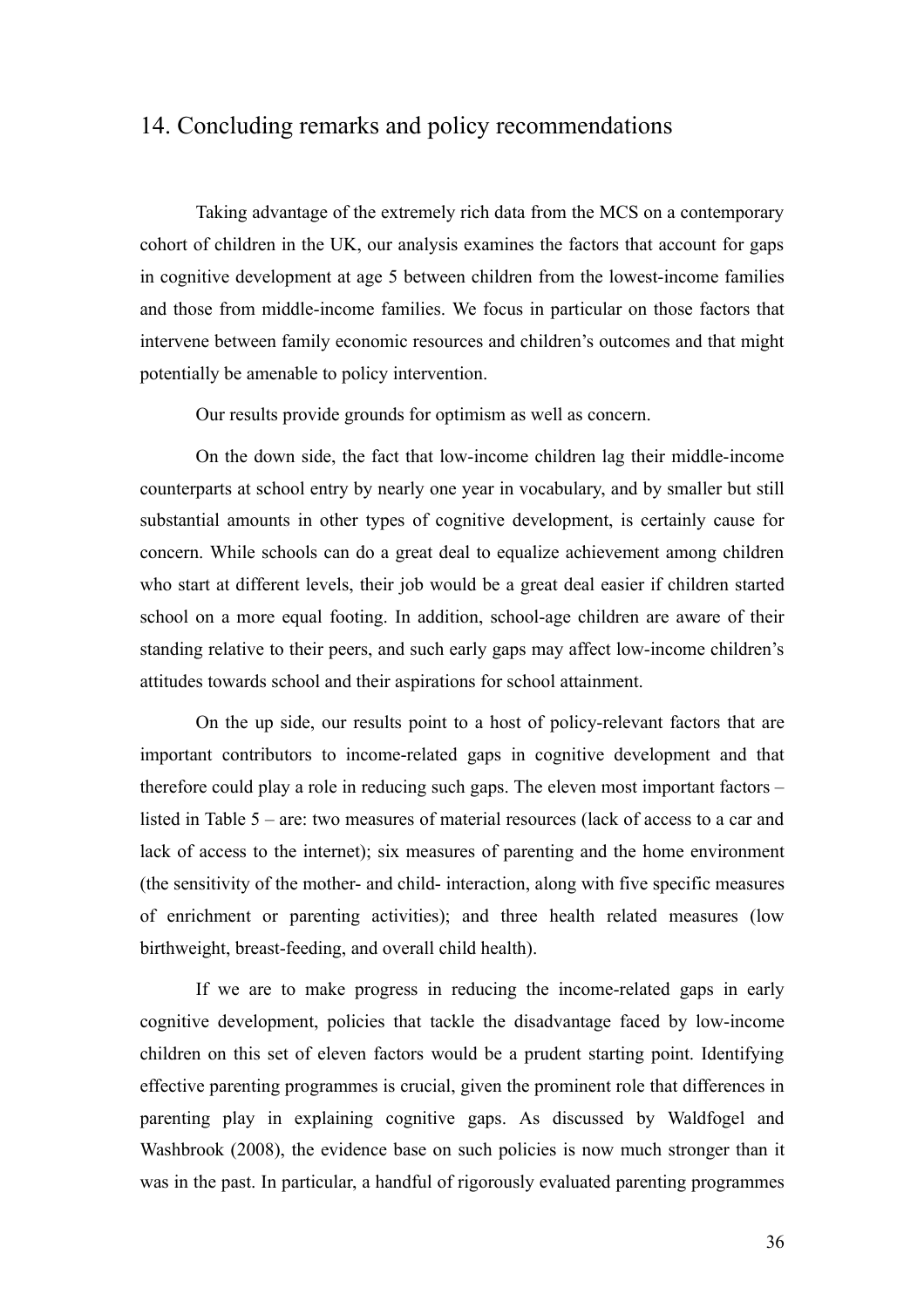## 14. Concluding remarks and policy recommendations

Taking advantage of the extremely rich data from the MCS on a contemporary cohort of children in the UK, our analysis examines the factors that account for gaps in cognitive development at age 5 between children from the lowest-income families and those from middle-income families. We focus in particular on those factors that intervene between family economic resources and children's outcomes and that might potentially be amenable to policy intervention.

Our results provide grounds for optimism as well as concern.

On the down side, the fact that low-income children lag their middle-income counterparts at school entry by nearly one year in vocabulary, and by smaller but still substantial amounts in other types of cognitive development, is certainly cause for concern. While schools can do a great deal to equalize achievement among children who start at different levels, their job would be a great deal easier if children started school on a more equal footing. In addition, school-age children are aware of their standing relative to their peers, and such early gaps may affect low-income children's attitudes towards school and their aspirations for school attainment.

On the up side, our results point to a host of policy-relevant factors that are important contributors to income-related gaps in cognitive development and that therefore could play a role in reducing such gaps. The eleven most important factors – listed in Table 5 – are: two measures of material resources (lack of access to a car and lack of access to the internet); six measures of parenting and the home environment (the sensitivity of the mother- and child- interaction, along with five specific measures of enrichment or parenting activities); and three health related measures (low birthweight, breast-feeding, and overall child health).

If we are to make progress in reducing the income-related gaps in early cognitive development, policies that tackle the disadvantage faced by low-income children on this set of eleven factors would be a prudent starting point. Identifying effective parenting programmes is crucial, given the prominent role that differences in parenting play in explaining cognitive gaps. As discussed by Waldfogel and Washbrook (2008), the evidence base on such policies is now much stronger than it was in the past. In particular, a handful of rigorously evaluated parenting programmes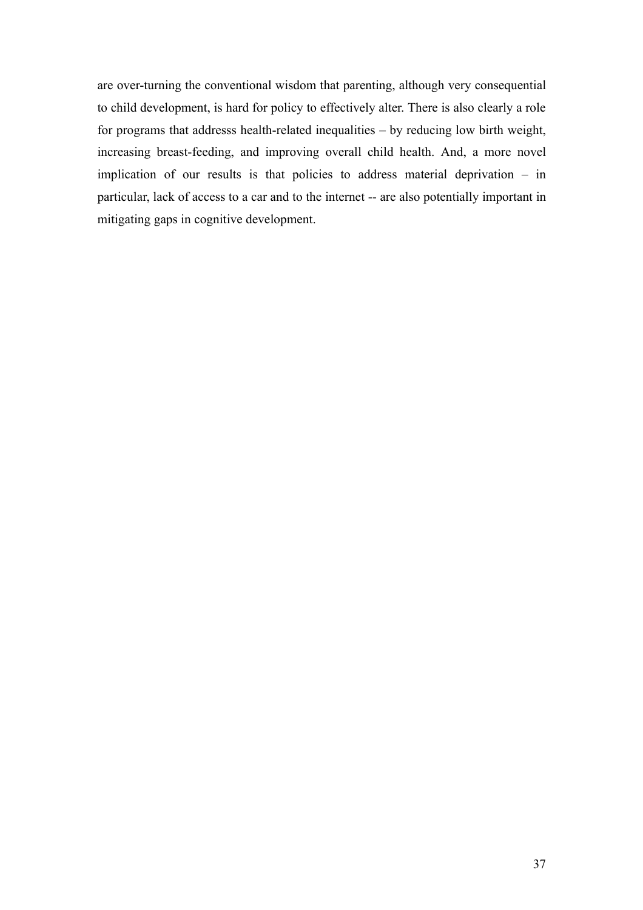are over-turning the conventional wisdom that parenting, although very consequential to child development, is hard for policy to effectively alter. There is also clearly a role for programs that addresss health-related inequalities – by reducing low birth weight, increasing breast-feeding, and improving overall child health. And, a more novel implication of our results is that policies to address material deprivation – in particular, lack of access to a car and to the internet -- are also potentially important in mitigating gaps in cognitive development.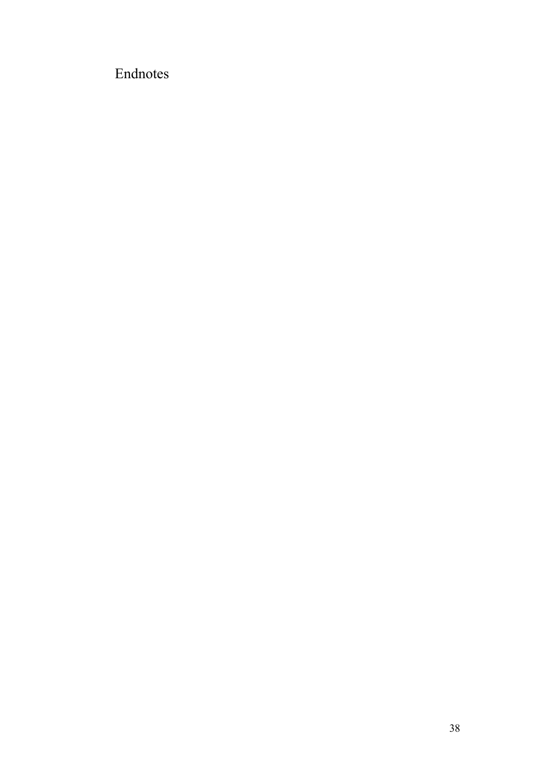# Endnotes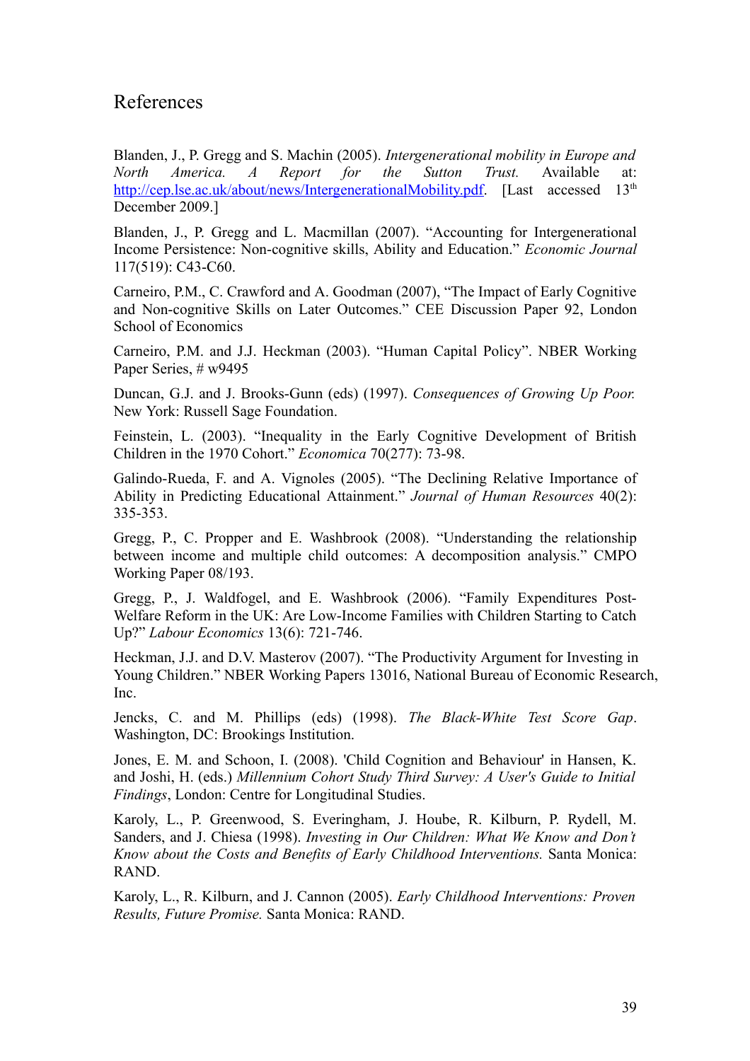## References

Blanden, J., P. Gregg and S. Machin (2005). *Intergenerational mobility in Europe and North America. A Report for the Sutton Trust.* Available at: http://cep.lse.ac.uk/about/news/IntergenerationalMobility.pdf. [Last accessed 13th December 2009.]

Blanden, J., P. Gregg and L. Macmillan (2007). "Accounting for Intergenerational Income Persistence: Non-cognitive skills, Ability and Education." *Economic Journal* 117(519): C43-C60.

Carneiro, P.M., C. Crawford and A. Goodman (2007), "The Impact of Early Cognitive and Non-cognitive Skills on Later Outcomes." CEE Discussion Paper 92, London School of Economics

Carneiro, P.M. and J.J. Heckman (2003). "Human Capital Policy". NBER Working Paper Series, # w9495

Duncan, G.J. and J. Brooks-Gunn (eds) (1997). *Consequences of Growing Up Poor.* New York: Russell Sage Foundation.

Feinstein, L. (2003). "Inequality in the Early Cognitive Development of British Children in the 1970 Cohort." *Economica* 70(277): 73-98.

Galindo-Rueda, F. and A. Vignoles (2005). "The Declining Relative Importance of Ability in Predicting Educational Attainment." *Journal of Human Resources* 40(2): 335-353.

Gregg, P., C. Propper and E. Washbrook (2008). "Understanding the relationship between income and multiple child outcomes: A decomposition analysis." CMPO Working Paper 08/193.

Gregg, P., J. Waldfogel, and E. Washbrook (2006). "Family Expenditures Post-Welfare Reform in the UK: Are Low-Income Families with Children Starting to Catch Up?" *Labour Economics* 13(6): 721-746.

Heckman, J.J. and D.V. Masterov (2007). "The Productivity Argument for Investing in Young Children." NBER Working Papers 13016, National Bureau of Economic Research, Inc.

Jencks, C. and M. Phillips (eds) (1998). *The Black-White Test Score Gap*. Washington, DC: Brookings Institution.

Jones, E. M. and Schoon, I. (2008). 'Child Cognition and Behaviour' in Hansen, K. and Joshi, H. (eds.) *Millennium Cohort Study Third Survey: A User's Guide to Initial Findings*, London: Centre for Longitudinal Studies.

Karoly, L., P. Greenwood, S. Everingham, J. Hoube, R. Kilburn, P. Rydell, M. Sanders, and J. Chiesa (1998). *Investing in Our Children: What We Know and Don't Know about the Costs and Benefits of Early Childhood Interventions.* Santa Monica: RAND.

Karoly, L., R. Kilburn, and J. Cannon (2005). *Early Childhood Interventions: Proven Results, Future Promise.* Santa Monica: RAND.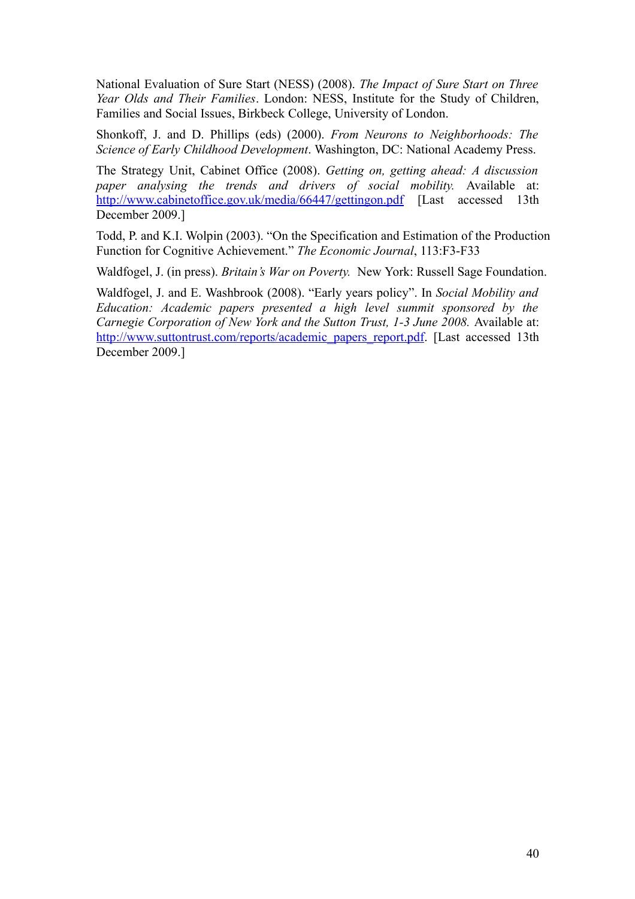National Evaluation of Sure Start (NESS) (2008). *The Impact of Sure Start on Three Year Olds and Their Families*. London: NESS, Institute for the Study of Children, Families and Social Issues, Birkbeck College, University of London.

Shonkoff, J. and D. Phillips (eds) (2000). *From Neurons to Neighborhoods: The Science of Early Childhood Development*. Washington, DC: National Academy Press.

The Strategy Unit, Cabinet Office (2008). *Getting on, getting ahead: A discussion paper analysing the trends and drivers of social mobility.* Available at: http://www.cabinetoffice.gov.uk/media/66447/gettingon.pdf [Last accessed 13th December 2009.]

Todd, P. and K.I. Wolpin (2003). "On the Specification and Estimation of the Production Function for Cognitive Achievement." *The Economic Journal*, 113:F3-F33

Waldfogel, J. (in press). *Britain's War on Poverty.* New York: Russell Sage Foundation.

Waldfogel, J. and E. Washbrook (2008). "Early years policy". In *Social Mobility and Education: Academic papers presented a high level summit sponsored by the Carnegie Corporation of New York and the Sutton Trust, 1-3 June 2008.* Available at: http://www.suttontrust.com/reports/academic_papers_report.pdf. [Last accessed 13th December 2009.]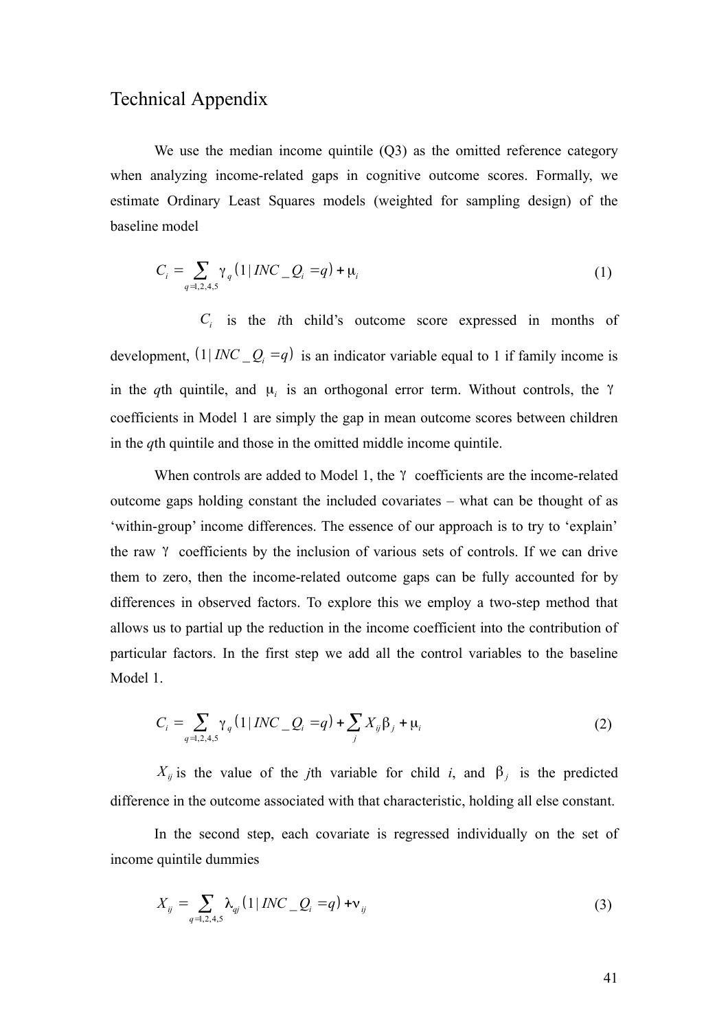# Technical Appendix

We use the median income quintile (Q3) as the omitted reference category when analyzing income-related gaps in cognitive outcome scores. Formally, we estimate Ordinary Least Squares models (weighted for sampling design) of the baseline model

$$C_i = \sum_{q=1,2,4,5} \gamma_q \left(1 \mid INC\_Q_i = q\right) + \mu_i \tag{1}$$

$C_i$ is the *i*th child's outcome score expressed in months of development, $\left(1 \mid INC\_Q_i = q\right)$ is an indicator variable equal to 1 if family income is in the *q*th quintile, and $\mu_i$ is an orthogonal error term. Without controls, the $\gamma$ coefficients in Model 1 are simply the gap in mean outcome scores between children in the *q*th quintile and those in the omitted middle income quintile.

When controls are added to Model 1, the $\gamma$ coefficients are the income-related outcome gaps holding constant the included covariates – what can be thought of as 'within-group' income differences. The essence of our approach is to try to 'explain' the raw $\gamma$ coefficients by the inclusion of various sets of controls. If we can drive them to zero, then the income-related outcome gaps can be fully accounted for by differences in observed factors. To explore this we employ a two-step method that allows us to partial up the reduction in the income coefficient into the contribution of particular factors. In the first step we add all the control variables to the baseline Model 1.

$$C_i = \sum_{q=1,2,4,5} \gamma_q \left(1 \mid INC\_Q_i = q\right) + \sum_j X_{ij} \beta_j + \mu_i \tag{2}$$

$X_{ij}$ is the value of the *j*th variable for child *i*, and $\beta_j$ is the predicted difference in the outcome associated with that characteristic, holding all else constant.

In the second step, each covariate is regressed individually on the set of income quintile dummies

$$X_{ij} = \sum_{q=1,2,4,5} \lambda_{qj} \left(1 \mid INC\_Q_i = q\right) + \nu_{ij} \tag{3}$$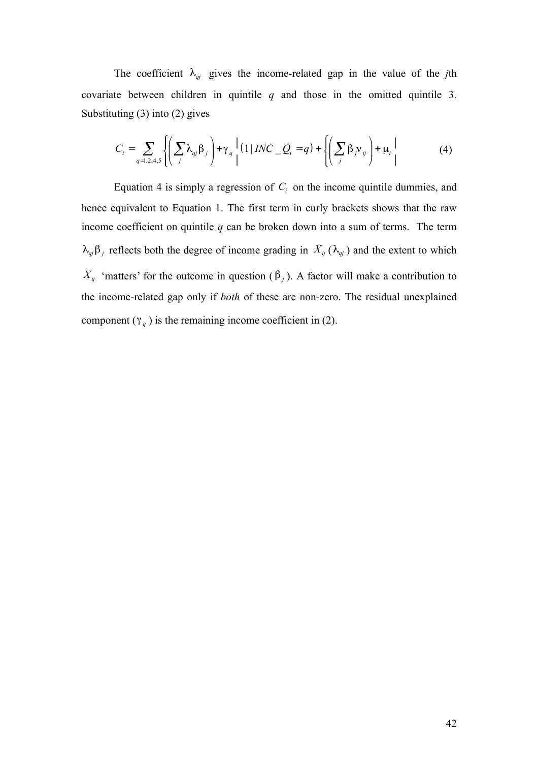The coefficient $\lambda_{qj}$ gives the income-related gap in the value of the *j*th covariate between children in quintile *q* and those in the omitted quintile 3. Substituting (3) into (2) gives

$$C_i = \sum_{q=1,2,4,5} \left\{ \left( \sum_j \lambda_{qj} \beta_j \right) + \gamma_q \right\} (1 \mid INC\_Q_i = q) + \left\{ \left( \sum_j \beta_j \nu_{ij} \right) + \mu_i \right\} \tag{4}$$

Equation 4 is simply a regression of $C_i$ on the income quintile dummies, and hence equivalent to Equation 1. The first term in curly brackets shows that the raw income coefficient on quintile *q* can be broken down into a sum of terms. The term $\lambda_{qj}\beta_j$ reflects both the degree of income grading in $X_{ij}$ ($\lambda_{qj}$) and the extent to which $X_{ij}$ 'matters' for the outcome in question ($\beta_j$). A factor will make a contribution to the income-related gap only if *both* of these are non-zero. The residual unexplained component ($\gamma_q$) is the remaining income coefficient in (2).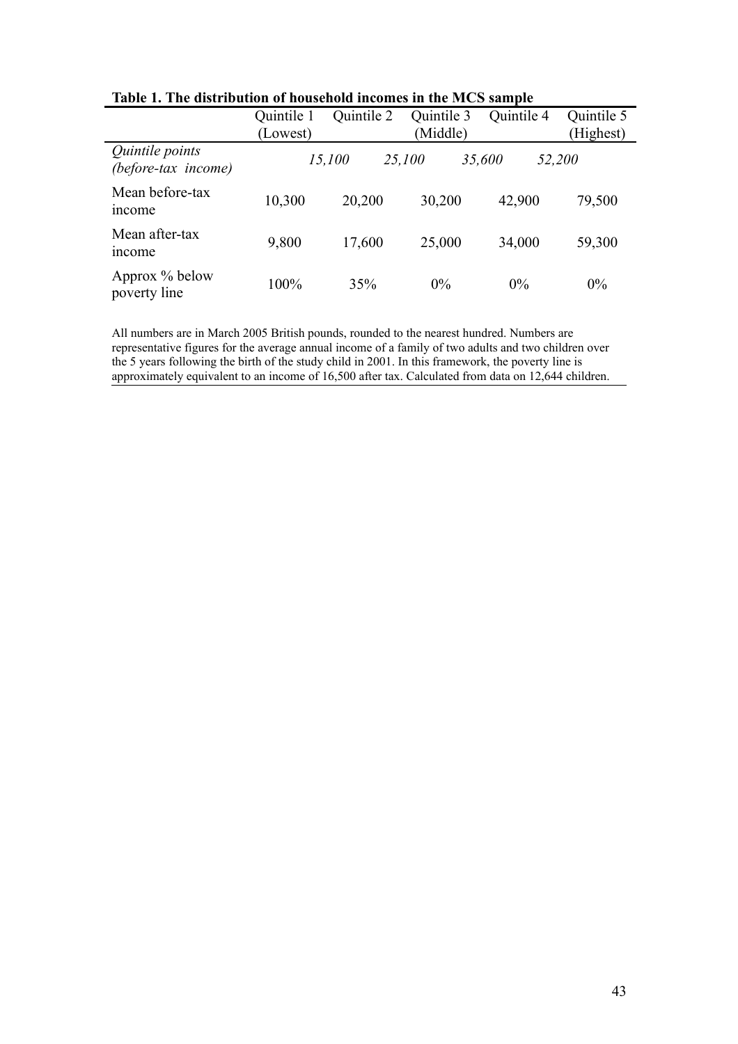**Table 1. The distribution of household incomes in the MCS sample**

| | Quintile 1 (Lowest) | Quintile 2 | Quintile 3 (Middle) | Quintile 4 | Quintile 5 (Highest) |
|---|---|---|---|---|---|
| *Quintile points (before-tax income)* | *15,100* | *25,100* | *35,600* | *52,200* | |
| Mean before-tax income | 10,300 | 20,200 | 30,200 | 42,900 | 79,500 |
| Mean after-tax income | 9,800 | 17,600 | 25,000 | 34,000 | 59,300 |
| Approx % below poverty line | 100% | 35% | 0% | 0% | 0% |

All numbers are in March 2005 British pounds, rounded to the nearest hundred. Numbers are representative figures for the average annual income of a family of two adults and two children over the 5 years following the birth of the study child in 2001. In this framework, the poverty line is approximately equivalent to an income of 16,500 after tax. Calculated from data on 12,644 children.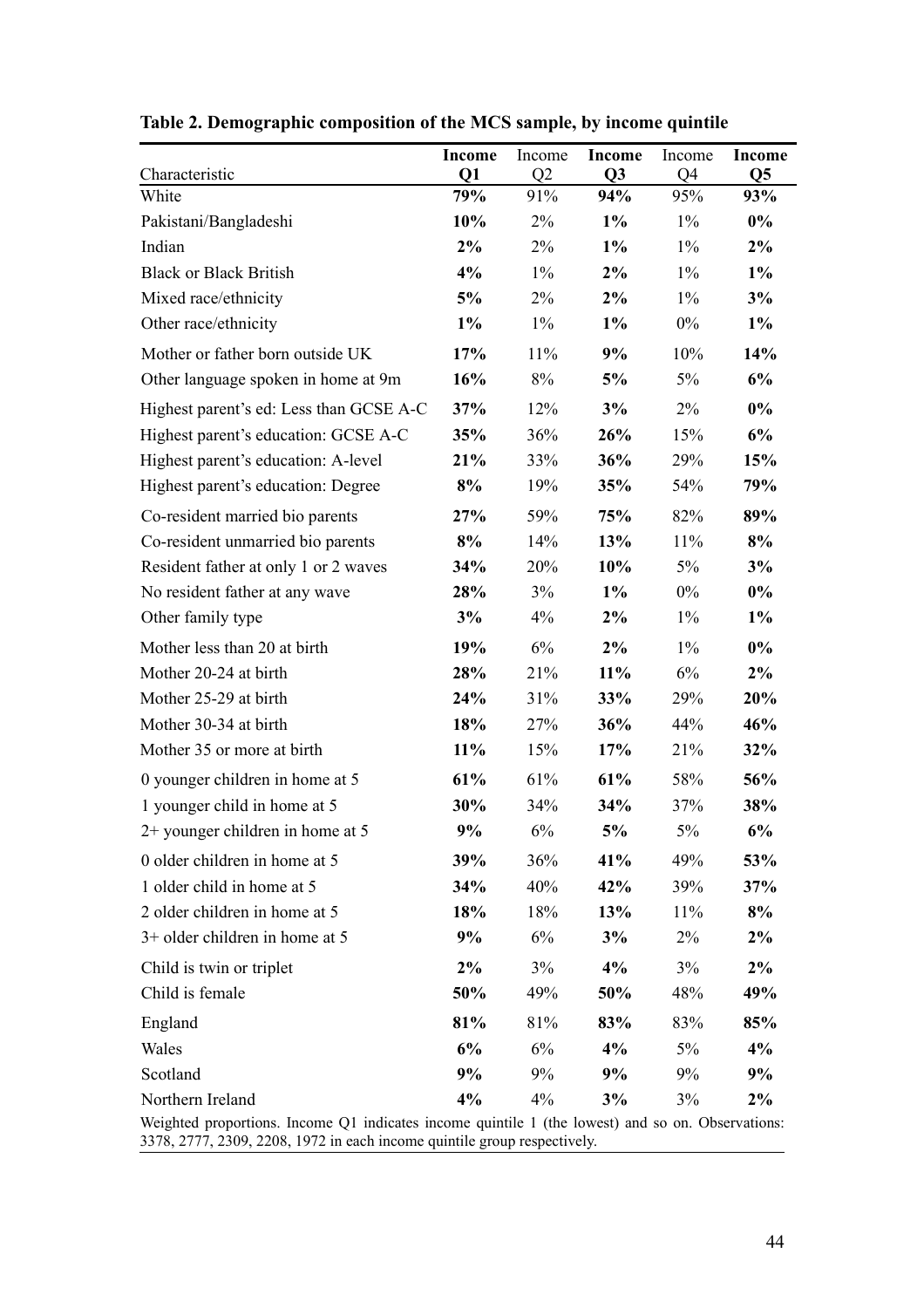**Table 2. Demographic composition of the MCS sample, by income quintile**

| Characteristic | **Income Q1** | Income Q2 | **Income Q3** | Income Q4 | **Income Q5** |
|---|---|---|---|---|---|
| White | **79%** | 91% | **94%** | 95% | **93%** |
| Pakistani/Bangladeshi | **10%** | 2% | **1%** | 1% | **0%** |
| Indian | **2%** | 2% | **1%** | 1% | **2%** |
| Black or Black British | **4%** | 1% | **2%** | 1% | **1%** |
| Mixed race/ethnicity | **5%** | 2% | **2%** | 1% | **3%** |
| Other race/ethnicity | **1%** | 1% | **1%** | 0% | **1%** |
| Mother or father born outside UK | **17%** | 11% | **9%** | 10% | **14%** |
| Other language spoken in home at 9m | **16%** | 8% | **5%** | 5% | **6%** |
| Highest parent's ed: Less than GCSE A-C | **37%** | 12% | **3%** | 2% | **0%** |
| Highest parent's education: GCSE A-C | **35%** | 36% | **26%** | 15% | **6%** |
| Highest parent's education: A-level | **21%** | 33% | **36%** | 29% | **15%** |
| Highest parent's education: Degree | **8%** | 19% | **35%** | 54% | **79%** |
| Co-resident married bio parents | **27%** | 59% | **75%** | 82% | **89%** |
| Co-resident unmarried bio parents | **8%** | 14% | **13%** | 11% | **8%** |
| Resident father at only 1 or 2 waves | **34%** | 20% | **10%** | 5% | **3%** |
| No resident father at any wave | **28%** | 3% | **1%** | 0% | **0%** |
| Other family type | **3%** | 4% | **2%** | 1% | **1%** |
| Mother less than 20 at birth | **19%** | 6% | **2%** | 1% | **0%** |
| Mother 20-24 at birth | **28%** | 21% | **11%** | 6% | **2%** |
| Mother 25-29 at birth | **24%** | 31% | **33%** | 29% | **20%** |
| Mother 30-34 at birth | **18%** | 27% | **36%** | 44% | **46%** |
| Mother 35 or more at birth | **11%** | 15% | **17%** | 21% | **32%** |
| 0 younger children in home at 5 | **61%** | 61% | **61%** | 58% | **56%** |
| 1 younger child in home at 5 | **30%** | 34% | **34%** | 37% | **38%** |
| 2+ younger children in home at 5 | **9%** | 6% | **5%** | 5% | **6%** |
| 0 older children in home at 5 | **39%** | 36% | **41%** | 49% | **53%** |
| 1 older child in home at 5 | **34%** | 40% | **42%** | 39% | **37%** |
| 2 older children in home at 5 | **18%** | 18% | **13%** | 11% | **8%** |
| 3+ older children in home at 5 | **9%** | 6% | **3%** | 2% | **2%** |
| Child is twin or triplet | **2%** | 3% | **4%** | 3% | **2%** |
| Child is female | **50%** | 49% | **50%** | 48% | **49%** |
| England | **81%** | 81% | **83%** | 83% | **85%** |
| Wales | **6%** | 6% | **4%** | 5% | **4%** |
| Scotland | **9%** | 9% | **9%** | 9% | **9%** |
| Northern Ireland | **4%** | 4% | **3%** | 3% | **2%** |

Weighted proportions. Income Q1 indicates income quintile 1 (the lowest) and so on. Observations: 3378, 2777, 2309, 2208, 1972 in each income quintile group respectively.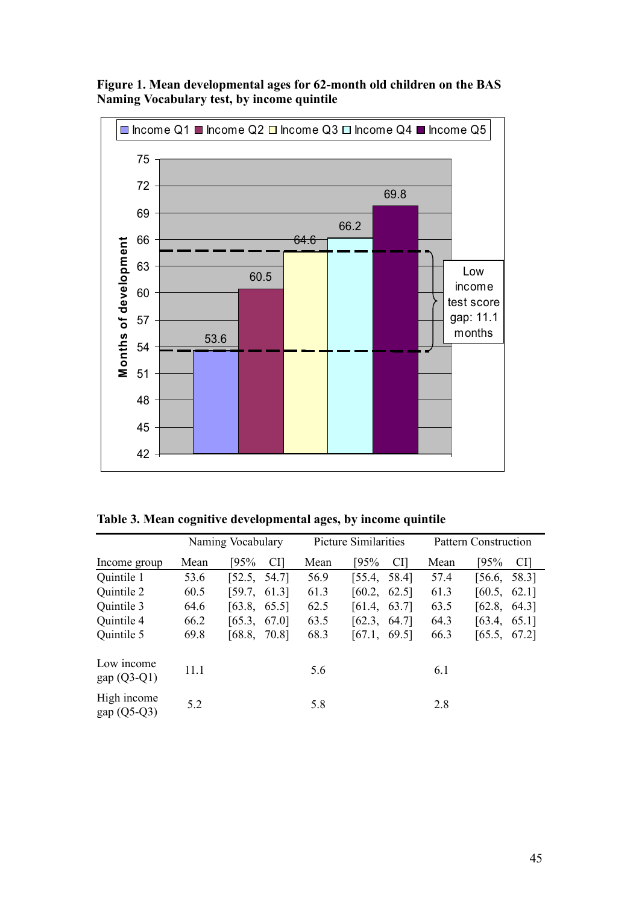**Figure 1. Mean developmental ages for 62-month old children on the BAS Naming Vocabulary test, by income quintile**

**Table 3. Mean cognitive developmental ages, by income quintile**

| | Naming Vocabulary | | Picture Similarities | | Pattern Construction | |
|---|---|---|---|---|---|---|
| Income group | Mean | [95% CI] | Mean | [95% CI] | Mean | [95% CI] |
| Quintile 1 | 53.6 | [52.5, 54.7] | 56.9 | [55.4, 58.4] | 57.4 | [56.6, 58.3] |
| Quintile 2 | 60.5 | [59.7, 61.3] | 61.3 | [60.2, 62.5] | 61.3 | [60.5, 62.1] |
| Quintile 3 | 64.6 | [63.8, 65.5] | 62.5 | [61.4, 63.7] | 63.5 | [62.8, 64.3] |
| Quintile 4 | 66.2 | [65.3, 67.0] | 63.5 | [62.3, 64.7] | 64.3 | [63.4, 65.1] |
| Quintile 5 | 69.8 | [68.8, 70.8] | 68.3 | [67.1, 69.5] | 66.3 | [65.5, 67.2] |
| Low income gap (Q3-Q1) | 11.1 | | 5.6 | | 6.1 | |
| High income gap (Q5-Q3) | 5.2 | | 5.8 | | 2.8 | |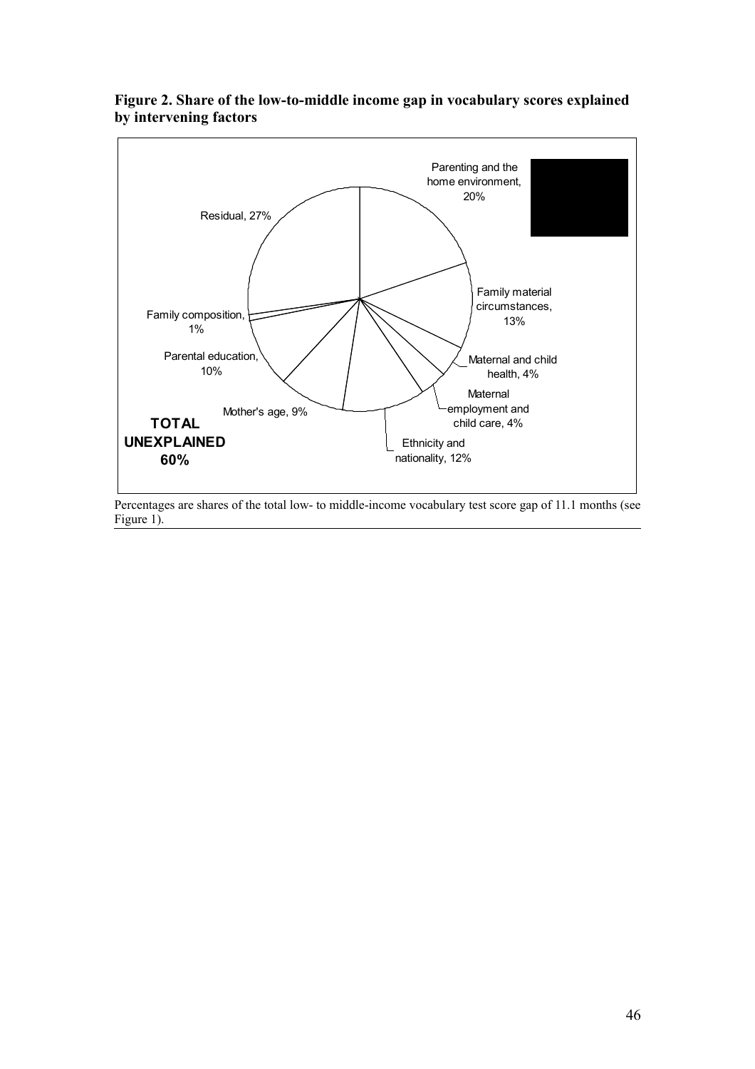**Figure 2. Share of the low-to-middle income gap in vocabulary scores explained by intervening factors**

Parenting and the home environment, 20%

Family material circumstances, 13%

Maternal and child health, 4%

Maternal employment and child care, 4%

Ethnicity and nationality, 12%

Mother's age, 9%

Parental education, 10%

Family composition, 1%

Residual, 27%

**TOTAL UNEXPLAINED 60%**

Percentages are shares of the total low- to middle-income vocabulary test score gap of 11.1 months (see Figure 1).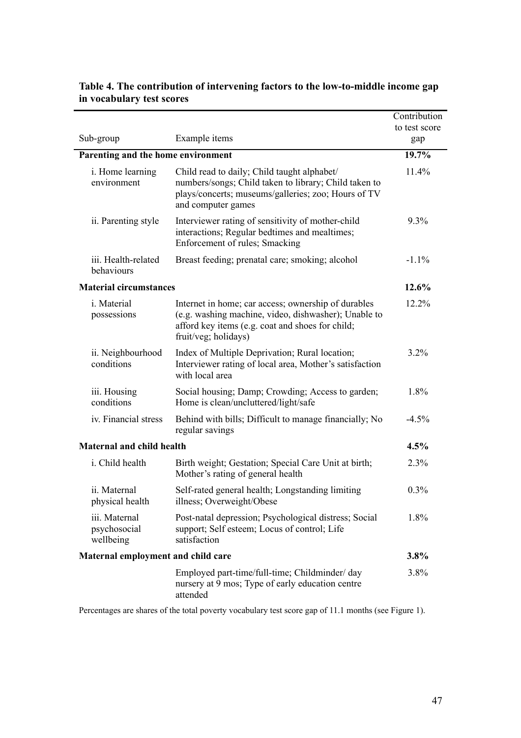**Table 4. The contribution of intervening factors to the low-to-middle income gap in vocabulary test scores**

| Sub-group | Example items | Contribution to test score gap |
|---|---|---|
| **Parenting and the home environment** | | **19.7%** |
| i. Home learning environment | Child read to daily; Child taught alphabet/ numbers/songs; Child taken to library; Child taken to plays/concerts; museums/galleries; zoo; Hours of TV and computer games | 11.4% |
| ii. Parenting style | Interviewer rating of sensitivity of mother-child interactions; Regular bedtimes and mealtimes; Enforcement of rules; Smacking | 9.3% |
| iii. Health-related behaviours | Breast feeding; prenatal care; smoking; alcohol | -1.1% |
| **Material circumstances** | | **12.6%** |
| i. Material possessions | Internet in home; car access; ownership of durables (e.g. washing machine, video, dishwasher); Unable to afford key items (e.g. coat and shoes for child; fruit/veg; holidays) | 12.2% |
| ii. Neighbourhood conditions | Index of Multiple Deprivation; Rural location; Interviewer rating of local area, Mother's satisfaction with local area | 3.2% |
| iii. Housing conditions | Social housing; Damp; Crowding; Access to garden; Home is clean/uncluttered/light/safe | 1.8% |
| iv. Financial stress | Behind with bills; Difficult to manage financially; No regular savings | -4.5% |
| **Maternal and child health** | | **4.5%** |
| i. Child health | Birth weight; Gestation; Special Care Unit at birth; Mother's rating of general health | 2.3% |
| ii. Maternal physical health | Self-rated general health; Longstanding limiting illness; Overweight/Obese | 0.3% |
| iii. Maternal psychosocial wellbeing | Post-natal depression; Psychological distress; Social support; Self esteem; Locus of control; Life satisfaction | 1.8% |
| **Maternal employment and child care** | | **3.8%** |
| | Employed part-time/full-time; Childminder/ day nursery at 9 mos; Type of early education centre attended | 3.8% |

Percentages are shares of the total poverty vocabulary test score gap of 11.1 months (see Figure 1).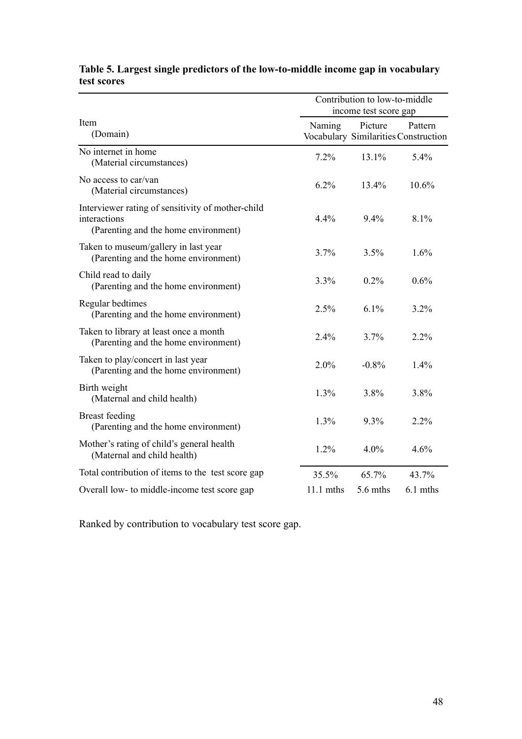**Table 5. Largest single predictors of the low-to-middle income gap in vocabulary test scores**

| Item (Domain) | Contribution to low-to-middle income test score gap | | |
|---|---|---|---|
| | Naming Vocabulary | Picture Similarities | Pattern Construction |
| No internet in home (Material circumstances) | 7.2% | 13.1% | 5.4% |
| No access to car/van (Material circumstances) | 6.2% | 13.4% | 10.6% |
| Interviewer rating of sensitivity of mother-child interactions (Parenting and the home environment) | 4.4% | 9.4% | 8.1% |
| Taken to museum/gallery in last year (Parenting and the home environment) | 3.7% | 3.5% | 1.6% |
| Child read to daily (Parenting and the home environment) | 3.3% | 0.2% | 0.6% |
| Regular bedtimes (Parenting and the home environment) | 2.5% | 6.1% | 3.2% |
| Taken to library at least once a month (Parenting and the home environment) | 2.4% | 3.7% | 2.2% |
| Taken to play/concert in last year (Parenting and the home environment) | 2.0% | -0.8% | 1.4% |
| Birth weight (Maternal and child health) | 1.3% | 3.8% | 3.8% |
| Breast feeding (Parenting and the home environment) | 1.3% | 9.3% | 2.2% |
| Mother's rating of child's general health (Maternal and child health) | 1.2% | 4.0% | 4.6% |
| Total contribution of items to the test score gap | 35.5% | 65.7% | 43.7% |
| Overall low- to middle-income test score gap | 11.1 mths | 5.6 mths | 6.1 mths |

Ranked by contribution to vocabulary test score gap.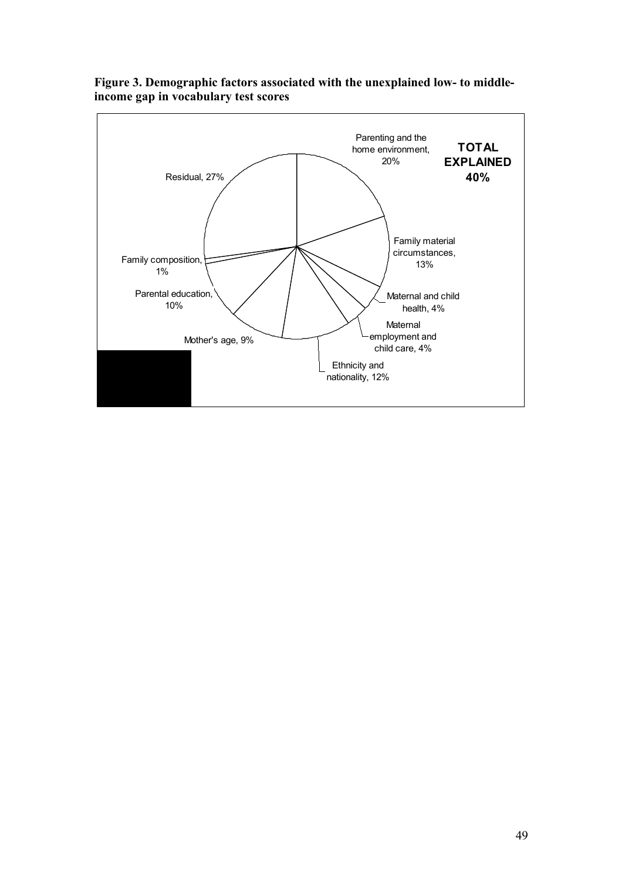**Figure 3. Demographic factors associated with the unexplained low- to middle-income gap in vocabulary test scores**

Parenting and the home environment, 20%

**TOTAL EXPLAINED 40%**

Residual, 27%

Family material circumstances, 13%

Family composition, 1%

Maternal and child health, 4%

Parental education, 10%

Maternal employment and child care, 4%

Mother's age, 9%

Ethnicity and nationality, 12%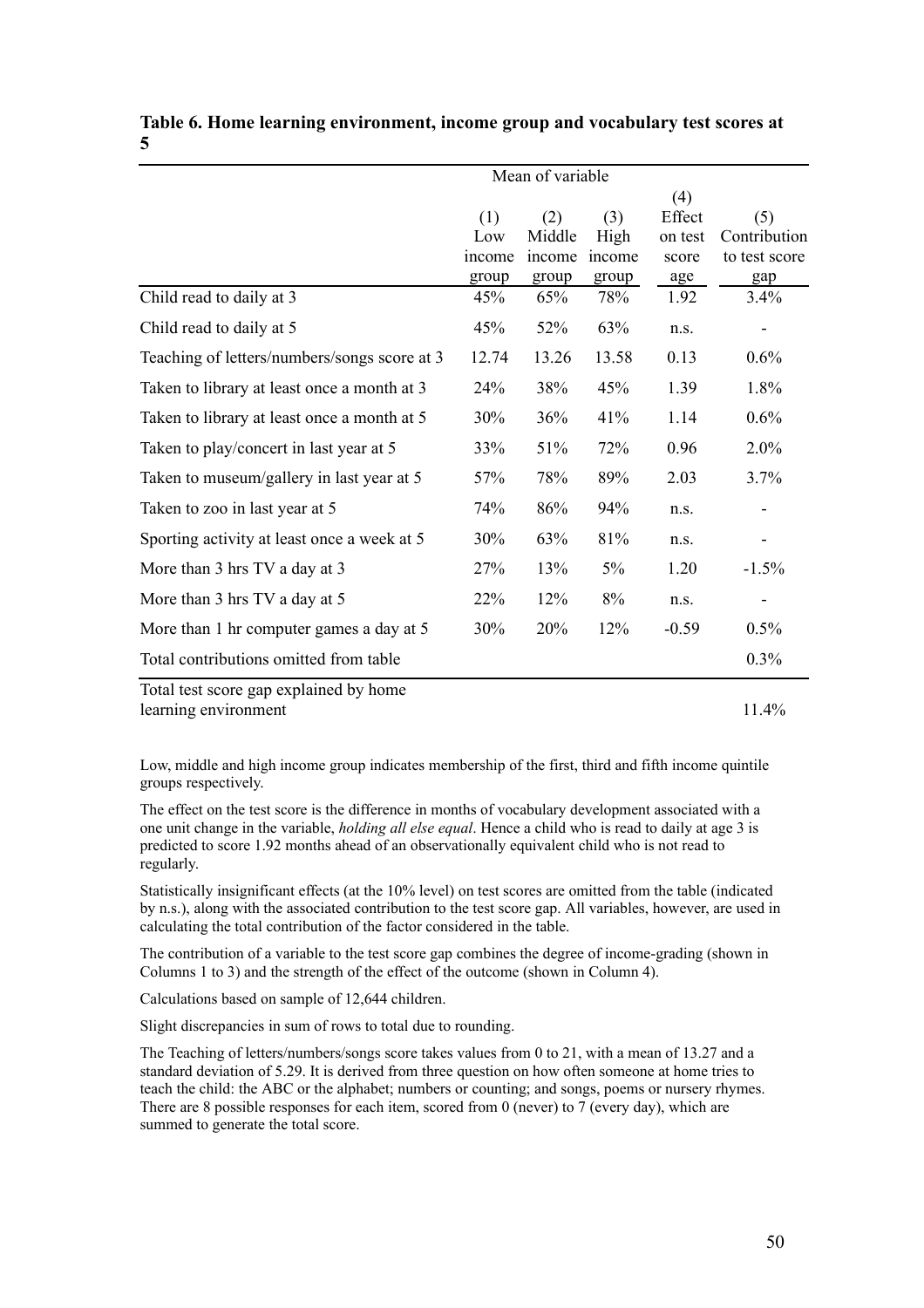**Table 6. Home learning environment, income group and vocabulary test scores at 5**

| | Mean of variable | | | | |
|---|---|---|---|---|---|
| | (1) Low income group | (2) Middle income group | (3) High income group | (4) Effect on test score age | (5) Contribution to test score gap |
| Child read to daily at 3 | 45% | 65% | 78% | 1.92 | 3.4% |
| Child read to daily at 5 | 45% | 52% | 63% | n.s. | - |
| Teaching of letters/numbers/songs score at 3 | 12.74 | 13.26 | 13.58 | 0.13 | 0.6% |
| Taken to library at least once a month at 3 | 24% | 38% | 45% | 1.39 | 1.8% |
| Taken to library at least once a month at 5 | 30% | 36% | 41% | 1.14 | 0.6% |
| Taken to play/concert in last year at 5 | 33% | 51% | 72% | 0.96 | 2.0% |
| Taken to museum/gallery in last year at 5 | 57% | 78% | 89% | 2.03 | 3.7% |
| Taken to zoo in last year at 5 | 74% | 86% | 94% | n.s. | - |
| Sporting activity at least once a week at 5 | 30% | 63% | 81% | n.s. | - |
| More than 3 hrs TV a day at 3 | 27% | 13% | 5% | 1.20 | -1.5% |
| More than 3 hrs TV a day at 5 | 22% | 12% | 8% | n.s. | - |
| More than 1 hr computer games a day at 5 | 30% | 20% | 12% | -0.59 | 0.5% |
| Total contributions omitted from table | | | | | 0.3% |
| Total test score gap explained by home learning environment | | | | | 11.4% |

Low, middle and high income group indicates membership of the first, third and fifth income quintile groups respectively.

The effect on the test score is the difference in months of vocabulary development associated with a one unit change in the variable, *holding all else equal*. Hence a child who is read to daily at age 3 is predicted to score 1.92 months ahead of an observationally equivalent child who is not read to regularly.

Statistically insignificant effects (at the 10% level) on test scores are omitted from the table (indicated by n.s.), along with the associated contribution to the test score gap. All variables, however, are used in calculating the total contribution of the factor considered in the table.

The contribution of a variable to the test score gap combines the degree of income-grading (shown in Columns 1 to 3) and the strength of the effect of the outcome (shown in Column 4).

Calculations based on sample of 12,644 children.

Slight discrepancies in sum of rows to total due to rounding.

The Teaching of letters/numbers/songs score takes values from 0 to 21, with a mean of 13.27 and a standard deviation of 5.29. It is derived from three question on how often someone at home tries to teach the child: the ABC or the alphabet; numbers or counting; and songs, poems or nursery rhymes. There are 8 possible responses for each item, scored from 0 (never) to 7 (every day), which are summed to generate the total score.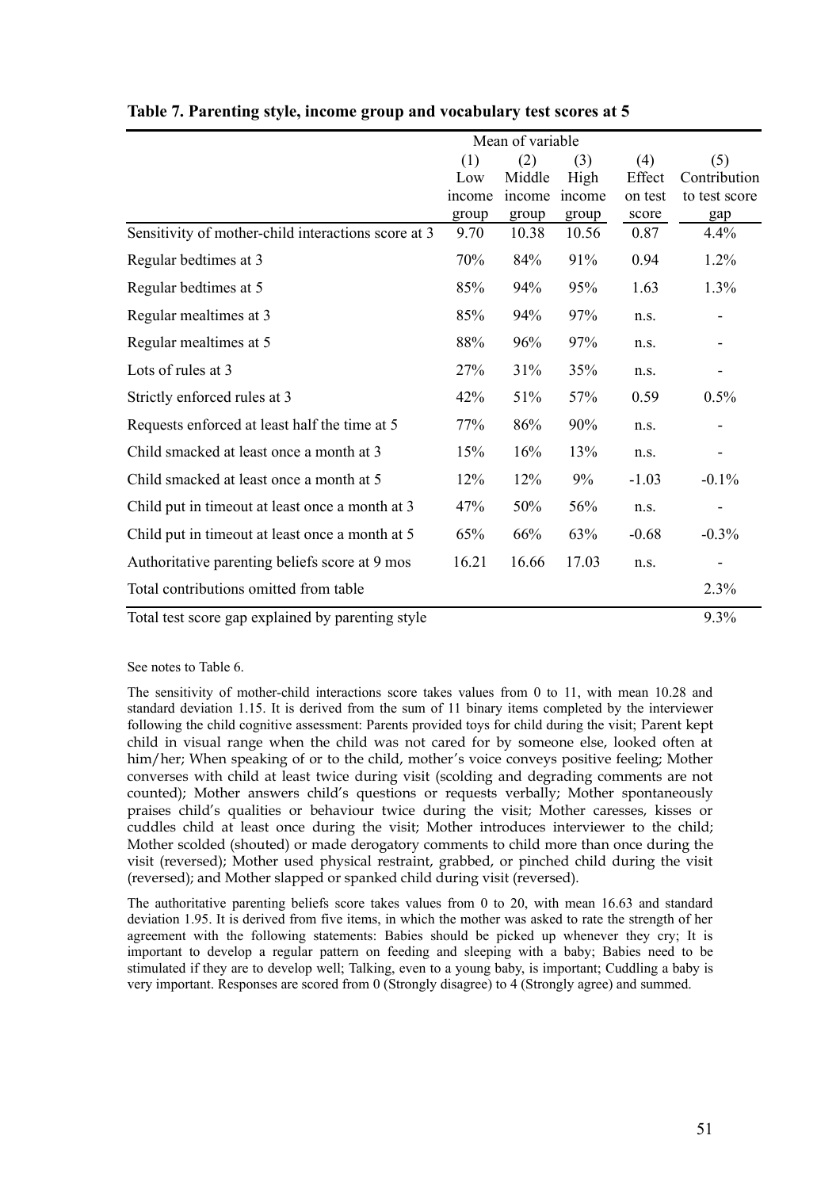**Table 7. Parenting style, income group and vocabulary test scores at 5**

| | Mean of variable | | | | |
|---|---|---|---|---|---|
| | (1) Low income group | (2) Middle income group | (3) High income group | (4) Effect on test score | (5) Contribution to test score gap |
| Sensitivity of mother-child interactions score at 3 | 9.70 | 10.38 | 10.56 | 0.87 | 4.4% |
| Regular bedtimes at 3 | 70% | 84% | 91% | 0.94 | 1.2% |
| Regular bedtimes at 5 | 85% | 94% | 95% | 1.63 | 1.3% |
| Regular mealtimes at 3 | 85% | 94% | 97% | n.s. | - |
| Regular mealtimes at 5 | 88% | 96% | 97% | n.s. | - |
| Lots of rules at 3 | 27% | 31% | 35% | n.s. | - |
| Strictly enforced rules at 3 | 42% | 51% | 57% | 0.59 | 0.5% |
| Requests enforced at least half the time at 5 | 77% | 86% | 90% | n.s. | - |
| Child smacked at least once a month at 3 | 15% | 16% | 13% | n.s. | - |
| Child smacked at least once a month at 5 | 12% | 12% | 9% | -1.03 | -0.1% |
| Child put in timeout at least once a month at 3 | 47% | 50% | 56% | n.s. | - |
| Child put in timeout at least once a month at 5 | 65% | 66% | 63% | -0.68 | -0.3% |
| Authoritative parenting beliefs score at 9 mos | 16.21 | 16.66 | 17.03 | n.s. | - |
| Total contributions omitted from table | | | | | 2.3% |
| Total test score gap explained by parenting style | | | | | 9.3% |

See notes to Table 6.

The sensitivity of mother-child interactions score takes values from 0 to 11, with mean 10.28 and standard deviation 1.15. It is derived from the sum of 11 binary items completed by the interviewer following the child cognitive assessment: Parents provided toys for child during the visit; Parent kept child in visual range when the child was not cared for by someone else, looked often at him/her; When speaking of or to the child, mother's voice conveys positive feeling; Mother converses with child at least twice during visit (scolding and degrading comments are not counted); Mother answers child's questions or requests verbally; Mother spontaneously praises child's qualities or behaviour twice during the visit; Mother caresses, kisses or cuddles child at least once during the visit; Mother introduces interviewer to the child; Mother scolded (shouted) or made derogatory comments to child more than once during the visit (reversed); Mother used physical restraint, grabbed, or pinched child during the visit (reversed); and Mother slapped or spanked child during visit (reversed).

The authoritative parenting beliefs score takes values from 0 to 20, with mean 16.63 and standard deviation 1.95. It is derived from five items, in which the mother was asked to rate the strength of her agreement with the following statements: Babies should be picked up whenever they cry; It is important to develop a regular pattern on feeding and sleeping with a baby; Babies need to be stimulated if they are to develop well; Talking, even to a young baby, is important; Cuddling a baby is very important. Responses are scored from 0 (Strongly disagree) to 4 (Strongly agree) and summed.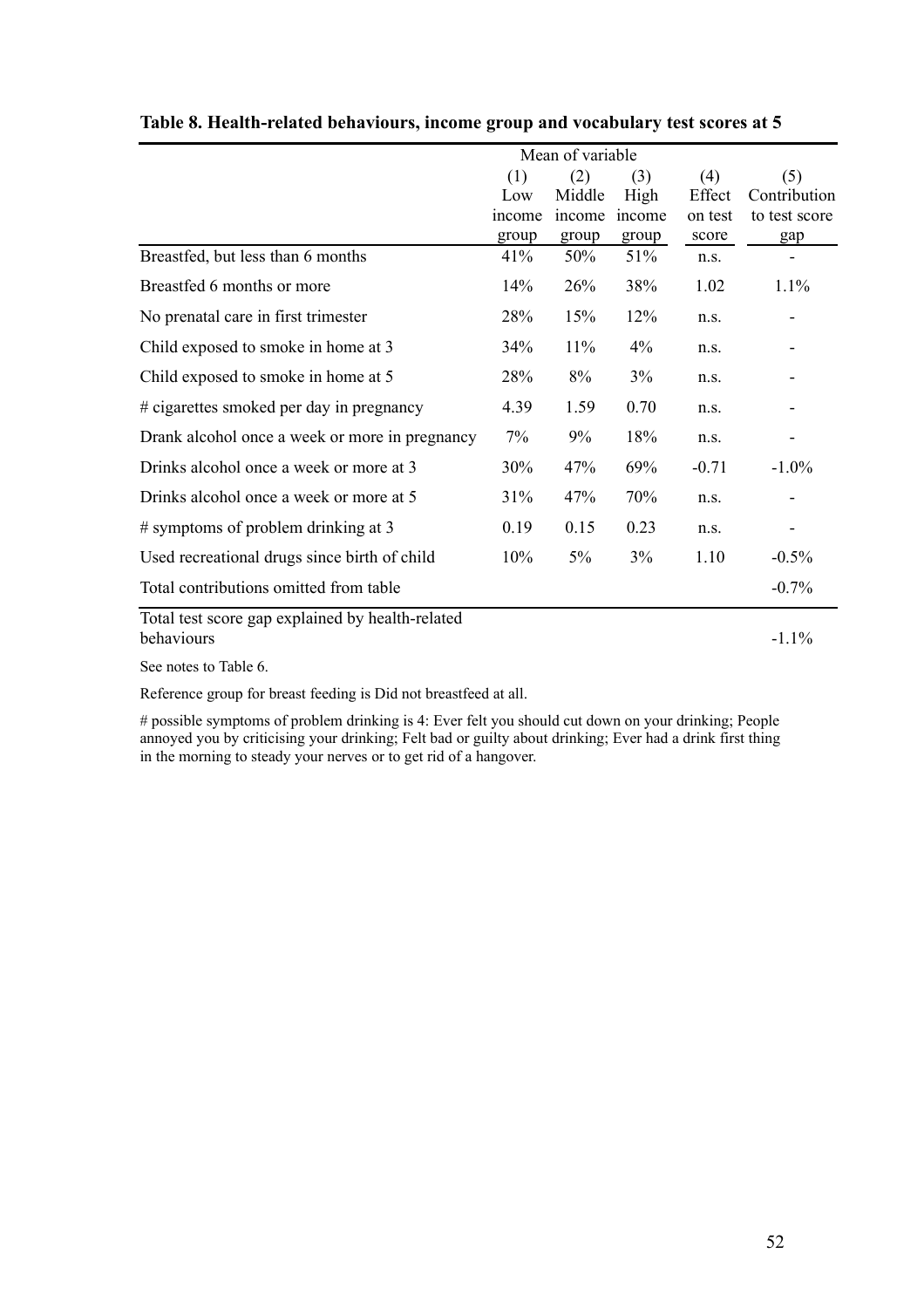**Table 8. Health-related behaviours, income group and vocabulary test scores at 5**

| | Mean of variable | | | | |
|---|---|---|---|---|---|
| | (1) Low income group | (2) Middle income group | (3) High income group | (4) Effect on test score | (5) Contribution to test score gap |
| Breastfed, but less than 6 months | 41% | 50% | 51% | n.s. | - |
| Breastfed 6 months or more | 14% | 26% | 38% | 1.02 | 1.1% |
| No prenatal care in first trimester | 28% | 15% | 12% | n.s. | - |
| Child exposed to smoke in home at 3 | 34% | 11% | 4% | n.s. | - |
| Child exposed to smoke in home at 5 | 28% | 8% | 3% | n.s. | - |
| # cigarettes smoked per day in pregnancy | 4.39 | 1.59 | 0.70 | n.s. | - |
| Drank alcohol once a week or more in pregnancy | 7% | 9% | 18% | n.s. | - |
| Drinks alcohol once a week or more at 3 | 30% | 47% | 69% | -0.71 | -1.0% |
| Drinks alcohol once a week or more at 5 | 31% | 47% | 70% | n.s. | - |
| # symptoms of problem drinking at 3 | 0.19 | 0.15 | 0.23 | n.s. | - |
| Used recreational drugs since birth of child | 10% | 5% | 3% | 1.10 | -0.5% |
| Total contributions omitted from table | | | | | -0.7% |
| Total test score gap explained by health-related behaviours | | | | | -1.1% |

See notes to Table 6.

Reference group for breast feeding is Did not breastfeed at all.

# possible symptoms of problem drinking is 4: Ever felt you should cut down on your drinking; People annoyed you by criticising your drinking; Felt bad or guilty about drinking; Ever had a drink first thing in the morning to steady your nerves or to get rid of a hangover.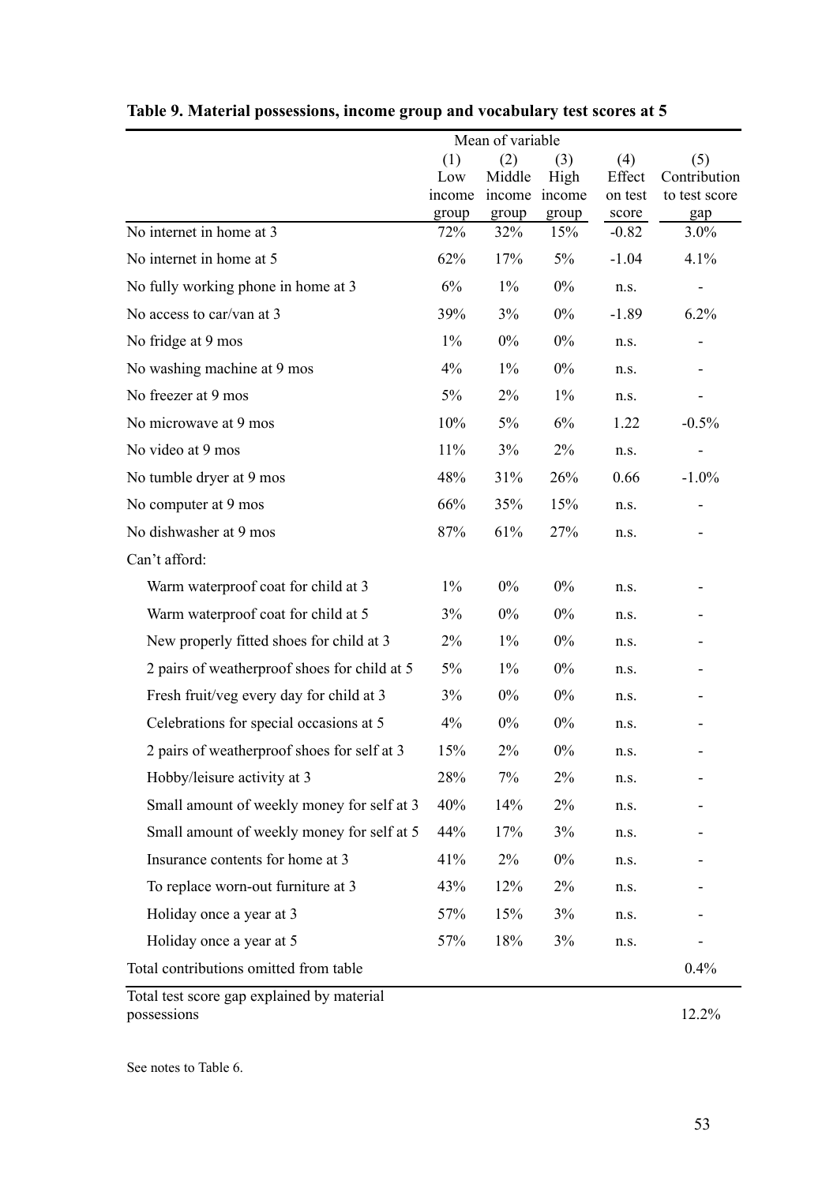**Table 9. Material possessions, income group and vocabulary test scores at 5**

| | Mean of variable | | | | |
|---|---|---|---|---|---|
| | (1) Low income group | (2) Middle income group | (3) High income group | (4) Effect on test score | (5) Contribution to test score gap |
| No internet in home at 3 | 72% | 32% | 15% | -0.82 | 3.0% |
| No internet in home at 5 | 62% | 17% | 5% | -1.04 | 4.1% |
| No fully working phone in home at 3 | 6% | 1% | 0% | n.s. | - |
| No access to car/van at 3 | 39% | 3% | 0% | -1.89 | 6.2% |
| No fridge at 9 mos | 1% | 0% | 0% | n.s. | - |
| No washing machine at 9 mos | 4% | 1% | 0% | n.s. | - |
| No freezer at 9 mos | 5% | 2% | 1% | n.s. | - |
| No microwave at 9 mos | 10% | 5% | 6% | 1.22 | -0.5% |
| No video at 9 mos | 11% | 3% | 2% | n.s. | - |
| No tumble dryer at 9 mos | 48% | 31% | 26% | 0.66 | -1.0% |
| No computer at 9 mos | 66% | 35% | 15% | n.s. | - |
| No dishwasher at 9 mos | 87% | 61% | 27% | n.s. | - |
| Can't afford: | | | | | |
| Warm waterproof coat for child at 3 | 1% | 0% | 0% | n.s. | - |
| Warm waterproof coat for child at 5 | 3% | 0% | 0% | n.s. | - |
| New properly fitted shoes for child at 3 | 2% | 1% | 0% | n.s. | - |
| 2 pairs of weatherproof shoes for child at 5 | 5% | 1% | 0% | n.s. | - |
| Fresh fruit/veg every day for child at 3 | 3% | 0% | 0% | n.s. | - |
| Celebrations for special occasions at 5 | 4% | 0% | 0% | n.s. | - |
| 2 pairs of weatherproof shoes for self at 3 | 15% | 2% | 0% | n.s. | - |
| Hobby/leisure activity at 3 | 28% | 7% | 2% | n.s. | - |
| Small amount of weekly money for self at 3 | 40% | 14% | 2% | n.s. | - |
| Small amount of weekly money for self at 5 | 44% | 17% | 3% | n.s. | - |
| Insurance contents for home at 3 | 41% | 2% | 0% | n.s. | - |
| To replace worn-out furniture at 3 | 43% | 12% | 2% | n.s. | - |
| Holiday once a year at 3 | 57% | 15% | 3% | n.s. | - |
| Holiday once a year at 5 | 57% | 18% | 3% | n.s. | - |
| Total contributions omitted from table | | | | | 0.4% |
| Total test score gap explained by material possessions | | | | | 12.2% |

See notes to Table 6.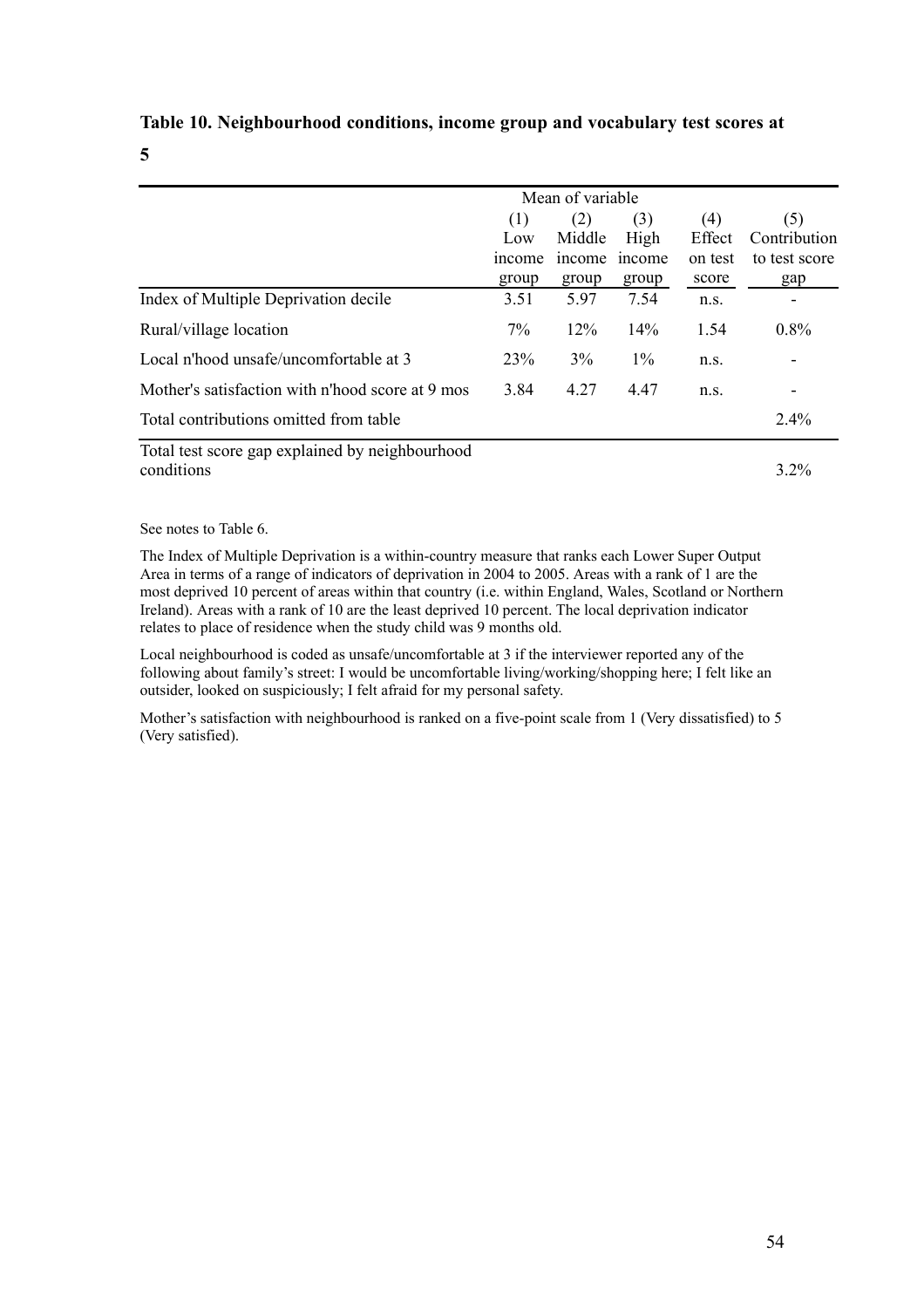**Table 10. Neighbourhood conditions, income group and vocabulary test scores at 5**

| | Mean of variable | | | | |
|---|---|---|---|---|---|
| | (1) Low income group | (2) Middle income group | (3) High income group | (4) Effect on test score | (5) Contribution to test score gap |
| Index of Multiple Deprivation decile | 3.51 | 5.97 | 7.54 | n.s. | - |
| Rural/village location | 7% | 12% | 14% | 1.54 | 0.8% |
| Local n'hood unsafe/uncomfortable at 3 | 23% | 3% | 1% | n.s. | - |
| Mother's satisfaction with n'hood score at 9 mos | 3.84 | 4.27 | 4.47 | n.s. | - |
| Total contributions omitted from table | | | | | 2.4% |
| Total test score gap explained by neighbourhood conditions | | | | | 3.2% |

See notes to Table 6.

The Index of Multiple Deprivation is a within-country measure that ranks each Lower Super Output Area in terms of a range of indicators of deprivation in 2004 to 2005. Areas with a rank of 1 are the most deprived 10 percent of areas within that country (i.e. within England, Wales, Scotland or Northern Ireland). Areas with a rank of 10 are the least deprived 10 percent. The local deprivation indicator relates to place of residence when the study child was 9 months old.

Local neighbourhood is coded as unsafe/uncomfortable at 3 if the interviewer reported any of the following about family's street: I would be uncomfortable living/working/shopping here; I felt like an outsider, looked on suspiciously; I felt afraid for my personal safety.

Mother's satisfaction with neighbourhood is ranked on a five-point scale from 1 (Very dissatisfied) to 5 (Very satisfied).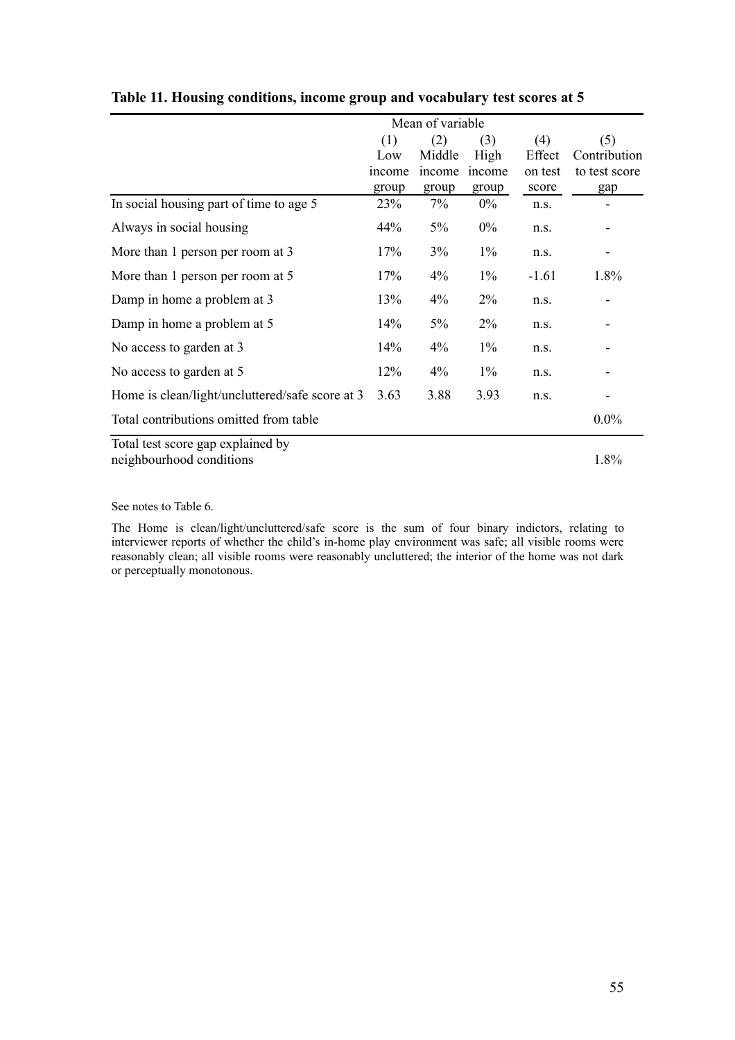**Table 11. Housing conditions, income group and vocabulary test scores at 5**

| | Mean of variable | | | | |
|---|---|---|---|---|---|
| | (1) Low income group | (2) Middle income group | (3) High income group | (4) Effect on test score | (5) Contribution to test score gap |
| In social housing part of time to age 5 | 23% | 7% | 0% | n.s. | - |
| Always in social housing | 44% | 5% | 0% | n.s. | - |
| More than 1 person per room at 3 | 17% | 3% | 1% | n.s. | - |
| More than 1 person per room at 5 | 17% | 4% | 1% | -1.61 | 1.8% |
| Damp in home a problem at 3 | 13% | 4% | 2% | n.s. | - |
| Damp in home a problem at 5 | 14% | 5% | 2% | n.s. | - |
| No access to garden at 3 | 14% | 4% | 1% | n.s. | - |
| No access to garden at 5 | 12% | 4% | 1% | n.s. | - |
| Home is clean/light/uncluttered/safe score at 3 | 3.63 | 3.88 | 3.93 | n.s. | - |
| Total contributions omitted from table | | | | | 0.0% |
| Total test score gap explained by neighbourhood conditions | | | | | 1.8% |

See notes to Table 6.

The Home is clean/light/uncluttered/safe score is the sum of four binary indictors, relating to interviewer reports of whether the child's in-home play environment was safe; all visible rooms were reasonably clean; all visible rooms were reasonably uncluttered; the interior of the home was not dark or perceptually monotonous.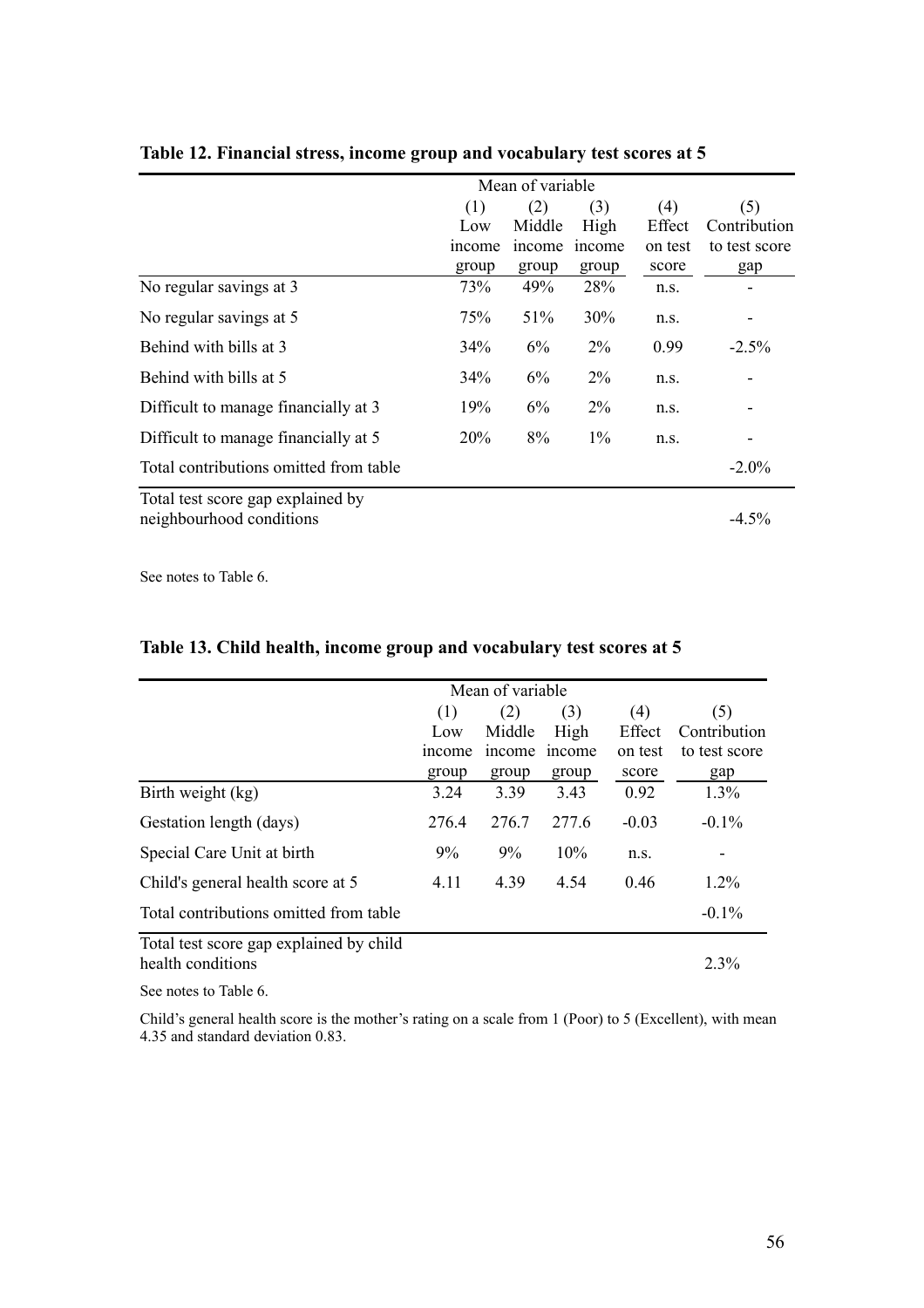**Table 12. Financial stress, income group and vocabulary test scores at 5**

| | Mean of variable | | | | |
|---|---|---|---|---|---|
| | (1) Low income group | (2) Middle income group | (3) High income group | (4) Effect on test score | (5) Contribution to test score gap |
| No regular savings at 3 | 73% | 49% | 28% | n.s. | - |
| No regular savings at 5 | 75% | 51% | 30% | n.s. | - |
| Behind with bills at 3 | 34% | 6% | 2% | 0.99 | -2.5% |
| Behind with bills at 5 | 34% | 6% | 2% | n.s. | - |
| Difficult to manage financially at 3 | 19% | 6% | 2% | n.s. | - |
| Difficult to manage financially at 5 | 20% | 8% | 1% | n.s. | - |
| Total contributions omitted from table | | | | | -2.0% |
| Total test score gap explained by neighbourhood conditions | | | | | -4.5% |

See notes to Table 6.

**Table 13. Child health, income group and vocabulary test scores at 5**

| | Mean of variable | | | | |
|---|---|---|---|---|---|
| | (1) Low income group | (2) Middle income group | (3) High income group | (4) Effect on test score | (5) Contribution to test score gap |
| Birth weight (kg) | 3.24 | 3.39 | 3.43 | 0.92 | 1.3% |
| Gestation length (days) | 276.4 | 276.7 | 277.6 | -0.03 | -0.1% |
| Special Care Unit at birth | 9% | 9% | 10% | n.s. | - |
| Child's general health score at 5 | 4.11 | 4.39 | 4.54 | 0.46 | 1.2% |
| Total contributions omitted from table | | | | | -0.1% |
| Total test score gap explained by child health conditions | | | | | 2.3% |

See notes to Table 6.

Child's general health score is the mother's rating on a scale from 1 (Poor) to 5 (Excellent), with mean 4.35 and standard deviation 0.83.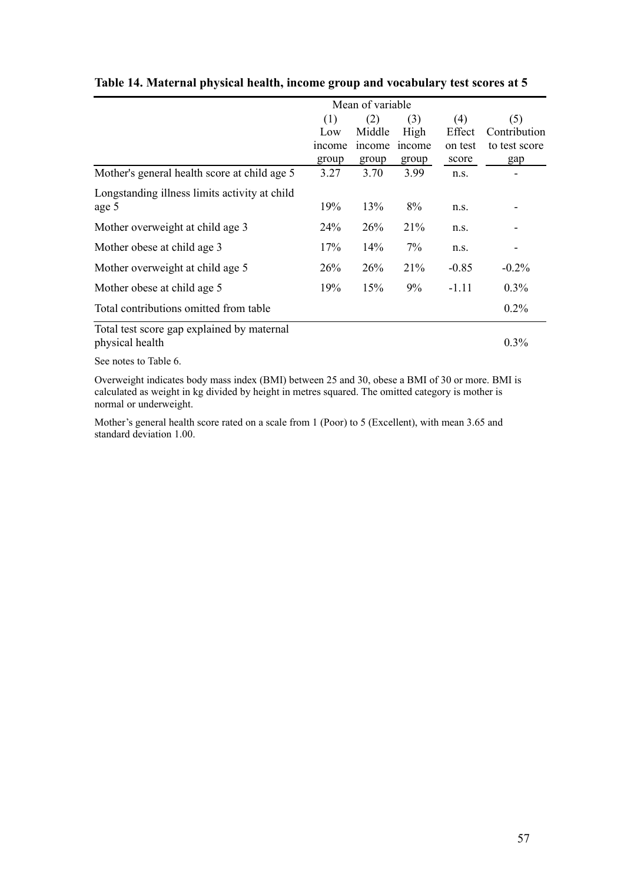**Table 14. Maternal physical health, income group and vocabulary test scores at 5**

| | Mean of variable | | | | |
|---|---|---|---|---|---|
| | (1) Low income group | (2) Middle income group | (3) High income group | (4) Effect on test score | (5) Contribution to test score gap |
| Mother's general health score at child age 5 | 3.27 | 3.70 | 3.99 | n.s. | - |
| Longstanding illness limits activity at child age 5 | 19% | 13% | 8% | n.s. | - |
| Mother overweight at child age 3 | 24% | 26% | 21% | n.s. | - |
| Mother obese at child age 3 | 17% | 14% | 7% | n.s. | - |
| Mother overweight at child age 5 | 26% | 26% | 21% | -0.85 | -0.2% |
| Mother obese at child age 5 | 19% | 15% | 9% | -1.11 | 0.3% |
| Total contributions omitted from table | | | | | 0.2% |
| Total test score gap explained by maternal physical health | | | | | 0.3% |

See notes to Table 6.

Overweight indicates body mass index (BMI) between 25 and 30, obese a BMI of 30 or more. BMI is calculated as weight in kg divided by height in metres squared. The omitted category is mother is normal or underweight.

Mother's general health score rated on a scale from 1 (Poor) to 5 (Excellent), with mean 3.65 and standard deviation 1.00.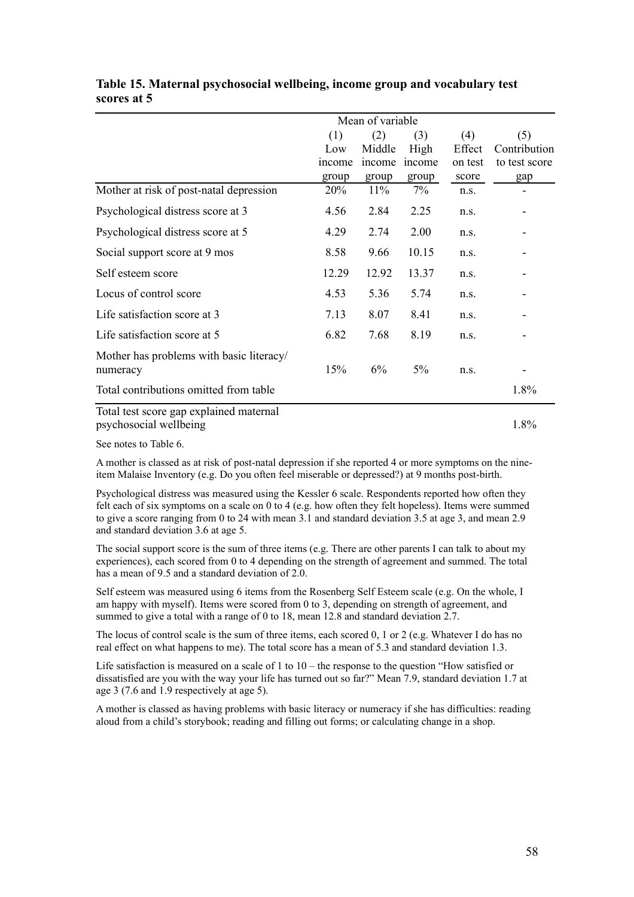**Table 15. Maternal psychosocial wellbeing, income group and vocabulary test scores at 5**

| | Mean of variable | | | | |
|---|---|---|---|---|---|
| | (1) Low income group | (2) Middle income group | (3) High income group | (4) Effect on test score | (5) Contribution to test score gap |
| Mother at risk of post-natal depression | 20% | 11% | 7% | n.s. | - |
| Psychological distress score at 3 | 4.56 | 2.84 | 2.25 | n.s. | - |
| Psychological distress score at 5 | 4.29 | 2.74 | 2.00 | n.s. | - |
| Social support score at 9 mos | 8.58 | 9.66 | 10.15 | n.s. | - |
| Self esteem score | 12.29 | 12.92 | 13.37 | n.s. | - |
| Locus of control score | 4.53 | 5.36 | 5.74 | n.s. | - |
| Life satisfaction score at 3 | 7.13 | 8.07 | 8.41 | n.s. | - |
| Life satisfaction score at 5 | 6.82 | 7.68 | 8.19 | n.s. | - |
| Mother has problems with basic literacy/ numeracy | 15% | 6% | 5% | n.s. | - |
| Total contributions omitted from table | | | | | 1.8% |
| Total test score gap explained maternal psychosocial wellbeing | | | | | 1.8% |

See notes to Table 6.

A mother is classed as at risk of post-natal depression if she reported 4 or more symptoms on the nine-item Malaise Inventory (e.g. Do you often feel miserable or depressed?) at 9 months post-birth.

Psychological distress was measured using the Kessler 6 scale. Respondents reported how often they felt each of six symptoms on a scale on 0 to 4 (e.g. how often they felt hopeless). Items were summed to give a score ranging from 0 to 24 with mean 3.1 and standard deviation 3.5 at age 3, and mean 2.9 and standard deviation 3.6 at age 5.

The social support score is the sum of three items (e.g. There are other parents I can talk to about my experiences), each scored from 0 to 4 depending on the strength of agreement and summed. The total has a mean of 9.5 and a standard deviation of 2.0.

Self esteem was measured using 6 items from the Rosenberg Self Esteem scale (e.g. On the whole, I am happy with myself). Items were scored from 0 to 3, depending on strength of agreement, and summed to give a total with a range of 0 to 18, mean 12.8 and standard deviation 2.7.

The locus of control scale is the sum of three items, each scored 0, 1 or 2 (e.g. Whatever I do has no real effect on what happens to me). The total score has a mean of 5.3 and standard deviation 1.3.

Life satisfaction is measured on a scale of 1 to 10 – the response to the question "How satisfied or dissatisfied are you with the way your life has turned out so far?" Mean 7.9, standard deviation 1.7 at age 3 (7.6 and 1.9 respectively at age 5).

A mother is classed as having problems with basic literacy or numeracy if she has difficulties: reading aloud from a child's storybook; reading and filling out forms; or calculating change in a shop.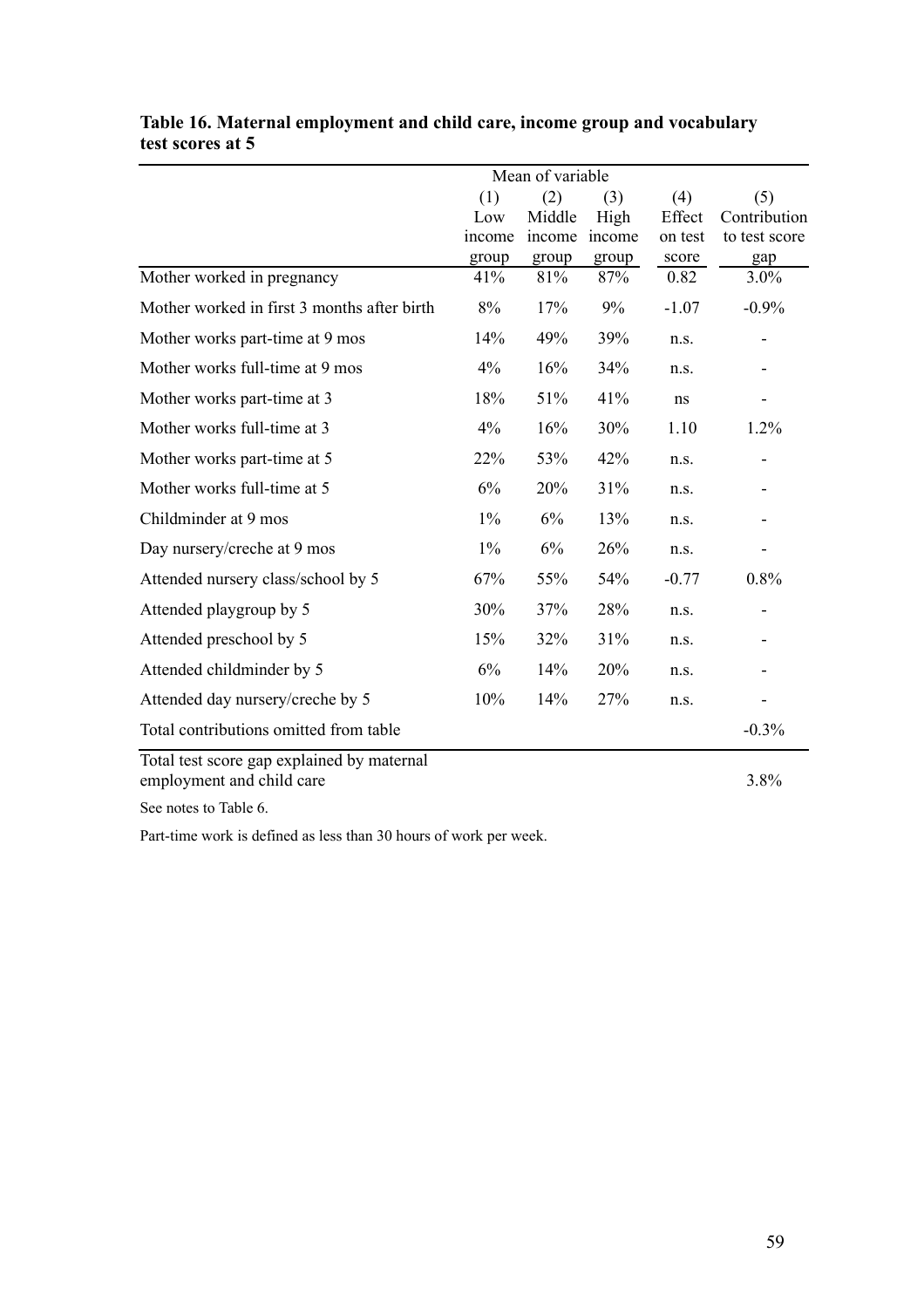**Table 16. Maternal employment and child care, income group and vocabulary test scores at 5**

| | Mean of variable | | | | |
|---|---|---|---|---|---|
| | (1) Low income group | (2) Middle income group | (3) High income group | (4) Effect on test score | (5) Contribution to test score gap |
| Mother worked in pregnancy | 41% | 81% | 87% | 0.82 | 3.0% |
| Mother worked in first 3 months after birth | 8% | 17% | 9% | -1.07 | -0.9% |
| Mother works part-time at 9 mos | 14% | 49% | 39% | n.s. | - |
| Mother works full-time at 9 mos | 4% | 16% | 34% | n.s. | - |
| Mother works part-time at 3 | 18% | 51% | 41% | ns | - |
| Mother works full-time at 3 | 4% | 16% | 30% | 1.10 | 1.2% |
| Mother works part-time at 5 | 22% | 53% | 42% | n.s. | - |
| Mother works full-time at 5 | 6% | 20% | 31% | n.s. | - |
| Childminder at 9 mos | 1% | 6% | 13% | n.s. | - |
| Day nursery/creche at 9 mos | 1% | 6% | 26% | n.s. | - |
| Attended nursery class/school by 5 | 67% | 55% | 54% | -0.77 | 0.8% |
| Attended playgroup by 5 | 30% | 37% | 28% | n.s. | - |
| Attended preschool by 5 | 15% | 32% | 31% | n.s. | - |
| Attended childminder by 5 | 6% | 14% | 20% | n.s. | - |
| Attended day nursery/creche by 5 | 10% | 14% | 27% | n.s. | - |
| Total contributions omitted from table | | | | | -0.3% |
| Total test score gap explained by maternal employment and child care | | | | | 3.8% |

See notes to Table 6.

Part-time work is defined as less than 30 hours of work per week.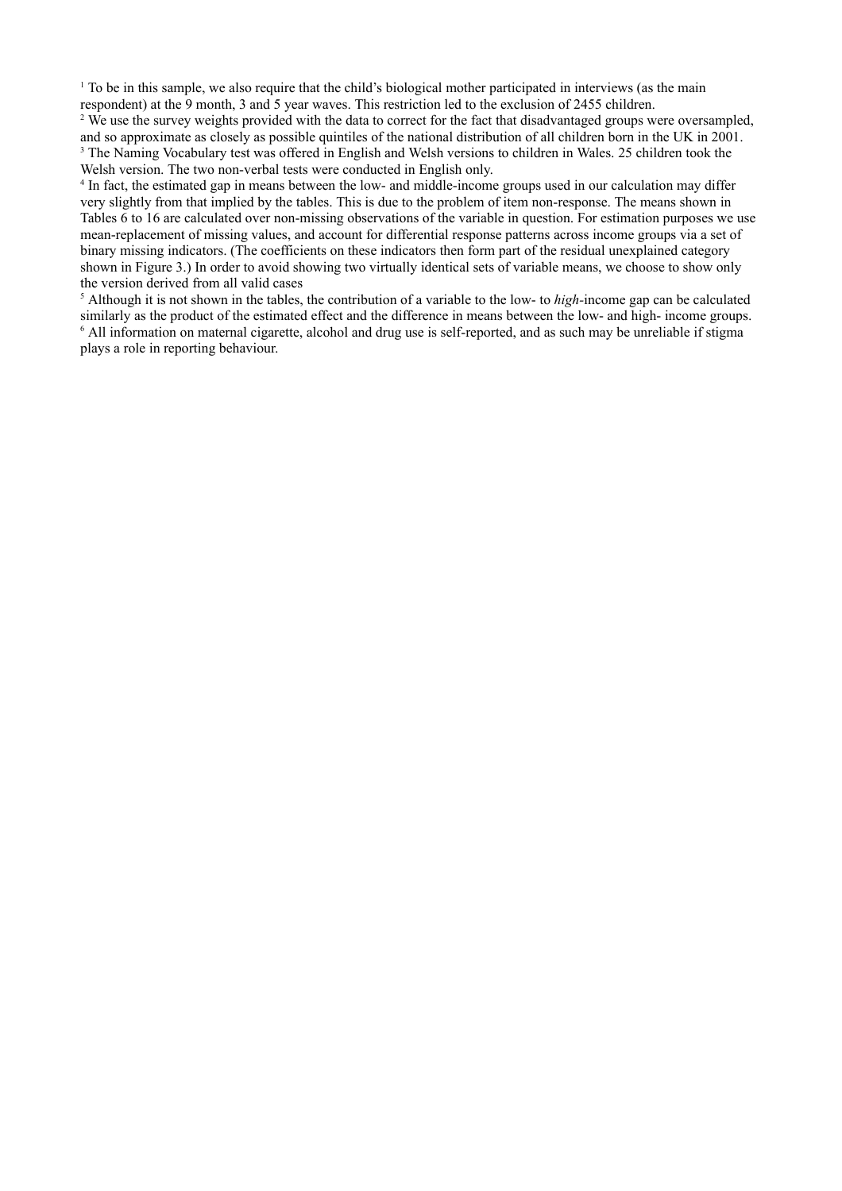[1] To be in this sample, we also require that the child's biological mother participated in interviews (as the main respondent) at the 9 month, 3 and 5 year waves. This restriction led to the exclusion of 2455 children.

[2] We use the survey weights provided with the data to correct for the fact that disadvantaged groups were oversampled, and so approximate as closely as possible quintiles of the national distribution of all children born in the UK in 2001.

[3] The Naming Vocabulary test was offered in English and Welsh versions to children in Wales. 25 children took the Welsh version. The two non-verbal tests were conducted in English only.

[4] In fact, the estimated gap in means between the low- and middle-income groups used in our calculation may differ very slightly from that implied by the tables. This is due to the problem of item non-response. The means shown in Tables 6 to 16 are calculated over non-missing observations of the variable in question. For estimation purposes we use mean-replacement of missing values, and account for differential response patterns across income groups via a set of binary missing indicators. (The coefficients on these indicators then form part of the residual unexplained category shown in Figure 3.) In order to avoid showing two virtually identical sets of variable means, we choose to show only the version derived from all valid cases

[5] Although it is not shown in the tables, the contribution of a variable to the low- to *high*-income gap can be calculated similarly as the product of the estimated effect and the difference in means between the low- and high- income groups.

[6] All information on maternal cigarette, alcohol and drug use is self-reported, and as such may be unreliable if stigma plays a role in reporting behaviour.